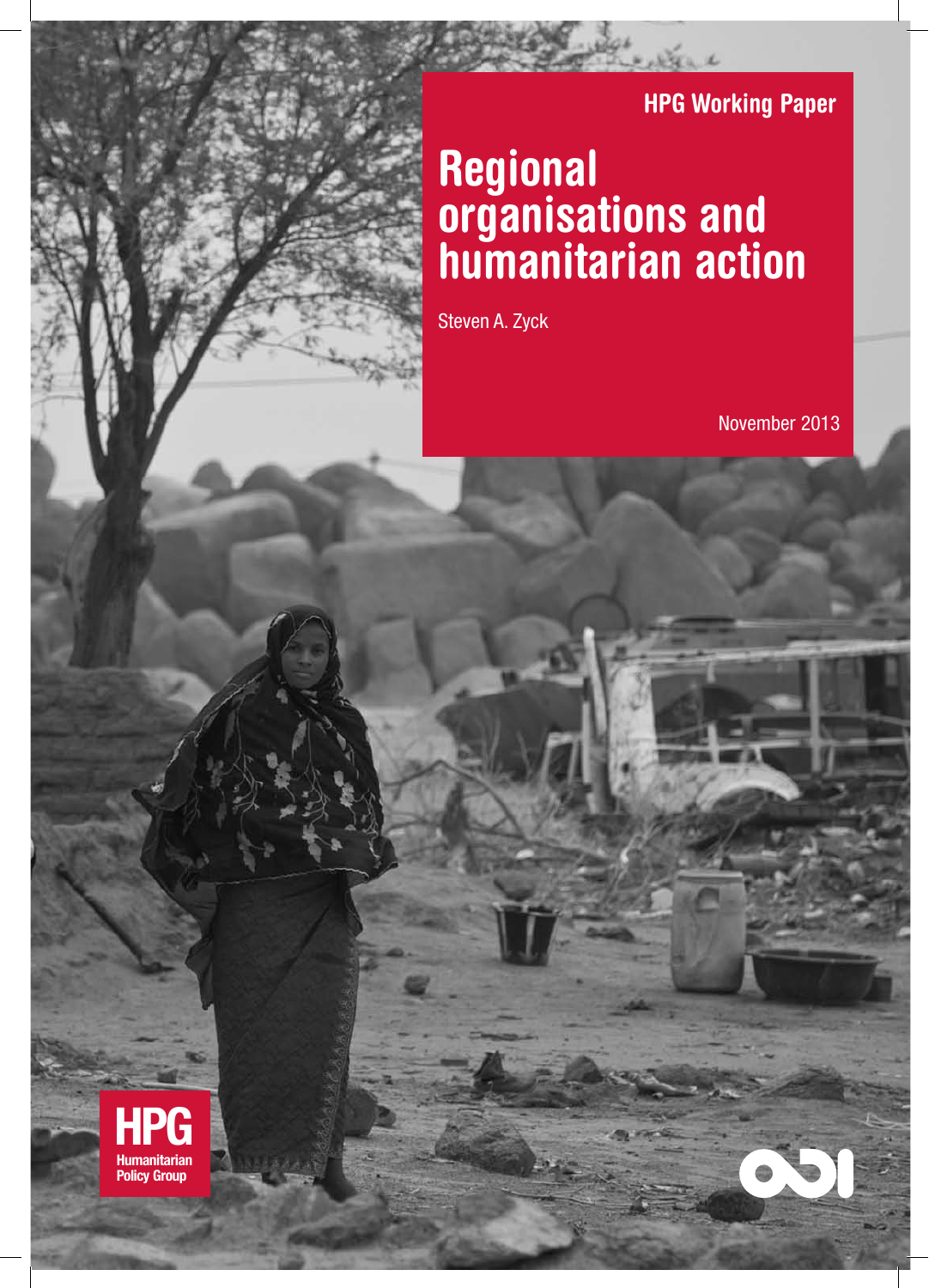HPG Working Paper

# Regional organisations and humanitarian action

Steven A. Zyck

November 2013

HPG Humanitarian Policy Group

ODI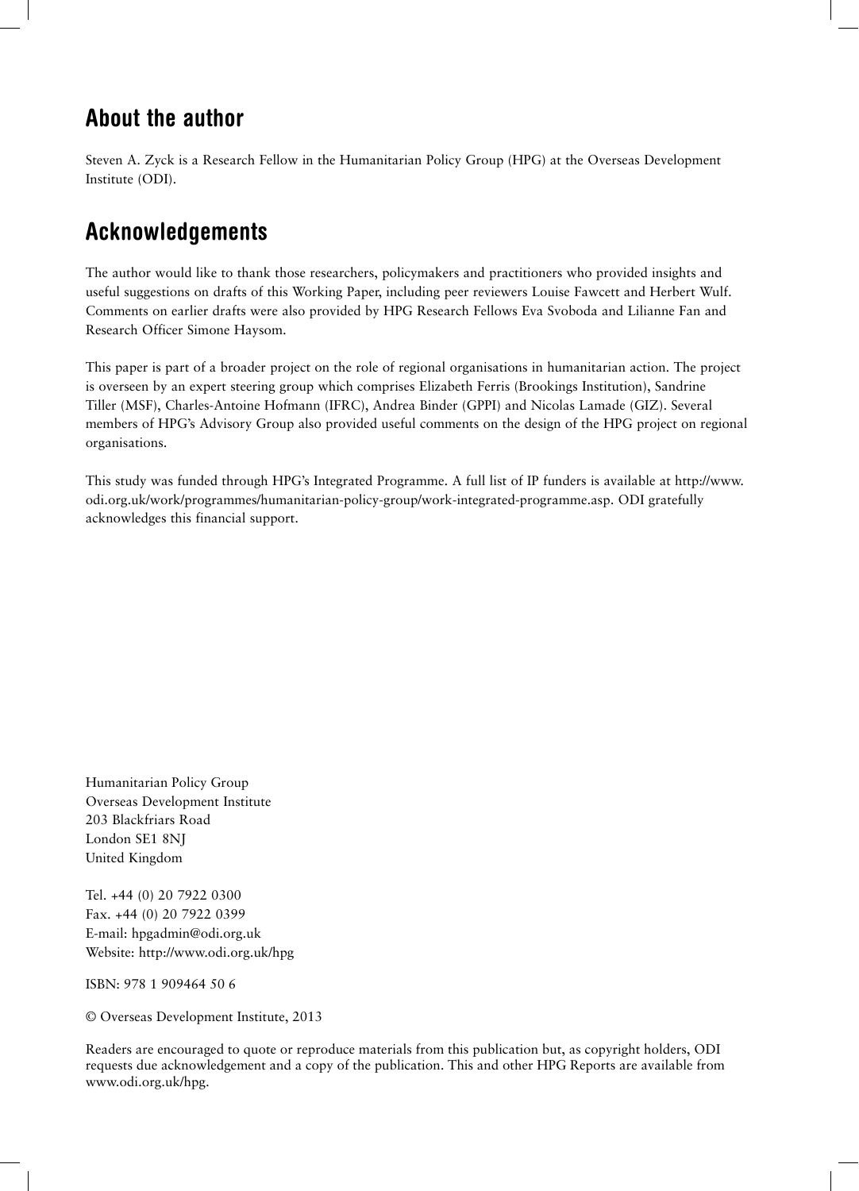## About the author

Steven A. Zyck is a Research Fellow in the Humanitarian Policy Group (HPG) at the Overseas Development Institute (ODI).

## Acknowledgements

The author would like to thank those researchers, policymakers and practitioners who provided insights and useful suggestions on drafts of this Working Paper, including peer reviewers Louise Fawcett and Herbert Wulf. Comments on earlier drafts were also provided by HPG Research Fellows Eva Svoboda and Lilianne Fan and Research Officer Simone Haysom.

This paper is part of a broader project on the role of regional organisations in humanitarian action. The project is overseen by an expert steering group which comprises Elizabeth Ferris (Brookings Institution), Sandrine Tiller (MSF), Charles-Antoine Hofmann (IFRC), Andrea Binder (GPPI) and Nicolas Lamade (GIZ). Several members of HPG's Advisory Group also provided useful comments on the design of the HPG project on regional organisations.

This study was funded through HPG's Integrated Programme. A full list of IP funders is available at http://www.odi.org.uk/work/programmes/humanitarian-policy-group/work-integrated-programme.asp. ODI gratefully acknowledges this financial support.

Humanitarian Policy Group
Overseas Development Institute
203 Blackfriars Road
London SE1 8NJ
United Kingdom

Tel. +44 (0) 20 7922 0300
Fax. +44 (0) 20 7922 0399
E-mail: hpgadmin@odi.org.uk
Website: http://www.odi.org.uk/hpg

ISBN: 978 1 909464 50 6

© Overseas Development Institute, 2013

Readers are encouraged to quote or reproduce materials from this publication but, as copyright holders, ODI requests due acknowledgement and a copy of the publication. This and other HPG Reports are available from www.odi.org.uk/hpg.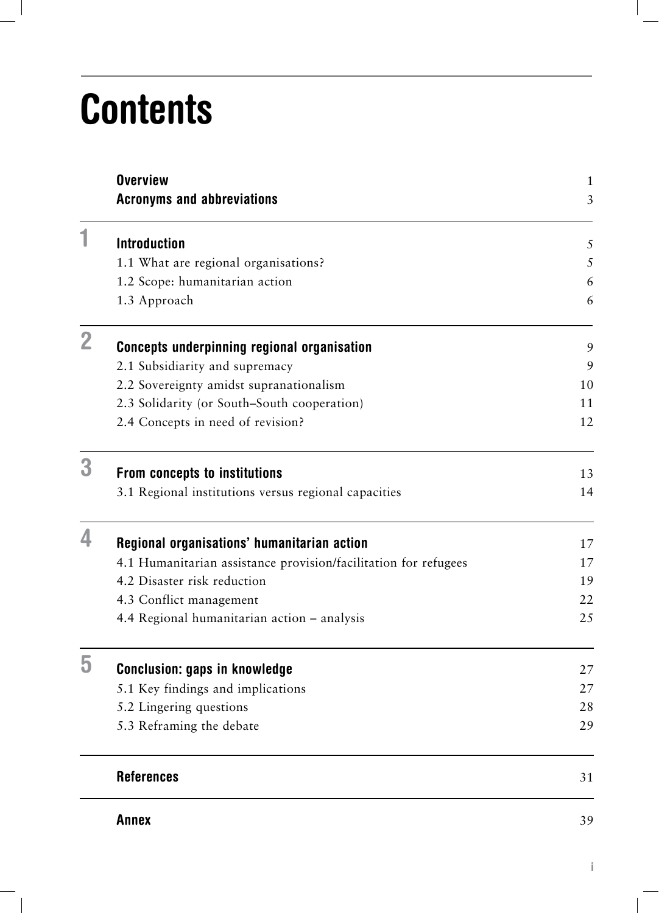# Contents

| | | |
|---|---|---|
| | **Overview** | 1 |
| | **Acronyms and abbreviations** | 3 |
| **1** | **Introduction** | 5 |
| | 1.1 What are regional organisations? | 5 |
| | 1.2 Scope: humanitarian action | 6 |
| | 1.3 Approach | 6 |
| **2** | **Concepts underpinning regional organisation** | 9 |
| | 2.1 Subsidiarity and supremacy | 9 |
| | 2.2 Sovereignty amidst supranationalism | 10 |
| | 2.3 Solidarity (or South–South cooperation) | 11 |
| | 2.4 Concepts in need of revision? | 12 |
| **3** | **From concepts to institutions** | 13 |
| | 3.1 Regional institutions versus regional capacities | 14 |
| **4** | **Regional organisations' humanitarian action** | 17 |
| | 4.1 Humanitarian assistance provision/facilitation for refugees | 17 |
| | 4.2 Disaster risk reduction | 19 |
| | 4.3 Conflict management | 22 |
| | 4.4 Regional humanitarian action – analysis | 25 |
| **5** | **Conclusion: gaps in knowledge** | 27 |
| | 5.1 Key findings and implications | 27 |
| | 5.2 Lingering questions | 28 |
| | 5.3 Reframing the debate | 29 |
| | **References** | 31 |
| | **Annex** | 39 |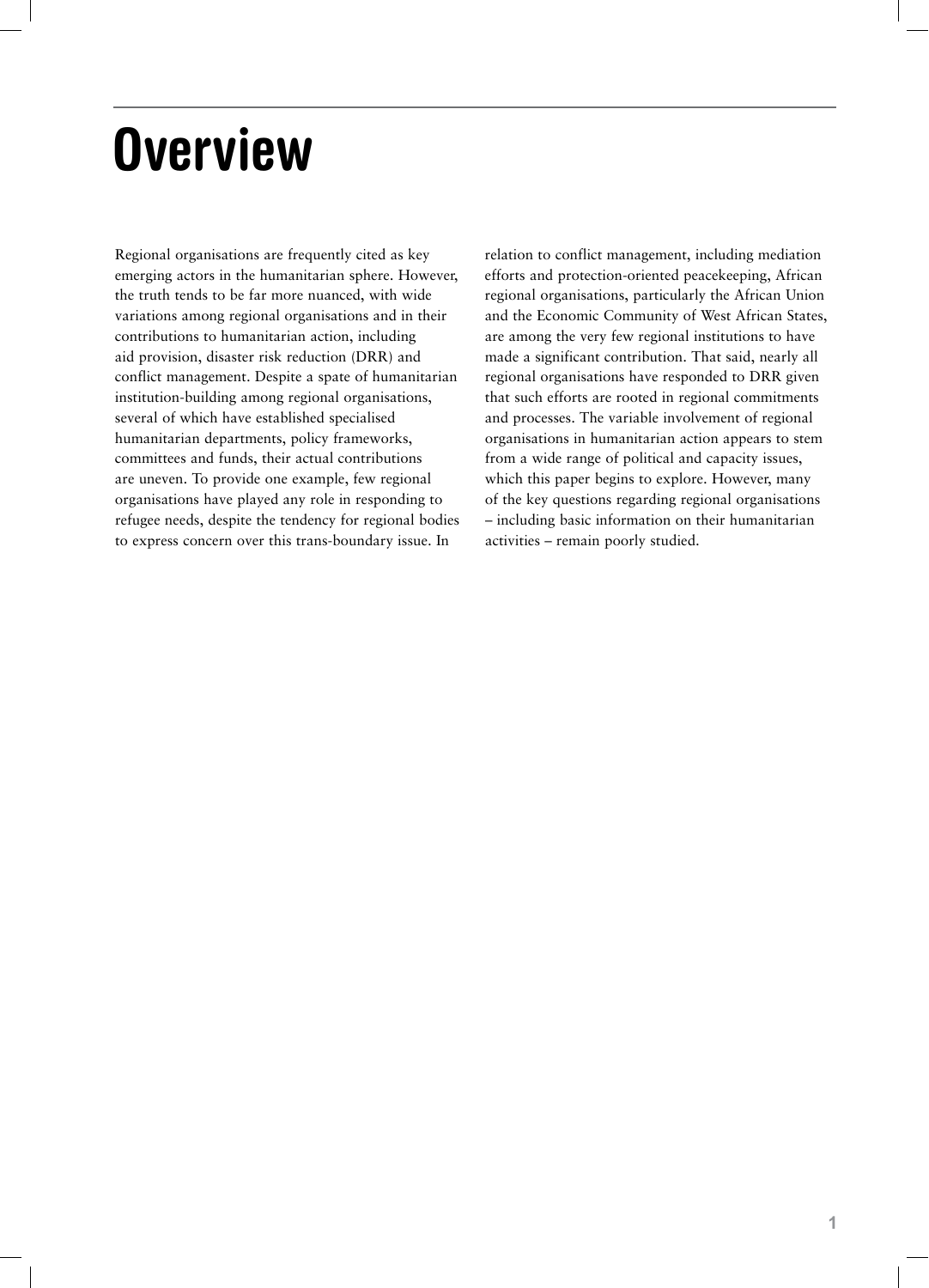# Overview

Regional organisations are frequently cited as key emerging actors in the humanitarian sphere. However, the truth tends to be far more nuanced, with wide variations among regional organisations and in their contributions to humanitarian action, including aid provision, disaster risk reduction (DRR) and conflict management. Despite a spate of humanitarian institution-building among regional organisations, several of which have established specialised humanitarian departments, policy frameworks, committees and funds, their actual contributions are uneven. To provide one example, few regional organisations have played any role in responding to refugee needs, despite the tendency for regional bodies to express concern over this trans-boundary issue. In relation to conflict management, including mediation efforts and protection-oriented peacekeeping, African regional organisations, particularly the African Union and the Economic Community of West African States, are among the very few regional institutions to have made a significant contribution. That said, nearly all regional organisations have responded to DRR given that such efforts are rooted in regional commitments and processes. The variable involvement of regional organisations in humanitarian action appears to stem from a wide range of political and capacity issues, which this paper begins to explore. However, many of the key questions regarding regional organisations – including basic information on their humanitarian activities – remain poorly studied.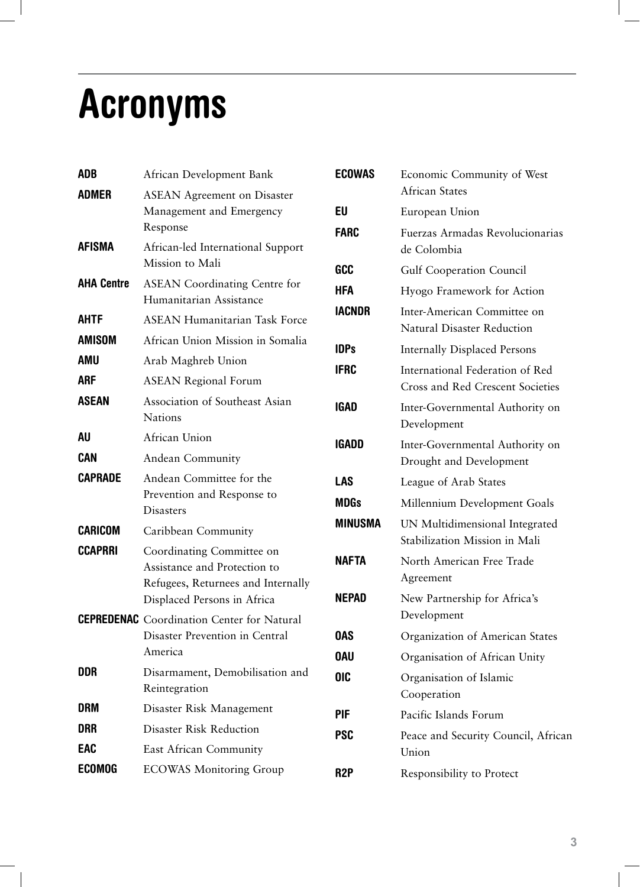# Acronyms

| | |
|---|---|
| **ADB** | African Development Bank |
| **ADMER** | ASEAN Agreement on Disaster Management and Emergency Response |
| **AFISMA** | African-led International Support Mission to Mali |
| **AHA Centre** | ASEAN Coordinating Centre for Humanitarian Assistance |
| **AHTF** | ASEAN Humanitarian Task Force |
| **AMISOM** | African Union Mission in Somalia |
| **AMU** | Arab Maghreb Union |
| **ARF** | ASEAN Regional Forum |
| **ASEAN** | Association of Southeast Asian Nations |
| **AU** | African Union |
| **CAN** | Andean Community |
| **CAPRADE** | Andean Committee for the Prevention and Response to Disasters |
| **CARICOM** | Caribbean Community |
| **CCAPRRI** | Coordinating Committee on Assistance and Protection to Refugees, Returnees and Internally Displaced Persons in Africa |
| **CEPREDENAC** | Coordination Center for Natural Disaster Prevention in Central America |
| **DDR** | Disarmament, Demobilisation and Reintegration |
| **DRM** | Disaster Risk Management |
| **DRR** | Disaster Risk Reduction |
| **EAC** | East African Community |
| **ECOMOG** | ECOWAS Monitoring Group |
| **ECOWAS** | Economic Community of West African States |
| **EU** | European Union |
| **FARC** | Fuerzas Armadas Revolucionarias de Colombia |
| **GCC** | Gulf Cooperation Council |
| **HFA** | Hyogo Framework for Action |
| **IACNDR** | Inter-American Committee on Natural Disaster Reduction |
| **IDPs** | Internally Displaced Persons |
| **IFRC** | International Federation of Red Cross and Red Crescent Societies |
| **IGAD** | Inter-Governmental Authority on Development |
| **IGADD** | Inter-Governmental Authority on Drought and Development |
| **LAS** | League of Arab States |
| **MDGs** | Millennium Development Goals |
| **MINUSMA** | UN Multidimensional Integrated Stabilization Mission in Mali |
| **NAFTA** | North American Free Trade Agreement |
| **NEPAD** | New Partnership for Africa's Development |
| **OAS** | Organization of American States |
| **OAU** | Organisation of African Unity |
| **OIC** | Organisation of Islamic Cooperation |
| **PIF** | Pacific Islands Forum |
| **PSC** | Peace and Security Council, African Union |
| **R2P** | Responsibility to Protect |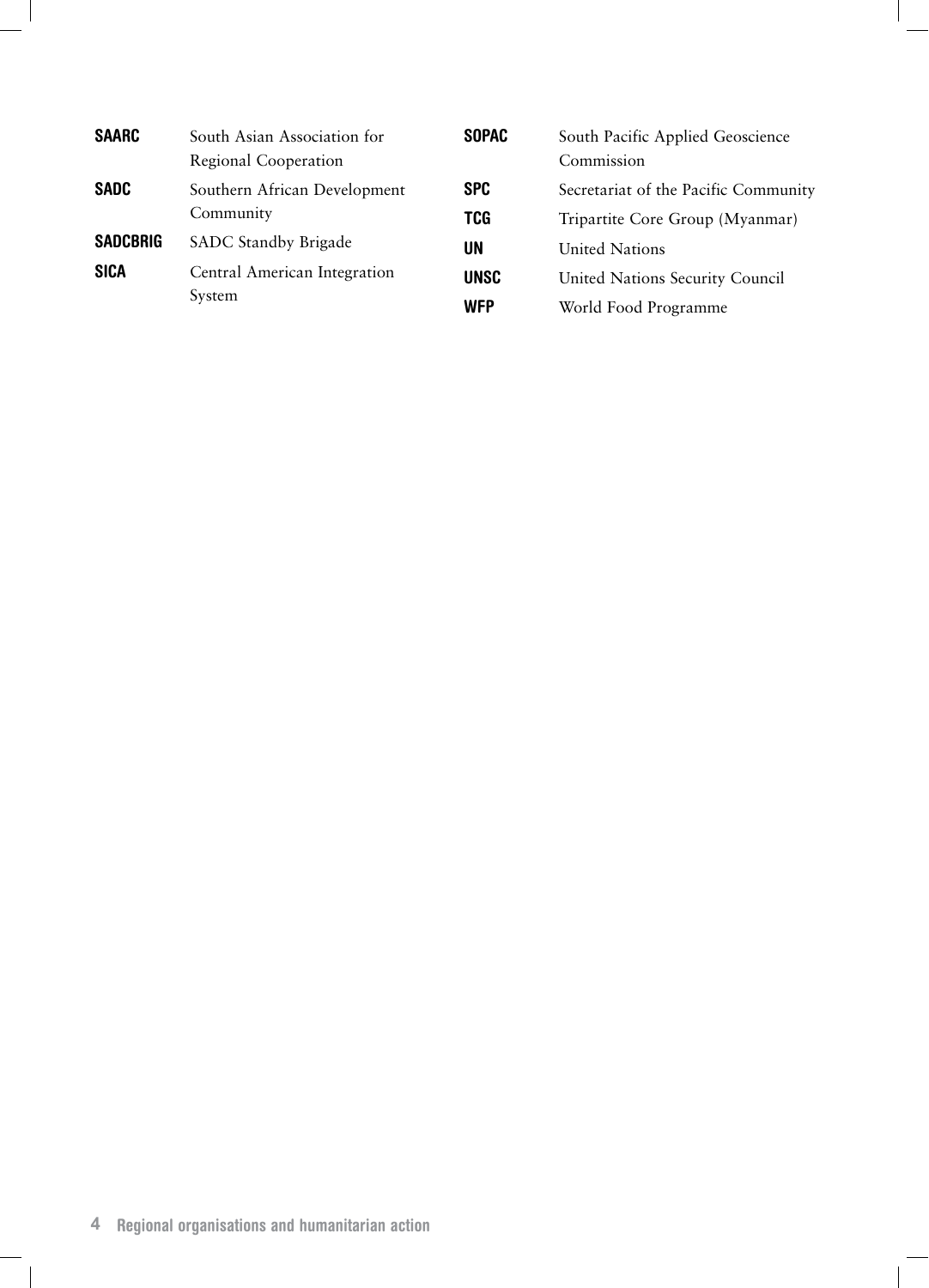**SAARC** South Asian Association for Regional Cooperation

**SADC** Southern African Development Community

**SADCBRIG** SADC Standby Brigade

**SICA** Central American Integration System

**SOPAC** South Pacific Applied Geoscience Commission

**SPC** Secretariat of the Pacific Community

**TCG** Tripartite Core Group (Myanmar)

**UN** United Nations

**UNSC** United Nations Security Council

**WFP** World Food Programme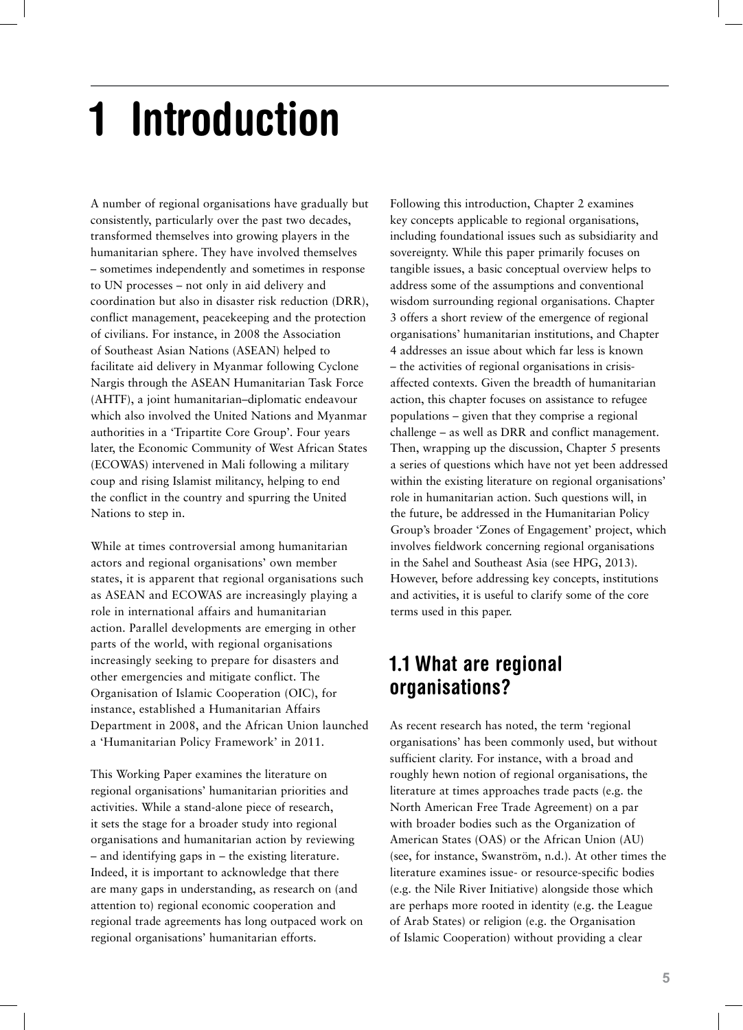# 1 Introduction

A number of regional organisations have gradually but consistently, particularly over the past two decades, transformed themselves into growing players in the humanitarian sphere. They have involved themselves – sometimes independently and sometimes in response to UN processes – not only in aid delivery and coordination but also in disaster risk reduction (DRR), conflict management, peacekeeping and the protection of civilians. For instance, in 2008 the Association of Southeast Asian Nations (ASEAN) helped to facilitate aid delivery in Myanmar following Cyclone Nargis through the ASEAN Humanitarian Task Force (AHTF), a joint humanitarian–diplomatic endeavour which also involved the United Nations and Myanmar authorities in a 'Tripartite Core Group'. Four years later, the Economic Community of West African States (ECOWAS) intervened in Mali following a military coup and rising Islamist militancy, helping to end the conflict in the country and spurring the United Nations to step in.

While at times controversial among humanitarian actors and regional organisations' own member states, it is apparent that regional organisations such as ASEAN and ECOWAS are increasingly playing a role in international affairs and humanitarian action. Parallel developments are emerging in other parts of the world, with regional organisations increasingly seeking to prepare for disasters and other emergencies and mitigate conflict. The Organisation of Islamic Cooperation (OIC), for instance, established a Humanitarian Affairs Department in 2008, and the African Union launched a 'Humanitarian Policy Framework' in 2011.

This Working Paper examines the literature on regional organisations' humanitarian priorities and activities. While a stand-alone piece of research, it sets the stage for a broader study into regional organisations and humanitarian action by reviewing – and identifying gaps in – the existing literature. Indeed, it is important to acknowledge that there are many gaps in understanding, as research on (and attention to) regional economic cooperation and regional trade agreements has long outpaced work on regional organisations' humanitarian efforts.

Following this introduction, Chapter 2 examines key concepts applicable to regional organisations, including foundational issues such as subsidiarity and sovereignty. While this paper primarily focuses on tangible issues, a basic conceptual overview helps to address some of the assumptions and conventional wisdom surrounding regional organisations. Chapter 3 offers a short review of the emergence of regional organisations' humanitarian institutions, and Chapter 4 addresses an issue about which far less is known – the activities of regional organisations in crisis-affected contexts. Given the breadth of humanitarian action, this chapter focuses on assistance to refugee populations – given that they comprise a regional challenge – as well as DRR and conflict management. Then, wrapping up the discussion, Chapter 5 presents a series of questions which have not yet been addressed within the existing literature on regional organisations' role in humanitarian action. Such questions will, in the future, be addressed in the Humanitarian Policy Group's broader 'Zones of Engagement' project, which involves fieldwork concerning regional organisations in the Sahel and Southeast Asia (see HPG, 2013). However, before addressing key concepts, institutions and activities, it is useful to clarify some of the core terms used in this paper.

## 1.1 What are regional organisations?

As recent research has noted, the term 'regional organisations' has been commonly used, but without sufficient clarity. For instance, with a broad and roughly hewn notion of regional organisations, the literature at times approaches trade pacts (e.g. the North American Free Trade Agreement) on a par with broader bodies such as the Organization of American States (OAS) or the African Union (AU) (see, for instance, Swanström, n.d.). At other times the literature examines issue- or resource-specific bodies (e.g. the Nile River Initiative) alongside those which are perhaps more rooted in identity (e.g. the League of Arab States) or religion (e.g. the Organisation of Islamic Cooperation) without providing a clear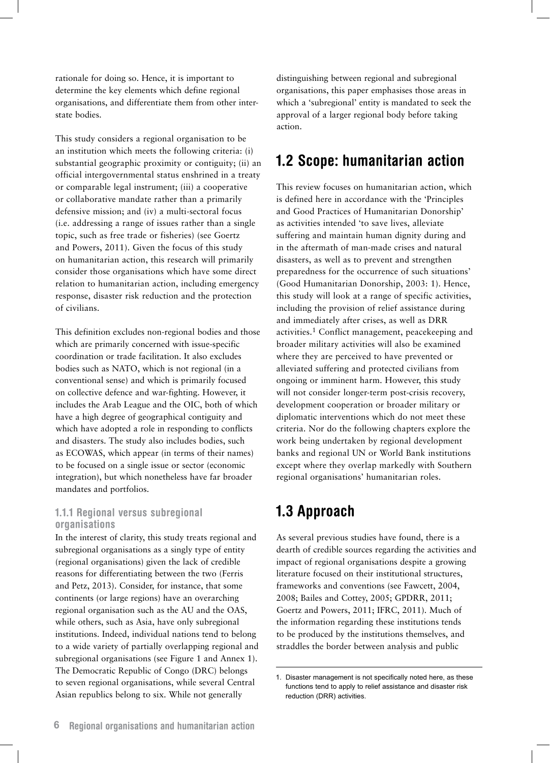rationale for doing so. Hence, it is important to determine the key elements which define regional organisations, and differentiate them from other inter-state bodies.

This study considers a regional organisation to be an institution which meets the following criteria: (i) substantial geographic proximity or contiguity; (ii) an official intergovernmental status enshrined in a treaty or comparable legal instrument; (iii) a cooperative or collaborative mandate rather than a primarily defensive mission; and (iv) a multi-sectoral focus (i.e. addressing a range of issues rather than a single topic, such as free trade or fisheries) (see Goertz and Powers, 2011). Given the focus of this study on humanitarian action, this research will primarily consider those organisations which have some direct relation to humanitarian action, including emergency response, disaster risk reduction and the protection of civilians.

This definition excludes non-regional bodies and those which are primarily concerned with issue-specific coordination or trade facilitation. It also excludes bodies such as NATO, which is not regional (in a conventional sense) and which is primarily focused on collective defence and war-fighting. However, it includes the Arab League and the OIC, both of which have a high degree of geographical contiguity and which have adopted a role in responding to conflicts and disasters. The study also includes bodies, such as ECOWAS, which appear (in terms of their names) to be focused on a single issue or sector (economic integration), but which nonetheless have far broader mandates and portfolios.

### 1.1.1 Regional versus subregional organisations

In the interest of clarity, this study treats regional and subregional organisations as a singly type of entity (regional organisations) given the lack of credible reasons for differentiating between the two (Ferris and Petz, 2013). Consider, for instance, that some continents (or large regions) have an overarching regional organisation such as the AU and the OAS, while others, such as Asia, have only subregional institutions. Indeed, individual nations tend to belong to a wide variety of partially overlapping regional and subregional organisations (see Figure 1 and Annex 1). The Democratic Republic of Congo (DRC) belongs to seven regional organisations, while several Central Asian republics belong to six. While not generally distinguishing between regional and subregional organisations, this paper emphasises those areas in which a 'subregional' entity is mandated to seek the approval of a larger regional body before taking action.

## 1.2 Scope: humanitarian action

This review focuses on humanitarian action, which is defined here in accordance with the 'Principles and Good Practices of Humanitarian Donorship' as activities intended 'to save lives, alleviate suffering and maintain human dignity during and in the aftermath of man-made crises and natural disasters, as well as to prevent and strengthen preparedness for the occurrence of such situations' (Good Humanitarian Donorship, 2003: 1). Hence, this study will look at a range of specific activities, including the provision of relief assistance during and immediately after crises, as well as DRR activities.[1] Conflict management, peacekeeping and broader military activities will also be examined where they are perceived to have prevented or alleviated suffering and protected civilians from ongoing or imminent harm. However, this study will not consider longer-term post-crisis recovery, development cooperation or broader military or diplomatic interventions which do not meet these criteria. Nor do the following chapters explore the work being undertaken by regional development banks and regional UN or World Bank institutions except where they overlap markedly with Southern regional organisations' humanitarian roles.

## 1.3 Approach

As several previous studies have found, there is a dearth of credible sources regarding the activities and impact of regional organisations despite a growing literature focused on their institutional structures, frameworks and conventions (see Fawcett, 2004, 2008; Bailes and Cottey, 2005; GPDRR, 2011; Goertz and Powers, 2011; IFRC, 2011). Much of the information regarding these institutions tends to be produced by the institutions themselves, and straddles the border between analysis and public

---

1. Disaster management is not specifically noted here, as these functions tend to apply to relief assistance and disaster risk reduction (DRR) activities.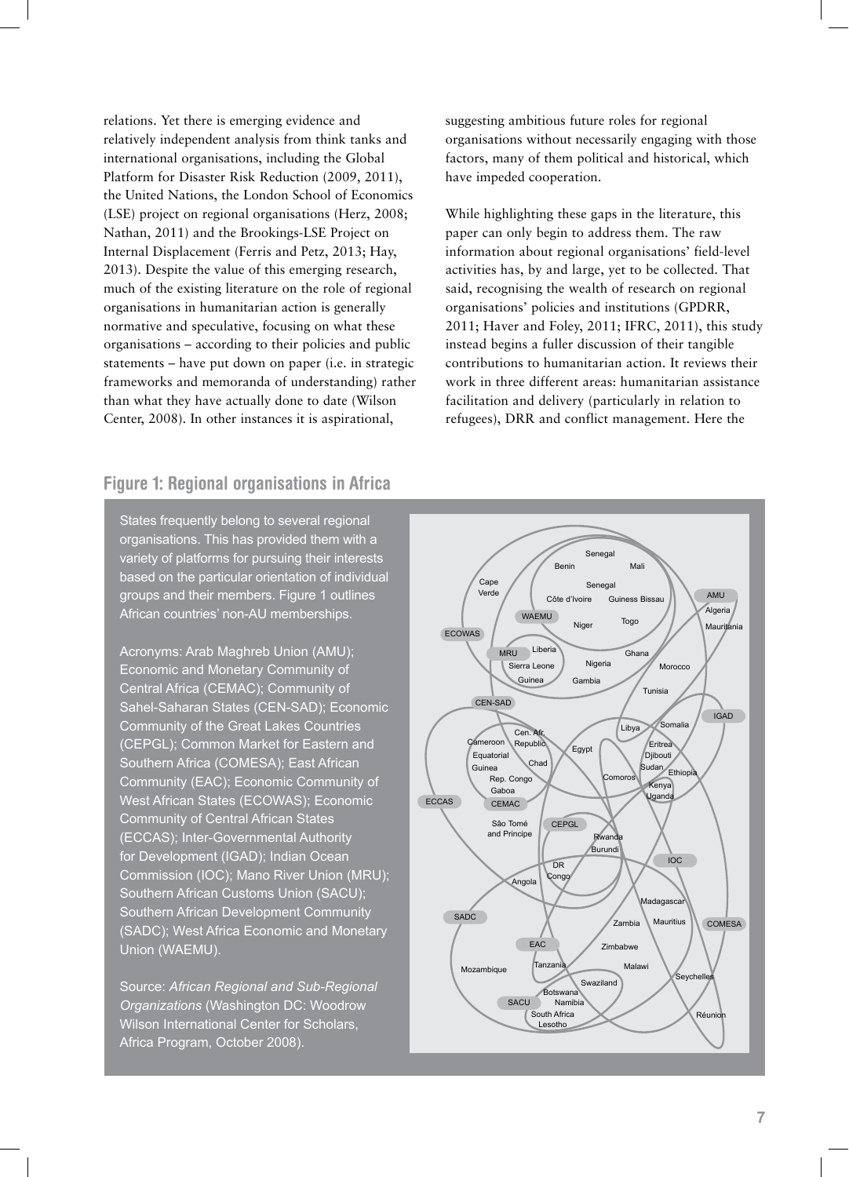relations. Yet there is emerging evidence and relatively independent analysis from think tanks and international organisations, including the Global Platform for Disaster Risk Reduction (2009, 2011), the United Nations, the London School of Economics (LSE) project on regional organisations (Herz, 2008; Nathan, 2011) and the Brookings-LSE Project on Internal Displacement (Ferris and Petz, 2013; Hay, 2013). Despite the value of this emerging research, much of the existing literature on the role of regional organisations in humanitarian action is generally normative and speculative, focusing on what these organisations – according to their policies and public statements – have put down on paper (i.e. in strategic frameworks and memoranda of understanding) rather than what they have actually done to date (Wilson Center, 2008). In other instances it is aspirational, suggesting ambitious future roles for regional organisations without necessarily engaging with those factors, many of them political and historical, which have impeded cooperation.

While highlighting these gaps in the literature, this paper can only begin to address them. The raw information about regional organisations' field-level activities has, by and large, yet to be collected. That said, recognising the wealth of research on regional organisations' policies and institutions (GPDRR, 2011; Haver and Foley, 2011; IFRC, 2011), this study instead begins a fuller discussion of their tangible contributions to humanitarian action. It reviews their work in three different areas: humanitarian assistance facilitation and delivery (particularly in relation to refugees), DRR and conflict management. Here the

## Figure 1: Regional organisations in Africa

States frequently belong to several regional organisations. This has provided them with a variety of platforms for pursuing their interests based on the particular orientation of individual groups and their members. Figure 1 outlines African countries' non-AU memberships.

Acronyms: Arab Maghreb Union (AMU); Economic and Monetary Community of Central Africa (CEMAC); Community of Sahel-Saharan States (CEN-SAD); Economic Community of the Great Lakes Countries (CEPGL); Common Market for Eastern and Southern Africa (COMESA); East African Community (EAC); Economic Community of West African States (ECOWAS); Economic Community of Central African States (ECCAS); Inter-Governmental Authority for Development (IGAD); Indian Ocean Commission (IOC); Mano River Union (MRU); Southern African Customs Union (SACU); Southern African Development Community (SADC); West Africa Economic and Monetary Union (WAEMU).

Source: *African Regional and Sub-Regional Organizations* (Washington DC: Woodrow Wilson International Center for Scholars, Africa Program, October 2008).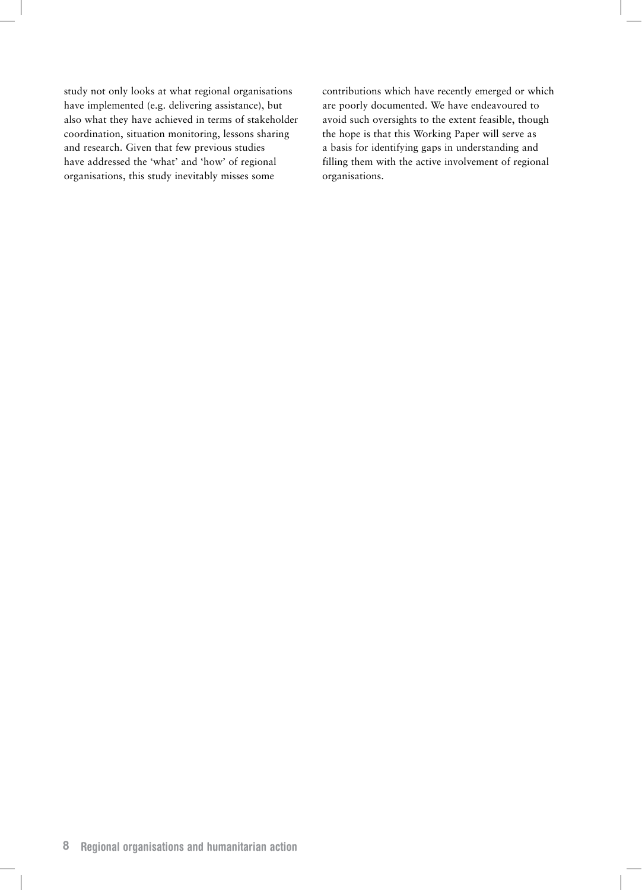study not only looks at what regional organisations have implemented (e.g. delivering assistance), but also what they have achieved in terms of stakeholder coordination, situation monitoring, lessons sharing and research. Given that few previous studies have addressed the 'what' and 'how' of regional organisations, this study inevitably misses some contributions which have recently emerged or which are poorly documented. We have endeavoured to avoid such oversights to the extent feasible, though the hope is that this Working Paper will serve as a basis for identifying gaps in understanding and filling them with the active involvement of regional organisations.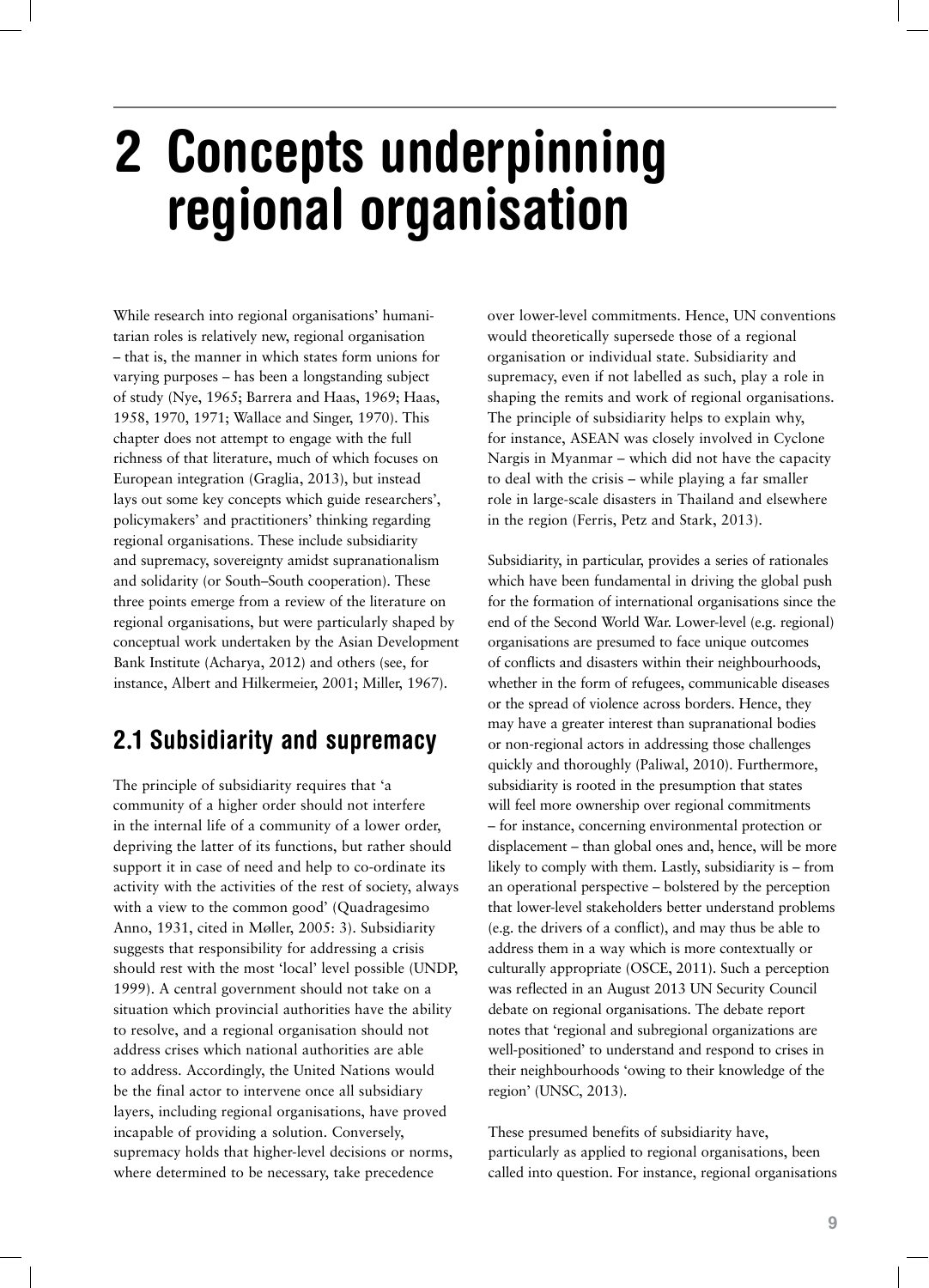# 2 Concepts underpinning regional organisation

While research into regional organisations' humanitarian roles is relatively new, regional organisation – that is, the manner in which states form unions for varying purposes – has been a longstanding subject of study (Nye, 1965; Barrera and Haas, 1969; Haas, 1958, 1970, 1971; Wallace and Singer, 1970). This chapter does not attempt to engage with the full richness of that literature, much of which focuses on European integration (Graglia, 2013), but instead lays out some key concepts which guide researchers', policymakers' and practitioners' thinking regarding regional organisations. These include subsidiarity and supremacy, sovereignty amidst supranationalism and solidarity (or South–South cooperation). These three points emerge from a review of the literature on regional organisations, but were particularly shaped by conceptual work undertaken by the Asian Development Bank Institute (Acharya, 2012) and others (see, for instance, Albert and Hilkermeier, 2001; Miller, 1967).

## 2.1 Subsidiarity and supremacy

The principle of subsidiarity requires that 'a community of a higher order should not interfere in the internal life of a community of a lower order, depriving the latter of its functions, but rather should support it in case of need and help to co-ordinate its activity with the activities of the rest of society, always with a view to the common good' (Quadragesimo Anno, 1931, cited in Møller, 2005: 3). Subsidiarity suggests that responsibility for addressing a crisis should rest with the most 'local' level possible (UNDP, 1999). A central government should not take on a situation which provincial authorities have the ability to resolve, and a regional organisation should not address crises which national authorities are able to address. Accordingly, the United Nations would be the final actor to intervene once all subsidiary layers, including regional organisations, have proved incapable of providing a solution. Conversely, supremacy holds that higher-level decisions or norms, where determined to be necessary, take precedence over lower-level commitments. Hence, UN conventions would theoretically supersede those of a regional organisation or individual state. Subsidiarity and supremacy, even if not labelled as such, play a role in shaping the remits and work of regional organisations. The principle of subsidiarity helps to explain why, for instance, ASEAN was closely involved in Cyclone Nargis in Myanmar – which did not have the capacity to deal with the crisis – while playing a far smaller role in large-scale disasters in Thailand and elsewhere in the region (Ferris, Petz and Stark, 2013).

Subsidiarity, in particular, provides a series of rationales which have been fundamental in driving the global push for the formation of international organisations since the end of the Second World War. Lower-level (e.g. regional) organisations are presumed to face unique outcomes of conflicts and disasters within their neighbourhoods, whether in the form of refugees, communicable diseases or the spread of violence across borders. Hence, they may have a greater interest than supranational bodies or non-regional actors in addressing those challenges quickly and thoroughly (Paliwal, 2010). Furthermore, subsidiarity is rooted in the presumption that states will feel more ownership over regional commitments – for instance, concerning environmental protection or displacement – than global ones and, hence, will be more likely to comply with them. Lastly, subsidiarity is – from an operational perspective – bolstered by the perception that lower-level stakeholders better understand problems (e.g. the drivers of a conflict), and may thus be able to address them in a way which is more contextually or culturally appropriate (OSCE, 2011). Such a perception was reflected in an August 2013 UN Security Council debate on regional organisations. The debate report notes that 'regional and subregional organizations are well-positioned' to understand and respond to crises in their neighbourhoods 'owing to their knowledge of the region' (UNSC, 2013).

These presumed benefits of subsidiarity have, particularly as applied to regional organisations, been called into question. For instance, regional organisations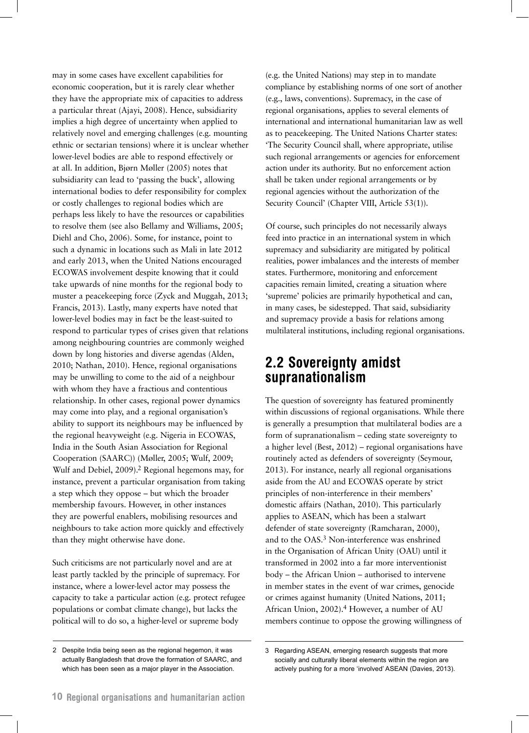may in some cases have excellent capabilities for economic cooperation, but it is rarely clear whether they have the appropriate mix of capacities to address a particular threat (Ajayi, 2008). Hence, subsidiarity implies a high degree of uncertainty when applied to relatively novel and emerging challenges (e.g. mounting ethnic or sectarian tensions) where it is unclear whether lower-level bodies are able to respond effectively or at all. In addition, Bjørn Møller (2005) notes that subsidiarity can lead to 'passing the buck', allowing international bodies to defer responsibility for complex or costly challenges to regional bodies which are perhaps less likely to have the resources or capabilities to resolve them (see also Bellamy and Williams, 2005; Diehl and Cho, 2006). Some, for instance, point to such a dynamic in locations such as Mali in late 2012 and early 2013, when the United Nations encouraged ECOWAS involvement despite knowing that it could take upwards of nine months for the regional body to muster a peacekeeping force (Zyck and Muggah, 2013; Francis, 2013). Lastly, many experts have noted that lower-level bodies may in fact be the least-suited to respond to particular types of crises given that relations among neighbouring countries are commonly weighed down by long histories and diverse agendas (Alden, 2010; Nathan, 2010). Hence, regional organisations may be unwilling to come to the aid of a neighbour with whom they have a fractious and contentious relationship. In other cases, regional power dynamics may come into play, and a regional organisation's ability to support its neighbours may be influenced by the regional heavyweight (e.g. Nigeria in ECOWAS, India in the South Asian Association for Regional Cooperation (SAARC)) (Møller, 2005; Wulf, 2009; Wulf and Debiel, 2009).[2] Regional hegemons may, for instance, prevent a particular organisation from taking a step which they oppose – but which the broader membership favours. However, in other instances they are powerful enablers, mobilising resources and neighbours to take action more quickly and effectively than they might otherwise have done.

Such criticisms are not particularly novel and are at least partly tackled by the principle of supremacy. For instance, where a lower-level actor may possess the capacity to take a particular action (e.g. protect refugee populations or combat climate change), but lacks the political will to do so, a higher-level or supreme body (e.g. the United Nations) may step in to mandate compliance by establishing norms of one sort of another (e.g., laws, conventions). Supremacy, in the case of regional organisations, applies to several elements of international and international humanitarian law as well as to peacekeeping. The United Nations Charter states: 'The Security Council shall, where appropriate, utilise such regional arrangements or agencies for enforcement action under its authority. But no enforcement action shall be taken under regional arrangements or by regional agencies without the authorization of the Security Council' (Chapter VIII, Article 53(1)).

Of course, such principles do not necessarily always feed into practice in an international system in which supremacy and subsidiarity are mitigated by political realities, power imbalances and the interests of member states. Furthermore, monitoring and enforcement capacities remain limited, creating a situation where 'supreme' policies are primarily hypothetical and can, in many cases, be sidestepped. That said, subsidiarity and supremacy provide a basis for relations among multilateral institutions, including regional organisations.

## 2.2 Sovereignty amidst supranationalism

The question of sovereignty has featured prominently within discussions of regional organisations. While there is generally a presumption that multilateral bodies are a form of supranationalism – ceding state sovereignty to a higher level (Best, 2012) – regional organisations have routinely acted as defenders of sovereignty (Seymour, 2013). For instance, nearly all regional organisations aside from the AU and ECOWAS operate by strict principles of non-interference in their members' domestic affairs (Nathan, 2010). This particularly applies to ASEAN, which has been a stalwart defender of state sovereignty (Ramcharan, 2000), and to the OAS.[3] Non-interference was enshrined in the Organisation of African Unity (OAU) until it transformed in 2002 into a far more interventionist body – the African Union – authorised to intervene in member states in the event of war crimes, genocide or crimes against humanity (United Nations, 2011; African Union, 2002).[4] However, a number of AU members continue to oppose the growing willingness of

---

[2] Despite India being seen as the regional hegemon, it was actually Bangladesh that drove the formation of SAARC, and which has been seen as a major player in the Association.

[3] Regarding ASEAN, emerging research suggests that more socially and culturally liberal elements within the region are actively pushing for a more 'involved' ASEAN (Davies, 2013).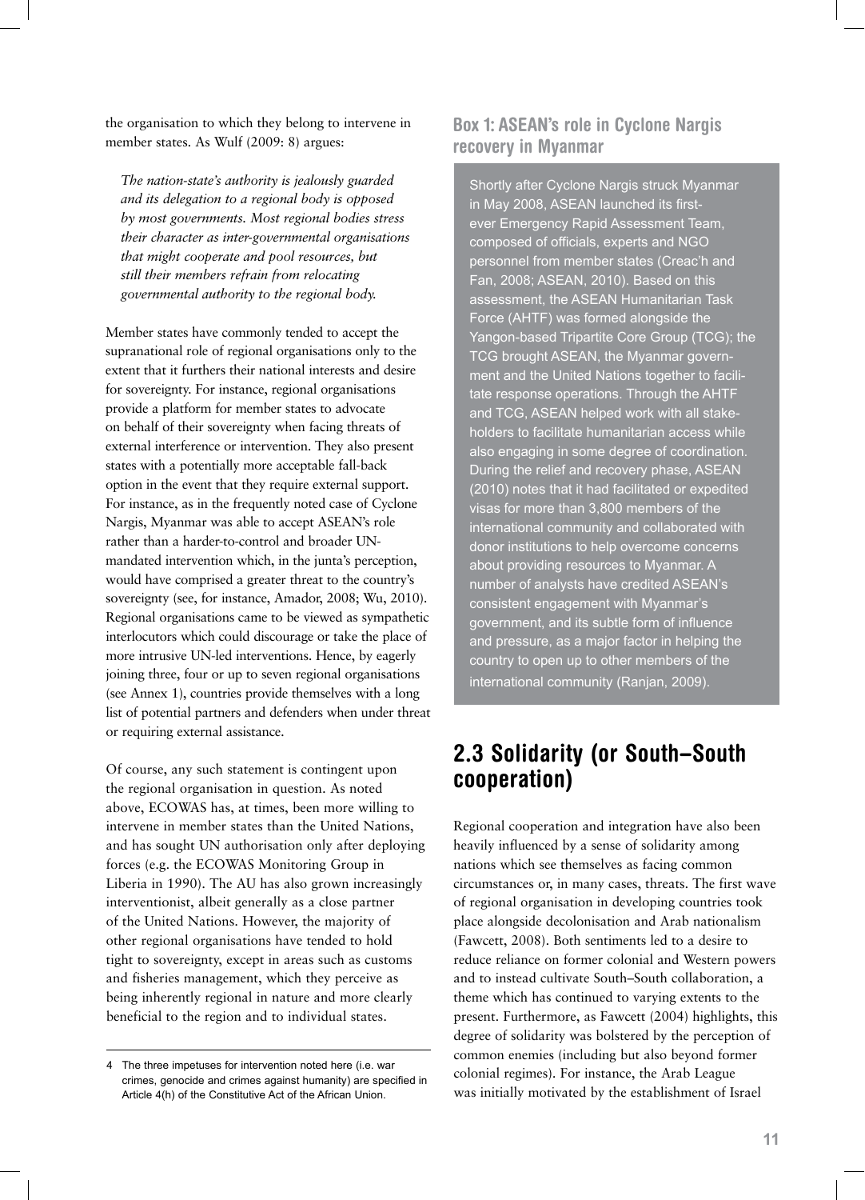the organisation to which they belong to intervene in member states. As Wulf (2009: 8) argues:

> *The nation-state's authority is jealously guarded and its delegation to a regional body is opposed by most governments. Most regional bodies stress their character as inter-governmental organisations that might cooperate and pool resources, but still their members refrain from relocating governmental authority to the regional body.*

Member states have commonly tended to accept the supranational role of regional organisations only to the extent that it furthers their national interests and desire for sovereignty. For instance, regional organisations provide a platform for member states to advocate on behalf of their sovereignty when facing threats of external interference or intervention. They also present states with a potentially more acceptable fall-back option in the event that they require external support. For instance, as in the frequently noted case of Cyclone Nargis, Myanmar was able to accept ASEAN's role rather than a harder-to-control and broader UN-mandated intervention which, in the junta's perception, would have comprised a greater threat to the country's sovereignty (see, for instance, Amador, 2008; Wu, 2010). Regional organisations came to be viewed as sympathetic interlocutors which could discourage or take the place of more intrusive UN-led interventions. Hence, by eagerly joining three, four or up to seven regional organisations (see Annex 1), countries provide themselves with a long list of potential partners and defenders when under threat or requiring external assistance.

Of course, any such statement is contingent upon the regional organisation in question. As noted above, ECOWAS has, at times, been more willing to intervene in member states than the United Nations, and has sought UN authorisation only after deploying forces (e.g. the ECOWAS Monitoring Group in Liberia in 1990). The AU has also grown increasingly interventionist, albeit generally as a close partner of the United Nations. However, the majority of other regional organisations have tended to hold tight to sovereignty, except in areas such as customs and fisheries management, which they perceive as being inherently regional in nature and more clearly beneficial to the region and to individual states.

4 The three impetuses for intervention noted here (i.e. war crimes, genocide and crimes against humanity) are specified in Article 4(h) of the Constitutive Act of the African Union.

### Box 1: ASEAN's role in Cyclone Nargis recovery in Myanmar

Shortly after Cyclone Nargis struck Myanmar in May 2008, ASEAN launched its first-ever Emergency Rapid Assessment Team, composed of officials, experts and NGO personnel from member states (Creac'h and Fan, 2008; ASEAN, 2010). Based on this assessment, the ASEAN Humanitarian Task Force (AHTF) was formed alongside the Yangon-based Tripartite Core Group (TCG); the TCG brought ASEAN, the Myanmar government and the United Nations together to facilitate response operations. Through the AHTF and TCG, ASEAN helped work with all stakeholders to facilitate humanitarian access while also engaging in some degree of coordination. During the relief and recovery phase, ASEAN (2010) notes that it had facilitated or expedited visas for more than 3,800 members of the international community and collaborated with donor institutions to help overcome concerns about providing resources to Myanmar. A number of analysts have credited ASEAN's consistent engagement with Myanmar's government, and its subtle form of influence and pressure, as a major factor in helping the country to open up to other members of the international community (Ranjan, 2009).

## 2.3 Solidarity (or South–South cooperation)

Regional cooperation and integration have also been heavily influenced by a sense of solidarity among nations which see themselves as facing common circumstances or, in many cases, threats. The first wave of regional organisation in developing countries took place alongside decolonisation and Arab nationalism (Fawcett, 2008). Both sentiments led to a desire to reduce reliance on former colonial and Western powers and to instead cultivate South–South collaboration, a theme which has continued to varying extents to the present. Furthermore, as Fawcett (2004) highlights, this degree of solidarity was bolstered by the perception of common enemies (including but also beyond former colonial regimes). For instance, the Arab League was initially motivated by the establishment of Israel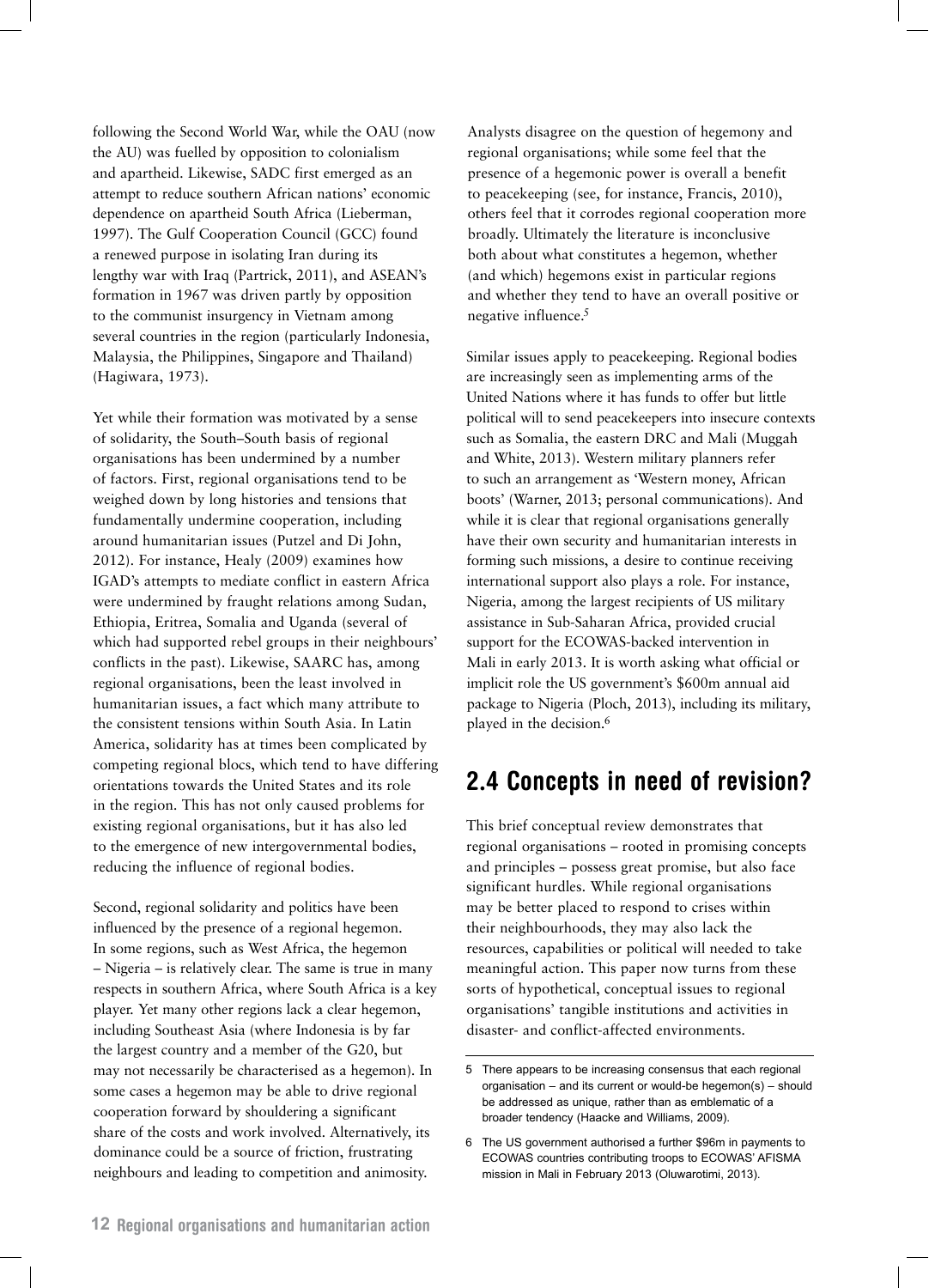following the Second World War, while the OAU (now the AU) was fuelled by opposition to colonialism and apartheid. Likewise, SADC first emerged as an attempt to reduce southern African nations' economic dependence on apartheid South Africa (Lieberman, 1997). The Gulf Cooperation Council (GCC) found a renewed purpose in isolating Iran during its lengthy war with Iraq (Partrick, 2011), and ASEAN's formation in 1967 was driven partly by opposition to the communist insurgency in Vietnam among several countries in the region (particularly Indonesia, Malaysia, the Philippines, Singapore and Thailand) (Hagiwara, 1973).

Yet while their formation was motivated by a sense of solidarity, the South–South basis of regional organisations has been undermined by a number of factors. First, regional organisations tend to be weighed down by long histories and tensions that fundamentally undermine cooperation, including around humanitarian issues (Putzel and Di John, 2012). For instance, Healy (2009) examines how IGAD's attempts to mediate conflict in eastern Africa were undermined by fraught relations among Sudan, Ethiopia, Eritrea, Somalia and Uganda (several of which had supported rebel groups in their neighbours' conflicts in the past). Likewise, SAARC has, among regional organisations, been the least involved in humanitarian issues, a fact which many attribute to the consistent tensions within South Asia. In Latin America, solidarity has at times been complicated by competing regional blocs, which tend to have differing orientations towards the United States and its role in the region. This has not only caused problems for existing regional organisations, but it has also led to the emergence of new intergovernmental bodies, reducing the influence of regional bodies.

Second, regional solidarity and politics have been influenced by the presence of a regional hegemon. In some regions, such as West Africa, the hegemon – Nigeria – is relatively clear. The same is true in many respects in southern Africa, where South Africa is a key player. Yet many other regions lack a clear hegemon, including Southeast Asia (where Indonesia is by far the largest country and a member of the G20, but may not necessarily be characterised as a hegemon). In some cases a hegemon may be able to drive regional cooperation forward by shouldering a significant share of the costs and work involved. Alternatively, its dominance could be a source of friction, frustrating neighbours and leading to competition and animosity.

Analysts disagree on the question of hegemony and regional organisations; while some feel that the presence of a hegemonic power is overall a benefit to peacekeeping (see, for instance, Francis, 2010), others feel that it corrodes regional cooperation more broadly. Ultimately the literature is inconclusive both about what constitutes a hegemon, whether (and which) hegemons exist in particular regions and whether they tend to have an overall positive or negative influence.[5]

Similar issues apply to peacekeeping. Regional bodies are increasingly seen as implementing arms of the United Nations where it has funds to offer but little political will to send peacekeepers into insecure contexts such as Somalia, the eastern DRC and Mali (Muggah and White, 2013). Western military planners refer to such an arrangement as 'Western money, African boots' (Warner, 2013; personal communications). And while it is clear that regional organisations generally have their own security and humanitarian interests in forming such missions, a desire to continue receiving international support also plays a role. For instance, Nigeria, among the largest recipients of US military assistance in Sub-Saharan Africa, provided crucial support for the ECOWAS-backed intervention in Mali in early 2013. It is worth asking what official or implicit role the US government's $600m annual aid package to Nigeria (Ploch, 2013), including its military, played in the decision.[6]

## 2.4 Concepts in need of revision?

This brief conceptual review demonstrates that regional organisations – rooted in promising concepts and principles – possess great promise, but also face significant hurdles. While regional organisations may be better placed to respond to crises within their neighbourhoods, they may also lack the resources, capabilities or political will needed to take meaningful action. This paper now turns from these sorts of hypothetical, conceptual issues to regional organisations' tangible institutions and activities in disaster- and conflict-affected environments.

---

5 There appears to be increasing consensus that each regional organisation – and its current or would-be hegemon(s) – should be addressed as unique, rather than as emblematic of a broader tendency (Haacke and Williams, 2009).

6 The US government authorised a further $96m in payments to ECOWAS countries contributing troops to ECOWAS' AFISMA mission in Mali in February 2013 (Oluwarotimi, 2013).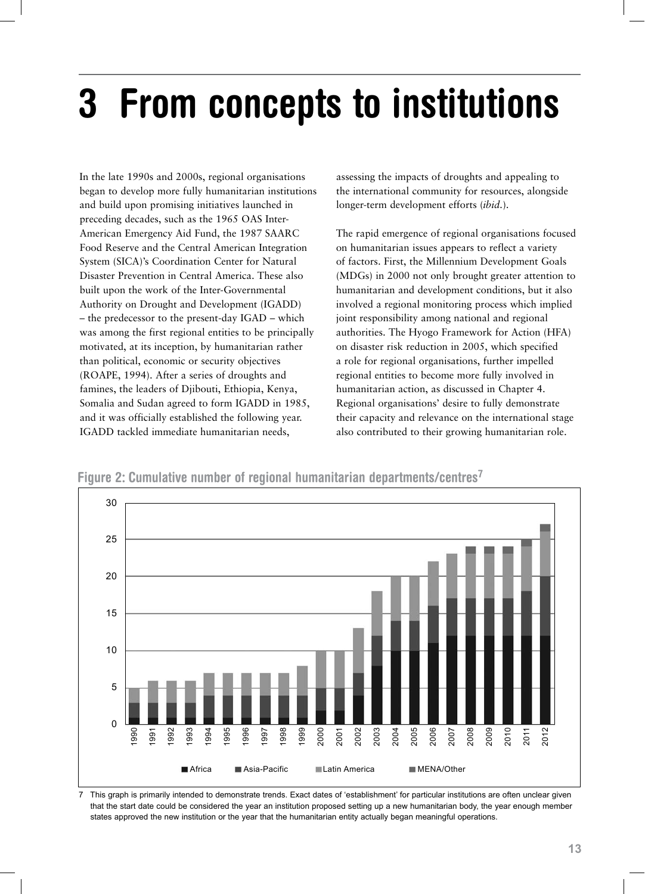# 3 From concepts to institutions

In the late 1990s and 2000s, regional organisations began to develop more fully humanitarian institutions and build upon promising initiatives launched in preceding decades, such as the 1965 OAS Inter-American Emergency Aid Fund, the 1987 SAARC Food Reserve and the Central American Integration System (SICA)'s Coordination Center for Natural Disaster Prevention in Central America. These also built upon the work of the Inter-Governmental Authority on Drought and Development (IGADD) – the predecessor to the present-day IGAD – which was among the first regional entities to be principally motivated, at its inception, by humanitarian rather than political, economic or security objectives (ROAPE, 1994). After a series of droughts and famines, the leaders of Djibouti, Ethiopia, Kenya, Somalia and Sudan agreed to form IGADD in 1985, and it was officially established the following year. IGADD tackled immediate humanitarian needs, assessing the impacts of droughts and appealing to the international community for resources, alongside longer-term development efforts (*ibid.*).

The rapid emergence of regional organisations focused on humanitarian issues appears to reflect a variety of factors. First, the Millennium Development Goals (MDGs) in 2000 not only brought greater attention to humanitarian and development conditions, but it also involved a regional monitoring process which implied joint responsibility among national and regional authorities. The Hyogo Framework for Action (HFA) on disaster risk reduction in 2005, which specified a role for regional organisations, further impelled regional entities to become more fully involved in humanitarian action, as discussed in Chapter 4. Regional organisations' desire to fully demonstrate their capacity and relevance on the international stage also contributed to their growing humanitarian role.

**Figure 2: Cumulative number of regional humanitarian departments/centres[7]**

| Year | Africa | Asia-Pacific | Latin America | MENA/Other |
|---|---|---|---|---|
| 1990 | 1 | 2 | 2 | 0 |
| 1991 | 1 | 2 | 3 | 0 |
| 1992 | 1 | 2 | 3 | 0 |
| 1993 | 1 | 2 | 3 | 0 |
| 1994 | 1 | 3 | 3 | 0 |
| 1995 | 1 | 3 | 3 | 0 |
| 1996 | 1 | 3 | 3 | 0 |
| 1997 | 1 | 3 | 3 | 0 |
| 1998 | 1 | 3 | 3 | 0 |
| 1999 | 1 | 3 | 4 | 0 |
| 2000 | 2 | 3 | 5 | 0 |
| 2001 | 2 | 3 | 5 | 0 |
| 2002 | 4 | 3 | 6 | 0 |
| 2003 | 8 | 4 | 6 | 0 |
| 2004 | 10 | 4 | 6 | 0 |
| 2005 | 10 | 4 | 6 | 0 |
| 2006 | 11 | 5 | 6 | 0 |
| 2007 | 12 | 5 | 6 | 0 |
| 2008 | 12 | 5 | 6 | 1 |
| 2009 | 12 | 5 | 6 | 1 |
| 2010 | 12 | 5 | 6 | 1 |
| 2011 | 12 | 6 | 6 | 1 |
| 2012 | 12 | 8 | 6 | 1 |

7 This graph is primarily intended to demonstrate trends. Exact dates of 'establishment' for particular institutions are often unclear given that the start date could be considered the year an institution proposed setting up a new humanitarian body, the year enough member states approved the new institution or the year that the humanitarian entity actually began meaningful operations.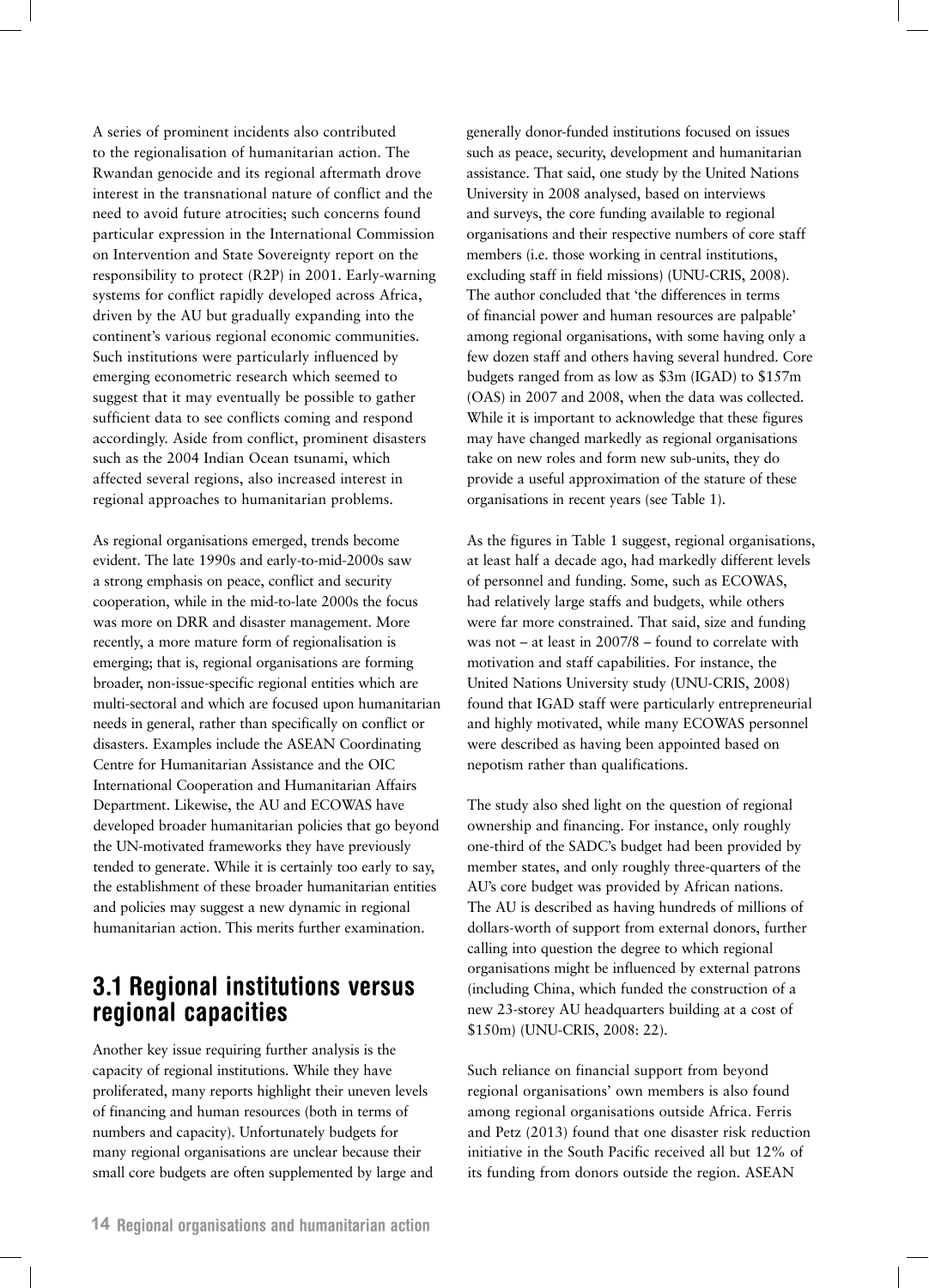A series of prominent incidents also contributed to the regionalisation of humanitarian action. The Rwandan genocide and its regional aftermath drove interest in the transnational nature of conflict and the need to avoid future atrocities; such concerns found particular expression in the International Commission on Intervention and State Sovereignty report on the responsibility to protect (R2P) in 2001. Early-warning systems for conflict rapidly developed across Africa, driven by the AU but gradually expanding into the continent's various regional economic communities. Such institutions were particularly influenced by emerging econometric research which seemed to suggest that it may eventually be possible to gather sufficient data to see conflicts coming and respond accordingly. Aside from conflict, prominent disasters such as the 2004 Indian Ocean tsunami, which affected several regions, also increased interest in regional approaches to humanitarian problems.

As regional organisations emerged, trends become evident. The late 1990s and early-to-mid-2000s saw a strong emphasis on peace, conflict and security cooperation, while in the mid-to-late 2000s the focus was more on DRR and disaster management. More recently, a more mature form of regionalisation is emerging; that is, regional organisations are forming broader, non-issue-specific regional entities which are multi-sectoral and which are focused upon humanitarian needs in general, rather than specifically on conflict or disasters. Examples include the ASEAN Coordinating Centre for Humanitarian Assistance and the OIC International Cooperation and Humanitarian Affairs Department. Likewise, the AU and ECOWAS have developed broader humanitarian policies that go beyond the UN-motivated frameworks they have previously tended to generate. While it is certainly too early to say, the establishment of these broader humanitarian entities and policies may suggest a new dynamic in regional humanitarian action. This merits further examination.

## 3.1 Regional institutions versus regional capacities

Another key issue requiring further analysis is the capacity of regional institutions. While they have proliferated, many reports highlight their uneven levels of financing and human resources (both in terms of numbers and capacity). Unfortunately budgets for many regional organisations are unclear because their small core budgets are often supplemented by large and generally donor-funded institutions focused on issues such as peace, security, development and humanitarian assistance. That said, one study by the United Nations University in 2008 analysed, based on interviews and surveys, the core funding available to regional organisations and their respective numbers of core staff members (i.e. those working in central institutions, excluding staff in field missions) (UNU-CRIS, 2008). The author concluded that 'the differences in terms of financial power and human resources are palpable' among regional organisations, with some having only a few dozen staff and others having several hundred. Core budgets ranged from as low as \$3m (IGAD) to \$157m (OAS) in 2007 and 2008, when the data was collected. While it is important to acknowledge that these figures may have changed markedly as regional organisations take on new roles and form new sub-units, they do provide a useful approximation of the stature of these organisations in recent years (see Table 1).

As the figures in Table 1 suggest, regional organisations, at least half a decade ago, had markedly different levels of personnel and funding. Some, such as ECOWAS, had relatively large staffs and budgets, while others were far more constrained. That said, size and funding was not – at least in 2007/8 – found to correlate with motivation and staff capabilities. For instance, the United Nations University study (UNU-CRIS, 2008) found that IGAD staff were particularly entrepreneurial and highly motivated, while many ECOWAS personnel were described as having been appointed based on nepotism rather than qualifications.

The study also shed light on the question of regional ownership and financing. For instance, only roughly one-third of the SADC's budget had been provided by member states, and only roughly three-quarters of the AU's core budget was provided by African nations. The AU is described as having hundreds of millions of dollars-worth of support from external donors, further calling into question the degree to which regional organisations might be influenced by external patrons (including China, which funded the construction of a new 23-storey AU headquarters building at a cost of \$150m) (UNU-CRIS, 2008: 22).

Such reliance on financial support from beyond regional organisations' own members is also found among regional organisations outside Africa. Ferris and Petz (2013) found that one disaster risk reduction initiative in the South Pacific received all but 12% of its funding from donors outside the region. ASEAN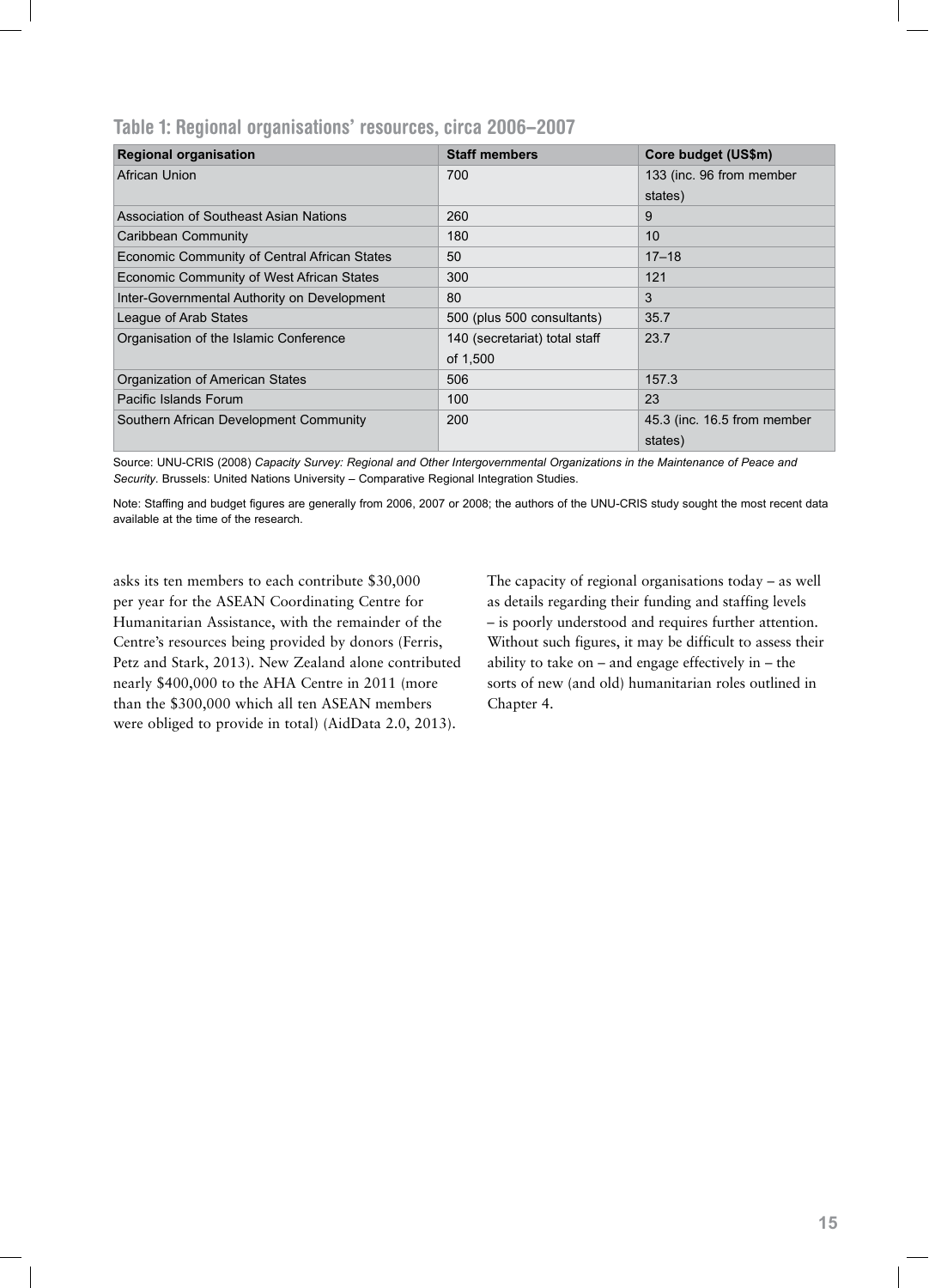### Table 1: Regional organisations' resources, circa 2006–2007

| Regional organisation | Staff members | Core budget (US$m) |
|---|---|---|
| African Union | 700 | 133 (inc. 96 from member states) |
| Association of Southeast Asian Nations | 260 | 9 |
| Caribbean Community | 180 | 10 |
| Economic Community of Central African States | 50 | 17–18 |
| Economic Community of West African States | 300 | 121 |
| Inter-Governmental Authority on Development | 80 | 3 |
| League of Arab States | 500 (plus 500 consultants) | 35.7 |
| Organisation of the Islamic Conference | 140 (secretariat) total staff of 1,500 | 23.7 |
| Organization of American States | 506 | 157.3 |
| Pacific Islands Forum | 100 | 23 |
| Southern African Development Community | 200 | 45.3 (inc. 16.5 from member states) |

Source: UNU-CRIS (2008) *Capacity Survey: Regional and Other Intergovernmental Organizations in the Maintenance of Peace and Security*. Brussels: United Nations University – Comparative Regional Integration Studies.

Note: Staffing and budget figures are generally from 2006, 2007 or 2008; the authors of the UNU-CRIS study sought the most recent data available at the time of the research.

asks its ten members to each contribute $30,000 per year for the ASEAN Coordinating Centre for Humanitarian Assistance, with the remainder of the Centre's resources being provided by donors (Ferris, Petz and Stark, 2013). New Zealand alone contributed nearly $400,000 to the AHA Centre in 2011 (more than the $300,000 which all ten ASEAN members were obliged to provide in total) (AidData 2.0, 2013).

The capacity of regional organisations today – as well as details regarding their funding and staffing levels – is poorly understood and requires further attention. Without such figures, it may be difficult to assess their ability to take on – and engage effectively in – the sorts of new (and old) humanitarian roles outlined in Chapter 4.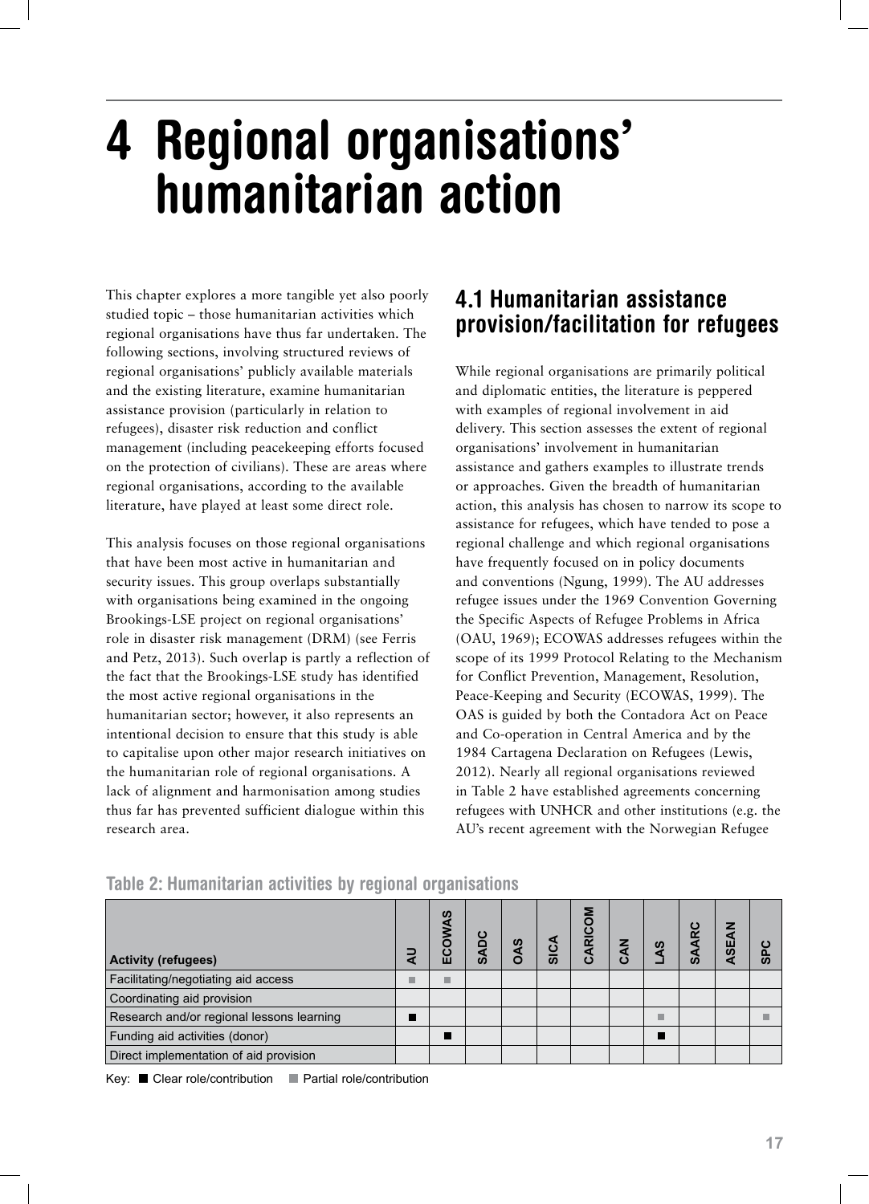# 4 Regional organisations' humanitarian action

This chapter explores a more tangible yet also poorly studied topic – those humanitarian activities which regional organisations have thus far undertaken. The following sections, involving structured reviews of regional organisations' publicly available materials and the existing literature, examine humanitarian assistance provision (particularly in relation to refugees), disaster risk reduction and conflict management (including peacekeeping efforts focused on the protection of civilians). These are areas where regional organisations, according to the available literature, have played at least some direct role.

This analysis focuses on those regional organisations that have been most active in humanitarian and security issues. This group overlaps substantially with organisations being examined in the ongoing Brookings-LSE project on regional organisations' role in disaster risk management (DRM) (see Ferris and Petz, 2013). Such overlap is partly a reflection of the fact that the Brookings-LSE study has identified the most active regional organisations in the humanitarian sector; however, it also represents an intentional decision to ensure that this study is able to capitalise upon other major research initiatives on the humanitarian role of regional organisations. A lack of alignment and harmonisation among studies thus far has prevented sufficient dialogue within this research area.

## 4.1 Humanitarian assistance provision/facilitation for refugees

While regional organisations are primarily political and diplomatic entities, the literature is peppered with examples of regional involvement in aid delivery. This section assesses the extent of regional organisations' involvement in humanitarian assistance and gathers examples to illustrate trends or approaches. Given the breadth of humanitarian action, this analysis has chosen to narrow its scope to assistance for refugees, which have tended to pose a regional challenge and which regional organisations have frequently focused on in policy documents and conventions (Ngung, 1999). The AU addresses refugee issues under the 1969 Convention Governing the Specific Aspects of Refugee Problems in Africa (OAU, 1969); ECOWAS addresses refugees within the scope of its 1999 Protocol Relating to the Mechanism for Conflict Prevention, Management, Resolution, Peace-Keeping and Security (ECOWAS, 1999). The OAS is guided by both the Contadora Act on Peace and Co-operation in Central America and by the 1984 Cartagena Declaration on Refugees (Lewis, 2012). Nearly all regional organisations reviewed in Table 2 have established agreements concerning refugees with UNHCR and other institutions (e.g. the AU's recent agreement with the Norwegian Refugee

**Table 2: Humanitarian activities by regional organisations**

| Activity (refugees) | AU | ECOWAS | SADC | OAS | SICA | CARICOM | CAN | LAS | SAARC | ASEAN | SPC |
|---|---|---|---|---|---|---|---|---|---|---|---|
| Facilitating/negotiating aid access | ■ (partial) | ■ (partial) | | | | | | | | | |
| Coordinating aid provision | | | | | | | | | | | |
| Research and/or regional lessons learning | ■ | | | | | | | ■ (partial) | | | ■ (partial) |
| Funding aid activities (donor) | | ■ | | | | | | ■ | | | |
| Direct implementation of aid provision | | | | | | | | | | | |

Key: ■ Clear role/contribution ■ (partial) Partial role/contribution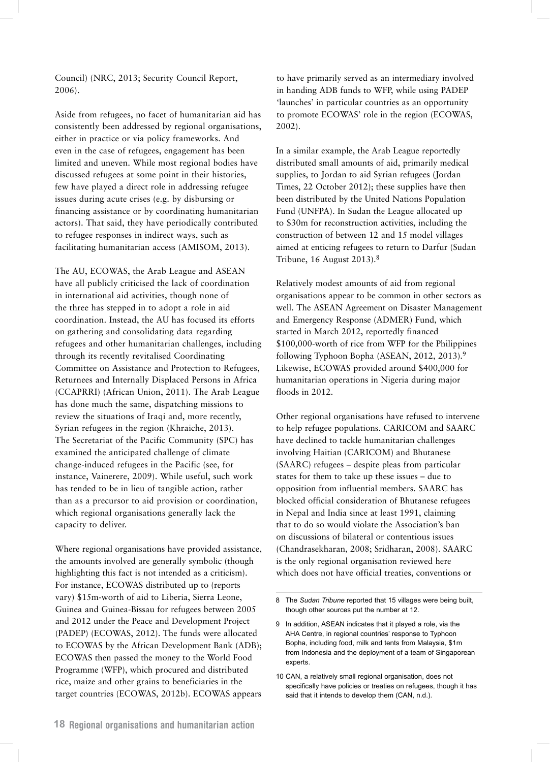Council) (NRC, 2013; Security Council Report, 2006).

Aside from refugees, no facet of humanitarian aid has consistently been addressed by regional organisations, either in practice or via policy frameworks. And even in the case of refugees, engagement has been limited and uneven. While most regional bodies have discussed refugees at some point in their histories, few have played a direct role in addressing refugee issues during acute crises (e.g. by disbursing or financing assistance or by coordinating humanitarian actors). That said, they have periodically contributed to refugee responses in indirect ways, such as facilitating humanitarian access (AMISOM, 2013).

The AU, ECOWAS, the Arab League and ASEAN have all publicly criticised the lack of coordination in international aid activities, though none of the three has stepped in to adopt a role in aid coordination. Instead, the AU has focused its efforts on gathering and consolidating data regarding refugees and other humanitarian challenges, including through its recently revitalised Coordinating Committee on Assistance and Protection to Refugees, Returnees and Internally Displaced Persons in Africa (CCAPRRI) (African Union, 2011). The Arab League has done much the same, dispatching missions to review the situations of Iraqi and, more recently, Syrian refugees in the region (Khraiche, 2013). The Secretariat of the Pacific Community (SPC) has examined the anticipated challenge of climate change-induced refugees in the Pacific (see, for instance, Vainerere, 2009). While useful, such work has tended to be in lieu of tangible action, rather than as a precursor to aid provision or coordination, which regional organisations generally lack the capacity to deliver.

Where regional organisations have provided assistance, the amounts involved are generally symbolic (though highlighting this fact is not intended as a criticism). For instance, ECOWAS distributed up to (reports vary) $15m-worth of aid to Liberia, Sierra Leone, Guinea and Guinea-Bissau for refugees between 2005 and 2012 under the Peace and Development Project (PADEP) (ECOWAS, 2012). The funds were allocated to ECOWAS by the African Development Bank (ADB); ECOWAS then passed the money to the World Food Programme (WFP), which procured and distributed rice, maize and other grains to beneficiaries in the target countries (ECOWAS, 2012b). ECOWAS appears to have primarily served as an intermediary involved in handing ADB funds to WFP, while using PADEP 'launches' in particular countries as an opportunity to promote ECOWAS' role in the region (ECOWAS, 2002).

In a similar example, the Arab League reportedly distributed small amounts of aid, primarily medical supplies, to Jordan to aid Syrian refugees (Jordan Times, 22 October 2012); these supplies have then been distributed by the United Nations Population Fund (UNFPA). In Sudan the League allocated up to $30m for reconstruction activities, including the construction of between 12 and 15 model villages aimed at enticing refugees to return to Darfur (Sudan Tribune, 16 August 2013).[8]

Relatively modest amounts of aid from regional organisations appear to be common in other sectors as well. The ASEAN Agreement on Disaster Management and Emergency Response (ADMER) Fund, which started in March 2012, reportedly financed $100,000-worth of rice from WFP for the Philippines following Typhoon Bopha (ASEAN, 2012, 2013).[9] Likewise, ECOWAS provided around $400,000 for humanitarian operations in Nigeria during major floods in 2012.

Other regional organisations have refused to intervene to help refugee populations. CARICOM and SAARC have declined to tackle humanitarian challenges involving Haitian (CARICOM) and Bhutanese (SAARC) refugees – despite pleas from particular states for them to take up these issues – due to opposition from influential members. SAARC has blocked official consideration of Bhutanese refugees in Nepal and India since at least 1991, claiming that to do so would violate the Association's ban on discussions of bilateral or contentious issues (Chandrasekharan, 2008; Sridharan, 2008). SAARC is the only regional organisation reviewed here which does not have official treaties, conventions or

---

8 The *Sudan Tribune* reported that 15 villages were being built, though other sources put the number at 12.

9 In addition, ASEAN indicates that it played a role, via the AHA Centre, in regional countries' response to Typhoon Bopha, including food, milk and tents from Malaysia, $1m from Indonesia and the deployment of a team of Singaporean experts.

10 CAN, a relatively small regional organisation, does not specifically have policies or treaties on refugees, though it has said that it intends to develop them (CAN, n.d.).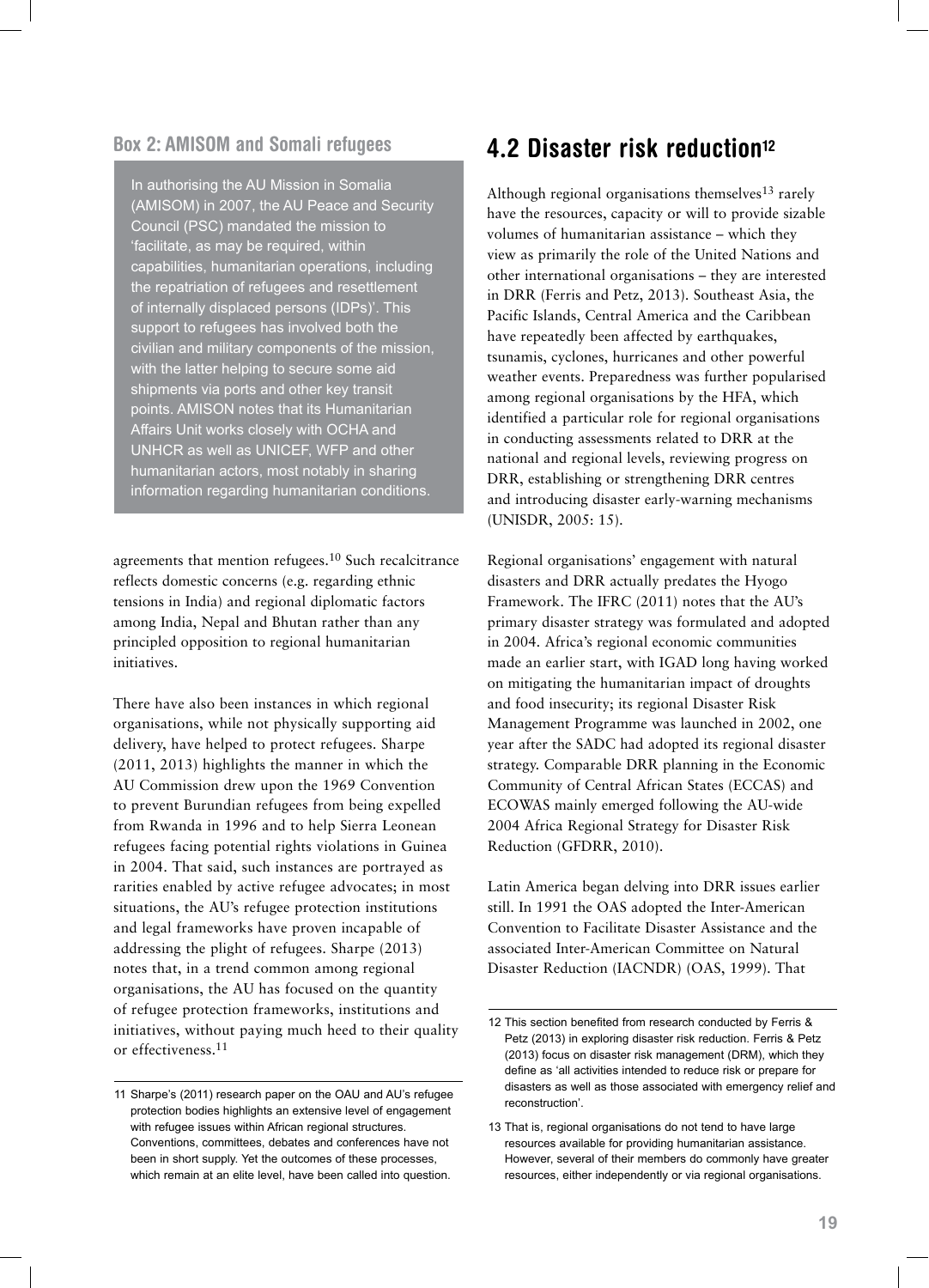### Box 2: AMISOM and Somali refugees

> In authorising the AU Mission in Somalia (AMISOM) in 2007, the AU Peace and Security Council (PSC) mandated the mission to 'facilitate, as may be required, within capabilities, humanitarian operations, including the repatriation of refugees and resettlement of internally displaced persons (IDPs)'. This support to refugees has involved both the civilian and military components of the mission, with the latter helping to secure some aid shipments via ports and other key transit points. AMISON notes that its Humanitarian Affairs Unit works closely with OCHA and UNHCR as well as UNICEF, WFP and other humanitarian actors, most notably in sharing information regarding humanitarian conditions.

agreements that mention refugees.[10] Such recalcitrance reflects domestic concerns (e.g. regarding ethnic tensions in India) and regional diplomatic factors among India, Nepal and Bhutan rather than any principled opposition to regional humanitarian initiatives.

There have also been instances in which regional organisations, while not physically supporting aid delivery, have helped to protect refugees. Sharpe (2011, 2013) highlights the manner in which the AU Commission drew upon the 1969 Convention to prevent Burundian refugees from being expelled from Rwanda in 1996 and to help Sierra Leonean refugees facing potential rights violations in Guinea in 2004. That said, such instances are portrayed as rarities enabled by active refugee advocates; in most situations, the AU's refugee protection institutions and legal frameworks have proven incapable of addressing the plight of refugees. Sharpe (2013) notes that, in a trend common among regional organisations, the AU has focused on the quantity of refugee protection frameworks, institutions and initiatives, without paying much heed to their quality or effectiveness.[11]

## 4.2 Disaster risk reduction[12]

Although regional organisations themselves[13] rarely have the resources, capacity or will to provide sizable volumes of humanitarian assistance – which they view as primarily the role of the United Nations and other international organisations – they are interested in DRR (Ferris and Petz, 2013). Southeast Asia, the Pacific Islands, Central America and the Caribbean have repeatedly been affected by earthquakes, tsunamis, cyclones, hurricanes and other powerful weather events. Preparedness was further popularised among regional organisations by the HFA, which identified a particular role for regional organisations in conducting assessments related to DRR at the national and regional levels, reviewing progress on DRR, establishing or strengthening DRR centres and introducing disaster early-warning mechanisms (UNISDR, 2005: 15).

Regional organisations' engagement with natural disasters and DRR actually predates the Hyogo Framework. The IFRC (2011) notes that the AU's primary disaster strategy was formulated and adopted in 2004. Africa's regional economic communities made an earlier start, with IGAD long having worked on mitigating the humanitarian impact of droughts and food insecurity; its regional Disaster Risk Management Programme was launched in 2002, one year after the SADC had adopted its regional disaster strategy. Comparable DRR planning in the Economic Community of Central African States (ECCAS) and ECOWAS mainly emerged following the AU-wide 2004 Africa Regional Strategy for Disaster Risk Reduction (GFDRR, 2010).

Latin America began delving into DRR issues earlier still. In 1991 the OAS adopted the Inter-American Convention to Facilitate Disaster Assistance and the associated Inter-American Committee on Natural Disaster Reduction (IACNDR) (OAS, 1999). That

---

11 Sharpe's (2011) research paper on the OAU and AU's refugee protection bodies highlights an extensive level of engagement with refugee issues within African regional structures. Conventions, committees, debates and conferences have not been in short supply. Yet the outcomes of these processes, which remain at an elite level, have been called into question.

12 This section benefited from research conducted by Ferris & Petz (2013) in exploring disaster risk reduction. Ferris & Petz (2013) focus on disaster risk management (DRM), which they define as 'all activities intended to reduce risk or prepare for disasters as well as those associated with emergency relief and reconstruction'.

13 That is, regional organisations do not tend to have large resources available for providing humanitarian assistance. However, several of their members do commonly have greater resources, either independently or via regional organisations.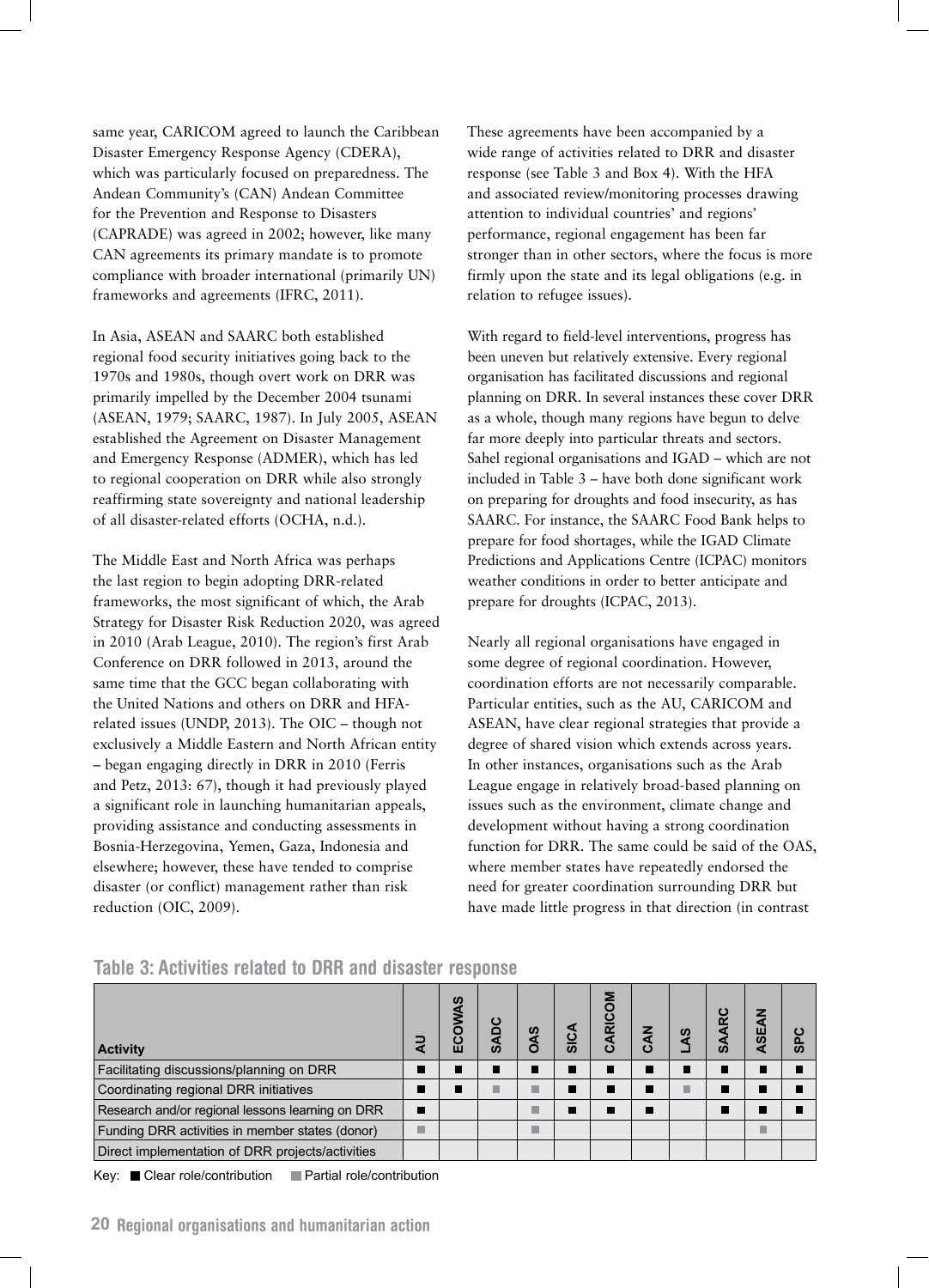same year, CARICOM agreed to launch the Caribbean Disaster Emergency Response Agency (CDERA), which was particularly focused on preparedness. The Andean Community's (CAN) Andean Committee for the Prevention and Response to Disasters (CAPRADE) was agreed in 2002; however, like many CAN agreements its primary mandate is to promote compliance with broader international (primarily UN) frameworks and agreements (IFRC, 2011).

In Asia, ASEAN and SAARC both established regional food security initiatives going back to the 1970s and 1980s, though overt work on DRR was primarily impelled by the December 2004 tsunami (ASEAN, 1979; SAARC, 1987). In July 2005, ASEAN established the Agreement on Disaster Management and Emergency Response (ADMER), which has led to regional cooperation on DRR while also strongly reaffirming state sovereignty and national leadership of all disaster-related efforts (OCHA, n.d.).

The Middle East and North Africa was perhaps the last region to begin adopting DRR-related frameworks, the most significant of which, the Arab Strategy for Disaster Risk Reduction 2020, was agreed in 2010 (Arab League, 2010). The region's first Arab Conference on DRR followed in 2013, around the same time that the GCC began collaborating with the United Nations and others on DRR and HFA-related issues (UNDP, 2013). The OIC – though not exclusively a Middle Eastern and North African entity – began engaging directly in DRR in 2010 (Ferris and Petz, 2013: 67), though it had previously played a significant role in launching humanitarian appeals, providing assistance and conducting assessments in Bosnia-Herzegovina, Yemen, Gaza, Indonesia and elsewhere; however, these have tended to comprise disaster (or conflict) management rather than risk reduction (OIC, 2009).

These agreements have been accompanied by a wide range of activities related to DRR and disaster response (see Table 3 and Box 4). With the HFA and associated review/monitoring processes drawing attention to individual countries' and regions' performance, regional engagement has been far stronger than in other sectors, where the focus is more firmly upon the state and its legal obligations (e.g. in relation to refugee issues).

With regard to field-level interventions, progress has been uneven but relatively extensive. Every regional organisation has facilitated discussions and regional planning on DRR. In several instances these cover DRR as a whole, though many regions have begun to delve far more deeply into particular threats and sectors. Sahel regional organisations and IGAD – which are not included in Table 3 – have both done significant work on preparing for droughts and food insecurity, as has SAARC. For instance, the SAARC Food Bank helps to prepare for food shortages, while the IGAD Climate Predictions and Applications Centre (ICPAC) monitors weather conditions in order to better anticipate and prepare for droughts (ICPAC, 2013).

Nearly all regional organisations have engaged in some degree of regional coordination. However, coordination efforts are not necessarily comparable. Particular entities, such as the AU, CARICOM and ASEAN, have clear regional strategies that provide a degree of shared vision which extends across years. In other instances, organisations such as the Arab League engage in relatively broad-based planning on issues such as the environment, climate change and development without having a strong coordination function for DRR. The same could be said of the OAS, where member states have repeatedly endorsed the need for greater coordination surrounding DRR but have made little progress in that direction (in contrast

**Table 3: Activities related to DRR and disaster response**

| Activity | AU | ECOWAS | SADC | OAS | SICA | CARICOM | CAN | LAS | SAARC | ASEAN | SPC |
|---|---|---|---|---|---|---|---|---|---|---|---|
| Facilitating discussions/planning on DRR | ■ | ■ | ■ | ■ | ■ | ■ | ■ | ■ | ■ | ■ | ■ |
| Coordinating regional DRR initiatives | ■ | ■ | ▪ (partial) | ▪ (partial) | ■ | ■ | ■ | ▪ (partial) | ■ | ■ | ■ |
| Research and/or regional lessons learning on DRR | ■ | | | ▪ (partial) | ■ | ■ | ■ | | ■ | ■ | ■ |
| Funding DRR activities in member states (donor) | ▪ (partial) | | | ▪ (partial) | | | | | | ▪ (partial) | |
| Direct implementation of DRR projects/activities | | | | | | | | | | | |

Key: ■ Clear role/contribution ▪ Partial role/contribution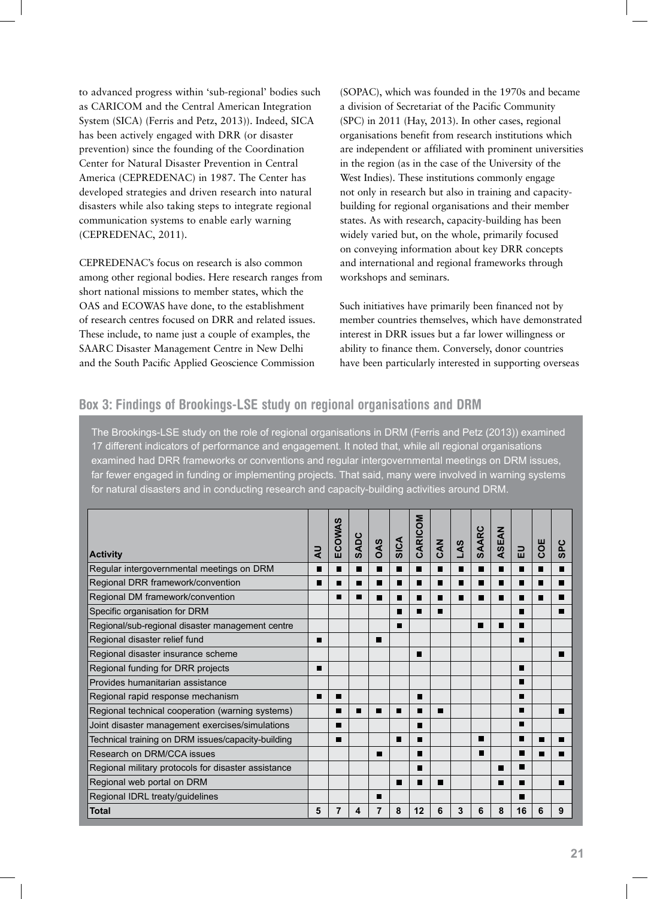to advanced progress within 'sub-regional' bodies such as CARICOM and the Central American Integration System (SICA) (Ferris and Petz, 2013)). Indeed, SICA has been actively engaged with DRR (or disaster prevention) since the founding of the Coordination Center for Natural Disaster Prevention in Central America (CEPREDENAC) in 1987. The Center has developed strategies and driven research into natural disasters while also taking steps to integrate regional communication systems to enable early warning (CEPREDENAC, 2011).

CEPREDENAC's focus on research is also common among other regional bodies. Here research ranges from short national missions to member states, which the OAS and ECOWAS have done, to the establishment of research centres focused on DRR and related issues. These include, to name just a couple of examples, the SAARC Disaster Management Centre in New Delhi and the South Pacific Applied Geoscience Commission (SOPAC), which was founded in the 1970s and became a division of Secretariat of the Pacific Community (SPC) in 2011 (Hay, 2013). In other cases, regional organisations benefit from research institutions which are independent or affiliated with prominent universities in the region (as in the case of the University of the West Indies). These institutions commonly engage not only in research but also in training and capacity-building for regional organisations and their member states. As with research, capacity-building has been widely varied but, on the whole, primarily focused on conveying information about key DRR concepts and international and regional frameworks through workshops and seminars.

Such initiatives have primarily been financed not by member countries themselves, which have demonstrated interest in DRR issues but a far lower willingness or ability to finance them. Conversely, donor countries have been particularly interested in supporting overseas

## Box 3: Findings of Brookings-LSE study on regional organisations and DRM

The Brookings-LSE study on the role of regional organisations in DRM (Ferris and Petz (2013)) examined 17 different indicators of performance and engagement. It noted that, while all regional organisations examined had DRR frameworks or conventions and regular intergovernmental meetings on DRM issues, far fewer engaged in funding or implementing projects. That said, many were involved in warning systems for natural disasters and in conducting research and capacity-building activities around DRM.

| Activity | AU | ECOWAS | SADC | OAS | SICA | CARICOM | CAN | LAS | SAARC | ASEAN | EU | COE | SPC |
|---|---|---|---|---|---|---|---|---|---|---|---|---|---|
| Regular intergovernmental meetings on DRM | ■ | ■ | ■ | ■ | ■ | ■ | ■ | ■ | ■ | ■ | ■ | ■ | ■ |
| Regional DRR framework/convention | ■ | ■ | ■ | ■ | ■ | ■ | ■ | ■ | ■ | ■ | ■ | ■ | ■ |
| Regional DM framework/convention | | ■ | ■ | ■ | ■ | ■ | ■ | ■ | ■ | ■ | ■ | ■ | ■ |
| Specific organisation for DRM | | | | | ■ | ■ | ■ | | | | ■ | | ■ |
| Regional/sub-regional disaster management centre | | | | | ■ | | | | ■ | ■ | ■ | | |
| Regional disaster relief fund | ■ | | | ■ | | | | | | | ■ | | |
| Regional disaster insurance scheme | | | | | | ■ | | | | | | | ■ |
| Regional funding for DRR projects | ■ | | | | | | | | | | ■ | | |
| Provides humanitarian assistance | | | | | | | | | | | ■ | | |
| Regional rapid response mechanism | ■ | ■ | | | | ■ | | | | | ■ | | |
| Regional technical cooperation (warning systems) | | ■ | ■ | ■ | ■ | ■ | ■ | | | | ■ | | ■ |
| Joint disaster management exercises/simulations | | ■ | | | | ■ | | | | | ■ | | |
| Technical training on DRM issues/capacity-building | | ■ | | | ■ | ■ | | | ■ | | ■ | ■ | ■ |
| Research on DRM/CCA issues | | | | ■ | | ■ | | | ■ | | ■ | ■ | ■ |
| Regional military protocols for disaster assistance | | | | | | ■ | | | | ■ | ■ | | |
| Regional web portal on DRM | | | | | ■ | ■ | ■ | | | ■ | ■ | | ■ |
| Regional IDRL treaty/guidelines | | | | ■ | | | | | | | ■ | | |
| **Total** | **5** | **7** | **4** | **7** | **8** | **12** | **6** | **3** | **6** | **8** | **16** | **6** | **9** |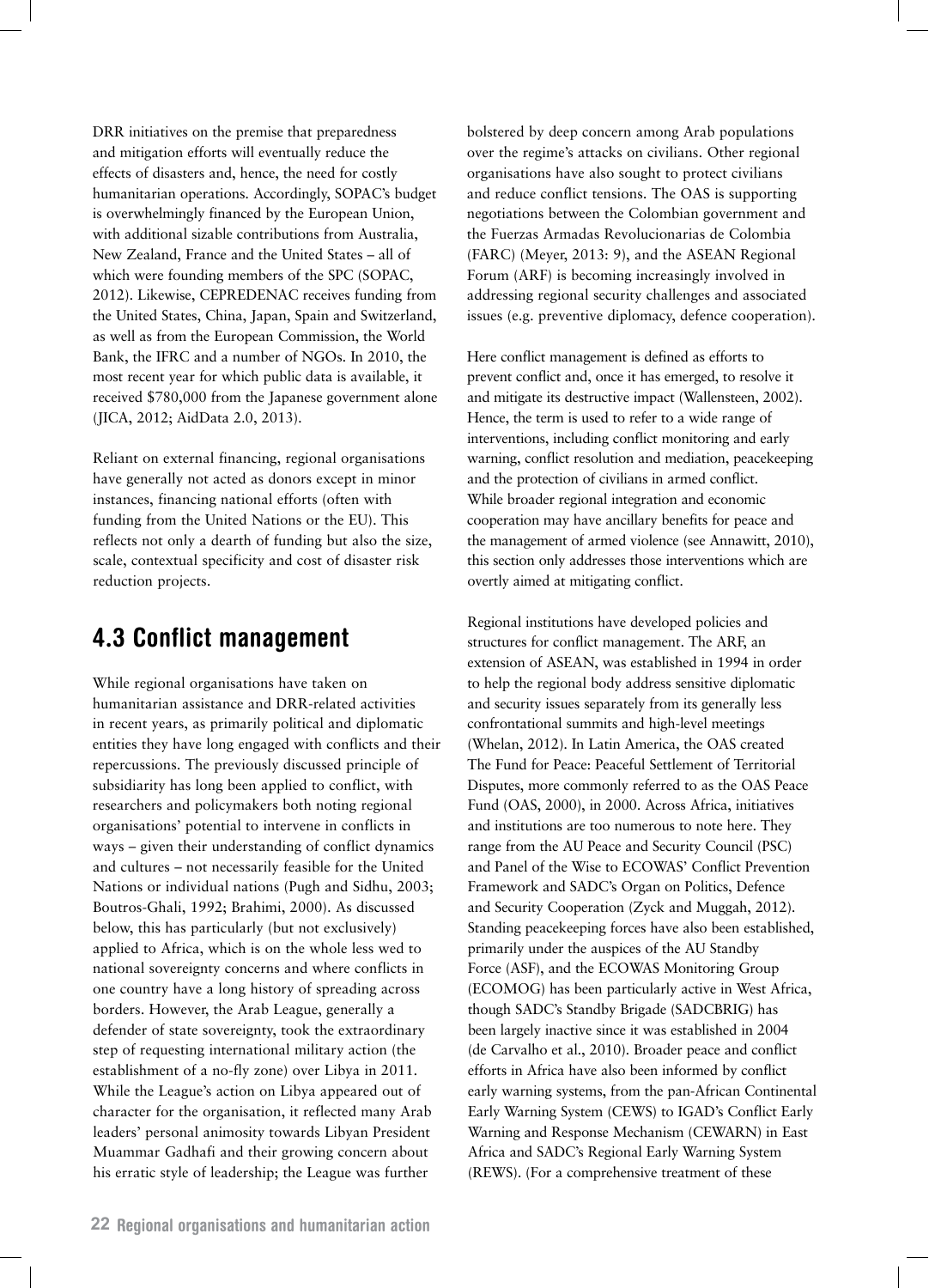DRR initiatives on the premise that preparedness and mitigation efforts will eventually reduce the effects of disasters and, hence, the need for costly humanitarian operations. Accordingly, SOPAC's budget is overwhelmingly financed by the European Union, with additional sizable contributions from Australia, New Zealand, France and the United States – all of which were founding members of the SPC (SOPAC, 2012). Likewise, CEPREDENAC receives funding from the United States, China, Japan, Spain and Switzerland, as well as from the European Commission, the World Bank, the IFRC and a number of NGOs. In 2010, the most recent year for which public data is available, it received $780,000 from the Japanese government alone (JICA, 2012; AidData 2.0, 2013).

Reliant on external financing, regional organisations have generally not acted as donors except in minor instances, financing national efforts (often with funding from the United Nations or the EU). This reflects not only a dearth of funding but also the size, scale, contextual specificity and cost of disaster risk reduction projects.

## 4.3 Conflict management

While regional organisations have taken on humanitarian assistance and DRR-related activities in recent years, as primarily political and diplomatic entities they have long engaged with conflicts and their repercussions. The previously discussed principle of subsidiarity has long been applied to conflict, with researchers and policymakers both noting regional organisations' potential to intervene in conflicts in ways – given their understanding of conflict dynamics and cultures – not necessarily feasible for the United Nations or individual nations (Pugh and Sidhu, 2003; Boutros-Ghali, 1992; Brahimi, 2000). As discussed below, this has particularly (but not exclusively) applied to Africa, which is on the whole less wed to national sovereignty concerns and where conflicts in one country have a long history of spreading across borders. However, the Arab League, generally a defender of state sovereignty, took the extraordinary step of requesting international military action (the establishment of a no-fly zone) over Libya in 2011. While the League's action on Libya appeared out of character for the organisation, it reflected many Arab leaders' personal animosity towards Libyan President Muammar Gadhafi and their growing concern about his erratic style of leadership; the League was further bolstered by deep concern among Arab populations over the regime's attacks on civilians. Other regional organisations have also sought to protect civilians and reduce conflict tensions. The OAS is supporting negotiations between the Colombian government and the Fuerzas Armadas Revolucionarias de Colombia (FARC) (Meyer, 2013: 9), and the ASEAN Regional Forum (ARF) is becoming increasingly involved in addressing regional security challenges and associated issues (e.g. preventive diplomacy, defence cooperation).

Here conflict management is defined as efforts to prevent conflict and, once it has emerged, to resolve it and mitigate its destructive impact (Wallensteen, 2002). Hence, the term is used to refer to a wide range of interventions, including conflict monitoring and early warning, conflict resolution and mediation, peacekeeping and the protection of civilians in armed conflict. While broader regional integration and economic cooperation may have ancillary benefits for peace and the management of armed violence (see Annawitt, 2010), this section only addresses those interventions which are overtly aimed at mitigating conflict.

Regional institutions have developed policies and structures for conflict management. The ARF, an extension of ASEAN, was established in 1994 in order to help the regional body address sensitive diplomatic and security issues separately from its generally less confrontational summits and high-level meetings (Whelan, 2012). In Latin America, the OAS created The Fund for Peace: Peaceful Settlement of Territorial Disputes, more commonly referred to as the OAS Peace Fund (OAS, 2000), in 2000. Across Africa, initiatives and institutions are too numerous to note here. They range from the AU Peace and Security Council (PSC) and Panel of the Wise to ECOWAS' Conflict Prevention Framework and SADC's Organ on Politics, Defence and Security Cooperation (Zyck and Muggah, 2012). Standing peacekeeping forces have also been established, primarily under the auspices of the AU Standby Force (ASF), and the ECOWAS Monitoring Group (ECOMOG) has been particularly active in West Africa, though SADC's Standby Brigade (SADCBRIG) has been largely inactive since it was established in 2004 (de Carvalho et al., 2010). Broader peace and conflict efforts in Africa have also been informed by conflict early warning systems, from the pan-African Continental Early Warning System (CEWS) to IGAD's Conflict Early Warning and Response Mechanism (CEWARN) in East Africa and SADC's Regional Early Warning System (REWS). (For a comprehensive treatment of these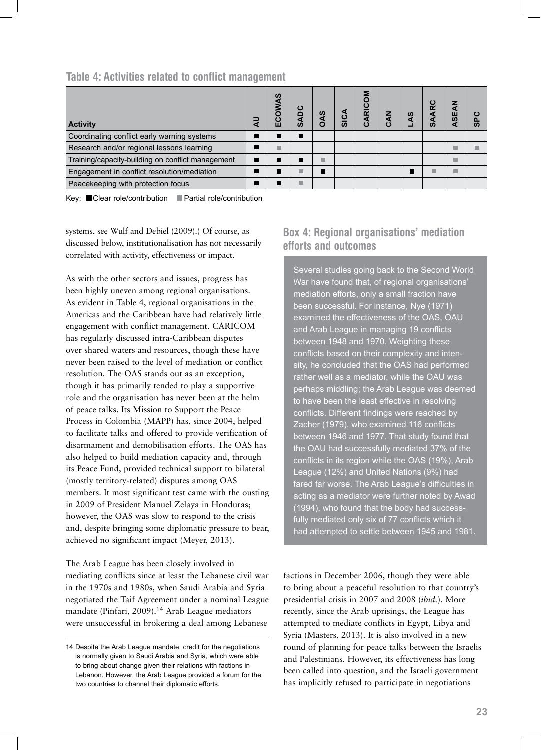## Table 4: Activities related to conflict management

| Activity | AU | ECOWAS | SADC | OAS | SICA | CARICOM | CAN | LAS | SAARC | ASEAN | SPC |
|---|---|---|---|---|---|---|---|---|---|---|---|
| Coordinating conflict early warning systems | ■ | ■ | ■ | | | | | | | | |
| Research and/or regional lessons learning | ■ | ▪ | | | | | | | | ▪ | ▪ |
| Training/capacity-building on conflict management | ■ | ■ | ■ | ▪ | | | | | | ▪ | |
| Engagement in conflict resolution/mediation | ■ | ■ | ▪ | ■ | | | | ■ | ▪ | ▪ | |
| Peacekeeping with protection focus | ■ | ■ | ▪ | | | | | | | | |

Key: ■ Clear role/contribution ▪ Partial role/contribution

systems, see Wulf and Debiel (2009).) Of course, as discussed below, institutionalisation has not necessarily correlated with activity, effectiveness or impact.

As with the other sectors and issues, progress has been highly uneven among regional organisations. As evident in Table 4, regional organisations in the Americas and the Caribbean have had relatively little engagement with conflict management. CARICOM has regularly discussed intra-Caribbean disputes over shared waters and resources, though these have never been raised to the level of mediation or conflict resolution. The OAS stands out as an exception, though it has primarily tended to play a supportive role and the organisation has never been at the helm of peace talks. Its Mission to Support the Peace Process in Colombia (MAPP) has, since 2004, helped to facilitate talks and offered to provide verification of disarmament and demobilisation efforts. The OAS has also helped to build mediation capacity and, through its Peace Fund, provided technical support to bilateral (mostly territory-related) disputes among OAS members. It most significant test came with the ousting in 2009 of President Manuel Zelaya in Honduras; however, the OAS was slow to respond to the crisis and, despite bringing some diplomatic pressure to bear, achieved no significant impact (Meyer, 2013).

The Arab League has been closely involved in mediating conflicts since at least the Lebanese civil war in the 1970s and 1980s, when Saudi Arabia and Syria negotiated the Taif Agreement under a nominal League mandate (Pinfari, 2009).[14] Arab League mediators were unsuccessful in brokering a deal among Lebanese factions in December 2006, though they were able to bring about a peaceful resolution to that country's presidential crisis in 2007 and 2008 (*ibid.*). More recently, since the Arab uprisings, the League has attempted to mediate conflicts in Egypt, Libya and Syria (Masters, 2013). It is also involved in a new round of planning for peace talks between the Israelis and Palestinians. However, its effectiveness has long been called into question, and the Israeli government has implicitly refused to participate in negotiations

### Box 4: Regional organisations' mediation efforts and outcomes

Several studies going back to the Second World War have found that, of regional organisations' mediation efforts, only a small fraction have been successful. For instance, Nye (1971) examined the effectiveness of the OAS, OAU and Arab League in managing 19 conflicts between 1948 and 1970. Weighting these conflicts based on their complexity and intensity, he concluded that the OAS had performed rather well as a mediator, while the OAU was perhaps middling; the Arab League was deemed to have been the least effective in resolving conflicts. Different findings were reached by Zacher (1979), who examined 116 conflicts between 1946 and 1977. That study found that the OAU had successfully mediated 37% of the conflicts in its region while the OAS (19%), Arab League (12%) and United Nations (9%) had fared far worse. The Arab League's difficulties in acting as a mediator were further noted by Awad (1994), who found that the body had successfully mediated only six of 77 conflicts which it had attempted to settle between 1945 and 1981.

---

14 Despite the Arab League mandate, credit for the negotiations is normally given to Saudi Arabia and Syria, which were able to bring about change given their relations with factions in Lebanon. However, the Arab League provided a forum for the two countries to channel their diplomatic efforts.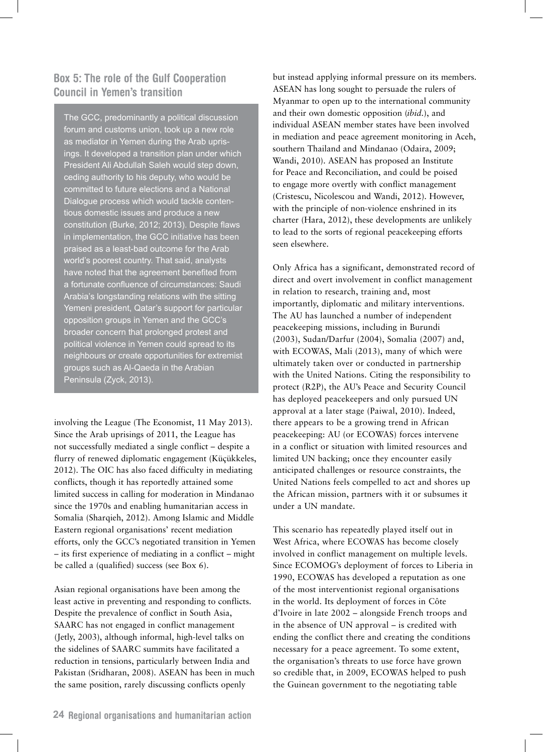### Box 5: The role of the Gulf Cooperation Council in Yemen's transition

The GCC, predominantly a political discussion forum and customs union, took up a new role as mediator in Yemen during the Arab uprisings. It developed a transition plan under which President Ali Abdullah Saleh would step down, ceding authority to his deputy, who would be committed to future elections and a National Dialogue process which would tackle contentious domestic issues and produce a new constitution (Burke, 2012; 2013). Despite flaws in implementation, the GCC initiative has been praised as a least-bad outcome for the Arab world's poorest country. That said, analysts have noted that the agreement benefited from a fortunate confluence of circumstances: Saudi Arabia's longstanding relations with the sitting Yemeni president, Qatar's support for particular opposition groups in Yemen and the GCC's broader concern that prolonged protest and political violence in Yemen could spread to its neighbours or create opportunities for extremist groups such as Al-Qaeda in the Arabian Peninsula (Zyck, 2013).

involving the League (The Economist, 11 May 2013). Since the Arab uprisings of 2011, the League has not successfully mediated a single conflict – despite a flurry of renewed diplomatic engagement (Küçükkeles, 2012). The OIC has also faced difficulty in mediating conflicts, though it has reportedly attained some limited success in calling for moderation in Mindanao since the 1970s and enabling humanitarian access in Somalia (Sharqieh, 2012). Among Islamic and Middle Eastern regional organisations' recent mediation efforts, only the GCC's negotiated transition in Yemen – its first experience of mediating in a conflict – might be called a (qualified) success (see Box 6).

Asian regional organisations have been among the least active in preventing and responding to conflicts. Despite the prevalence of conflict in South Asia, SAARC has not engaged in conflict management (Jetly, 2003), although informal, high-level talks on the sidelines of SAARC summits have facilitated a reduction in tensions, particularly between India and Pakistan (Sridharan, 2008). ASEAN has been in much the same position, rarely discussing conflicts openly but instead applying informal pressure on its members. ASEAN has long sought to persuade the rulers of Myanmar to open up to the international community and their own domestic opposition (*ibid.*), and individual ASEAN member states have been involved in mediation and peace agreement monitoring in Aceh, southern Thailand and Mindanao (Odaira, 2009; Wandi, 2010). ASEAN has proposed an Institute for Peace and Reconciliation, and could be poised to engage more overtly with conflict management (Cristescu, Nicolescou and Wandi, 2012). However, with the principle of non-violence enshrined in its charter (Hara, 2012), these developments are unlikely to lead to the sorts of regional peacekeeping efforts seen elsewhere.

Only Africa has a significant, demonstrated record of direct and overt involvement in conflict management in relation to research, training and, most importantly, diplomatic and military interventions. The AU has launched a number of independent peacekeeping missions, including in Burundi (2003), Sudan/Darfur (2004), Somalia (2007) and, with ECOWAS, Mali (2013), many of which were ultimately taken over or conducted in partnership with the United Nations. Citing the responsibility to protect (R2P), the AU's Peace and Security Council has deployed peacekeepers and only pursued UN approval at a later stage (Paiwal, 2010). Indeed, there appears to be a growing trend in African peacekeeping: AU (or ECOWAS) forces intervene in a conflict or situation with limited resources and limited UN backing; once they encounter easily anticipated challenges or resource constraints, the United Nations feels compelled to act and shores up the African mission, partners with it or subsumes it under a UN mandate.

This scenario has repeatedly played itself out in West Africa, where ECOWAS has become closely involved in conflict management on multiple levels. Since ECOMOG's deployment of forces to Liberia in 1990, ECOWAS has developed a reputation as one of the most interventionist regional organisations in the world. Its deployment of forces in Côte d'Ivoire in late 2002 – alongside French troops and in the absence of UN approval – is credited with ending the conflict there and creating the conditions necessary for a peace agreement. To some extent, the organisation's threats to use force have grown so credible that, in 2009, ECOWAS helped to push the Guinean government to the negotiating table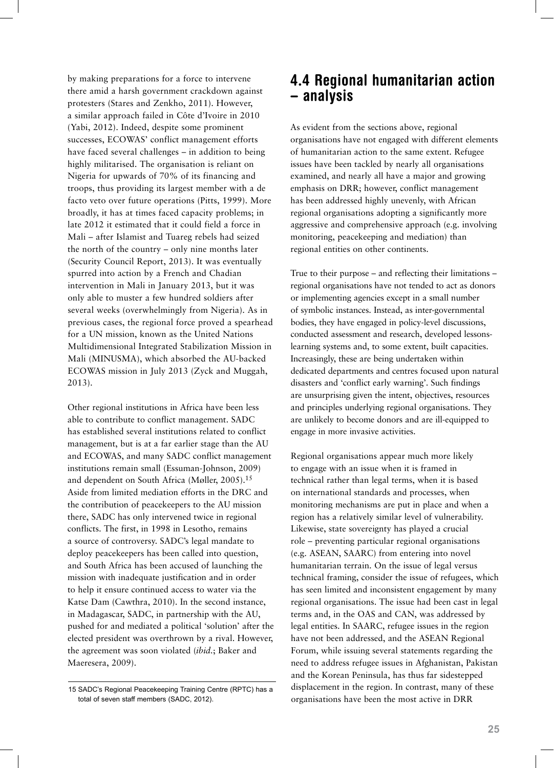by making preparations for a force to intervene there amid a harsh government crackdown against protesters (Stares and Zenkho, 2011). However, a similar approach failed in Côte d'Ivoire in 2010 (Yabi, 2012). Indeed, despite some prominent successes, ECOWAS' conflict management efforts have faced several challenges – in addition to being highly militarised. The organisation is reliant on Nigeria for upwards of 70% of its financing and troops, thus providing its largest member with a de facto veto over future operations (Pitts, 1999). More broadly, it has at times faced capacity problems; in late 2012 it estimated that it could field a force in Mali – after Islamist and Tuareg rebels had seized the north of the country – only nine months later (Security Council Report, 2013). It was eventually spurred into action by a French and Chadian intervention in Mali in January 2013, but it was only able to muster a few hundred soldiers after several weeks (overwhelmingly from Nigeria). As in previous cases, the regional force proved a spearhead for a UN mission, known as the United Nations Multidimensional Integrated Stabilization Mission in Mali (MINUSMA), which absorbed the AU-backed ECOWAS mission in July 2013 (Zyck and Muggah, 2013).

Other regional institutions in Africa have been less able to contribute to conflict management. SADC has established several institutions related to conflict management, but is at a far earlier stage than the AU and ECOWAS, and many SADC conflict management institutions remain small (Essuman-Johnson, 2009) and dependent on South Africa (Møller, 2005).[15] Aside from limited mediation efforts in the DRC and the contribution of peacekeepers to the AU mission there, SADC has only intervened twice in regional conflicts. The first, in 1998 in Lesotho, remains a source of controversy. SADC's legal mandate to deploy peacekeepers has been called into question, and South Africa has been accused of launching the mission with inadequate justification and in order to help it ensure continued access to water via the Katse Dam (Cawthra, 2010). In the second instance, in Madagascar, SADC, in partnership with the AU, pushed for and mediated a political 'solution' after the elected president was overthrown by a rival. However, the agreement was soon violated (*ibid.*; Baker and Maeresera, 2009).

## 4.4 Regional humanitarian action – analysis

As evident from the sections above, regional organisations have not engaged with different elements of humanitarian action to the same extent. Refugee issues have been tackled by nearly all organisations examined, and nearly all have a major and growing emphasis on DRR; however, conflict management has been addressed highly unevenly, with African regional organisations adopting a significantly more aggressive and comprehensive approach (e.g. involving monitoring, peacekeeping and mediation) than regional entities on other continents.

True to their purpose – and reflecting their limitations – regional organisations have not tended to act as donors or implementing agencies except in a small number of symbolic instances. Instead, as inter-governmental bodies, they have engaged in policy-level discussions, conducted assessment and research, developed lessons-learning systems and, to some extent, built capacities. Increasingly, these are being undertaken within dedicated departments and centres focused upon natural disasters and 'conflict early warning'. Such findings are unsurprising given the intent, objectives, resources and principles underlying regional organisations. They are unlikely to become donors and are ill-equipped to engage in more invasive activities.

Regional organisations appear much more likely to engage with an issue when it is framed in technical rather than legal terms, when it is based on international standards and processes, when monitoring mechanisms are put in place and when a region has a relatively similar level of vulnerability. Likewise, state sovereignty has played a crucial role – preventing particular regional organisations (e.g. ASEAN, SAARC) from entering into novel humanitarian terrain. On the issue of legal versus technical framing, consider the issue of refugees, which has seen limited and inconsistent engagement by many regional organisations. The issue had been cast in legal terms and, in the OAS and CAN, was addressed by legal entities. In SAARC, refugee issues in the region have not been addressed, and the ASEAN Regional Forum, while issuing several statements regarding the need to address refugee issues in Afghanistan, Pakistan and the Korean Peninsula, has thus far sidestepped displacement in the region. In contrast, many of these organisations have been the most active in DRR

[15] SADC's Regional Peacekeeping Training Centre (RPTC) has a total of seven staff members (SADC, 2012).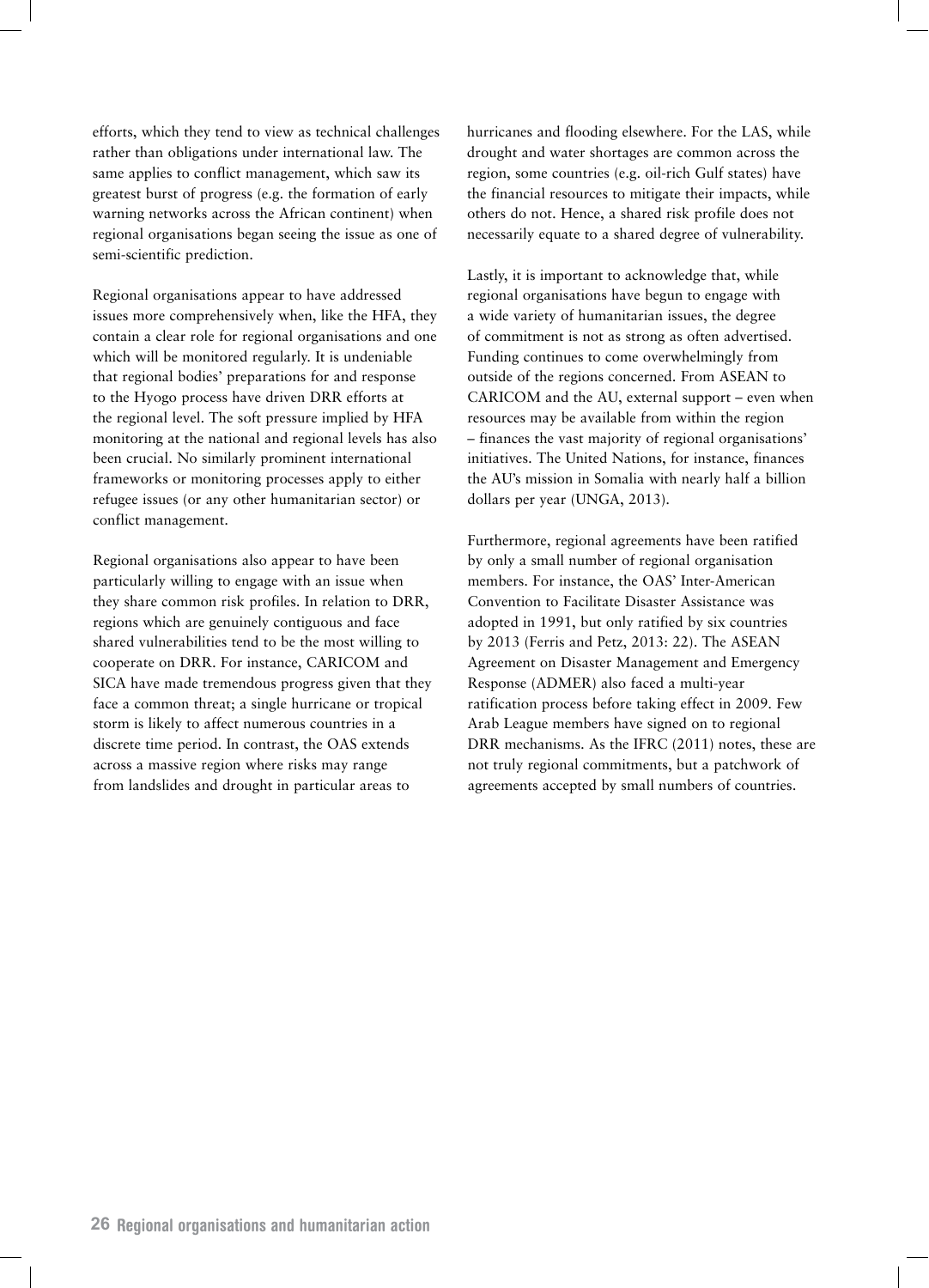efforts, which they tend to view as technical challenges rather than obligations under international law. The same applies to conflict management, which saw its greatest burst of progress (e.g. the formation of early warning networks across the African continent) when regional organisations began seeing the issue as one of semi-scientific prediction.

Regional organisations appear to have addressed issues more comprehensively when, like the HFA, they contain a clear role for regional organisations and one which will be monitored regularly. It is undeniable that regional bodies' preparations for and response to the Hyogo process have driven DRR efforts at the regional level. The soft pressure implied by HFA monitoring at the national and regional levels has also been crucial. No similarly prominent international frameworks or monitoring processes apply to either refugee issues (or any other humanitarian sector) or conflict management.

Regional organisations also appear to have been particularly willing to engage with an issue when they share common risk profiles. In relation to DRR, regions which are genuinely contiguous and face shared vulnerabilities tend to be the most willing to cooperate on DRR. For instance, CARICOM and SICA have made tremendous progress given that they face a common threat; a single hurricane or tropical storm is likely to affect numerous countries in a discrete time period. In contrast, the OAS extends across a massive region where risks may range from landslides and drought in particular areas to hurricanes and flooding elsewhere. For the LAS, while drought and water shortages are common across the region, some countries (e.g. oil-rich Gulf states) have the financial resources to mitigate their impacts, while others do not. Hence, a shared risk profile does not necessarily equate to a shared degree of vulnerability.

Lastly, it is important to acknowledge that, while regional organisations have begun to engage with a wide variety of humanitarian issues, the degree of commitment is not as strong as often advertised. Funding continues to come overwhelmingly from outside of the regions concerned. From ASEAN to CARICOM and the AU, external support – even when resources may be available from within the region – finances the vast majority of regional organisations' initiatives. The United Nations, for instance, finances the AU's mission in Somalia with nearly half a billion dollars per year (UNGA, 2013).

Furthermore, regional agreements have been ratified by only a small number of regional organisation members. For instance, the OAS' Inter-American Convention to Facilitate Disaster Assistance was adopted in 1991, but only ratified by six countries by 2013 (Ferris and Petz, 2013: 22). The ASEAN Agreement on Disaster Management and Emergency Response (ADMER) also faced a multi-year ratification process before taking effect in 2009. Few Arab League members have signed on to regional DRR mechanisms. As the IFRC (2011) notes, these are not truly regional commitments, but a patchwork of agreements accepted by small numbers of countries.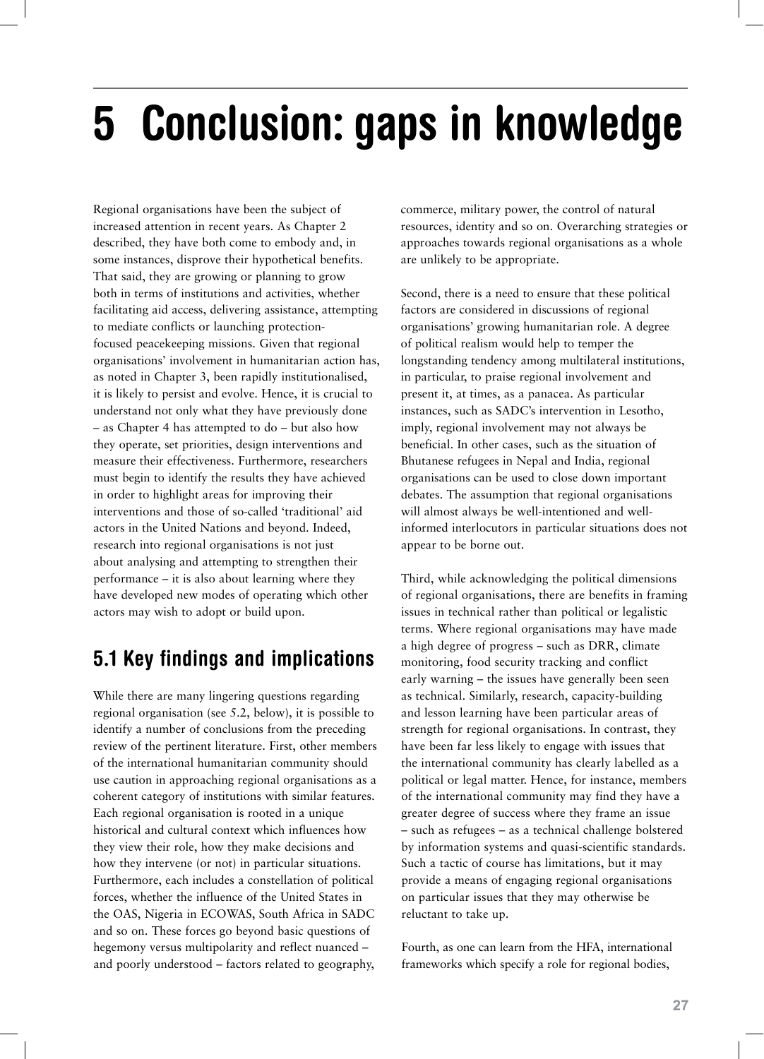# 5 Conclusion: gaps in knowledge

Regional organisations have been the subject of increased attention in recent years. As Chapter 2 described, they have both come to embody and, in some instances, disprove their hypothetical benefits. That said, they are growing or planning to grow both in terms of institutions and activities, whether facilitating aid access, delivering assistance, attempting to mediate conflicts or launching protection-focused peacekeeping missions. Given that regional organisations' involvement in humanitarian action has, as noted in Chapter 3, been rapidly institutionalised, it is likely to persist and evolve. Hence, it is crucial to understand not only what they have previously done – as Chapter 4 has attempted to do – but also how they operate, set priorities, design interventions and measure their effectiveness. Furthermore, researchers must begin to identify the results they have achieved in order to highlight areas for improving their interventions and those of so-called 'traditional' aid actors in the United Nations and beyond. Indeed, research into regional organisations is not just about analysing and attempting to strengthen their performance – it is also about learning where they have developed new modes of operating which other actors may wish to adopt or build upon.

## 5.1 Key findings and implications

While there are many lingering questions regarding regional organisation (see 5.2, below), it is possible to identify a number of conclusions from the preceding review of the pertinent literature. First, other members of the international humanitarian community should use caution in approaching regional organisations as a coherent category of institutions with similar features. Each regional organisation is rooted in a unique historical and cultural context which influences how they view their role, how they make decisions and how they intervene (or not) in particular situations. Furthermore, each includes a constellation of political forces, whether the influence of the United States in the OAS, Nigeria in ECOWAS, South Africa in SADC and so on. These forces go beyond basic questions of hegemony versus multipolarity and reflect nuanced – and poorly understood – factors related to geography, commerce, military power, the control of natural resources, identity and so on. Overarching strategies or approaches towards regional organisations as a whole are unlikely to be appropriate.

Second, there is a need to ensure that these political factors are considered in discussions of regional organisations' growing humanitarian role. A degree of political realism would help to temper the longstanding tendency among multilateral institutions, in particular, to praise regional involvement and present it, at times, as a panacea. As particular instances, such as SADC's intervention in Lesotho, imply, regional involvement may not always be beneficial. In other cases, such as the situation of Bhutanese refugees in Nepal and India, regional organisations can be used to close down important debates. The assumption that regional organisations will almost always be well-intentioned and well-informed interlocutors in particular situations does not appear to be borne out.

Third, while acknowledging the political dimensions of regional organisations, there are benefits in framing issues in technical rather than political or legalistic terms. Where regional organisations may have made a high degree of progress – such as DRR, climate monitoring, food security tracking and conflict early warning – the issues have generally been seen as technical. Similarly, research, capacity-building and lesson learning have been particular areas of strength for regional organisations. In contrast, they have been far less likely to engage with issues that the international community has clearly labelled as a political or legal matter. Hence, for instance, members of the international community may find they have a greater degree of success where they frame an issue – such as refugees – as a technical challenge bolstered by information systems and quasi-scientific standards. Such a tactic of course has limitations, but it may provide a means of engaging regional organisations on particular issues that they may otherwise be reluctant to take up.

Fourth, as one can learn from the HFA, international frameworks which specify a role for regional bodies,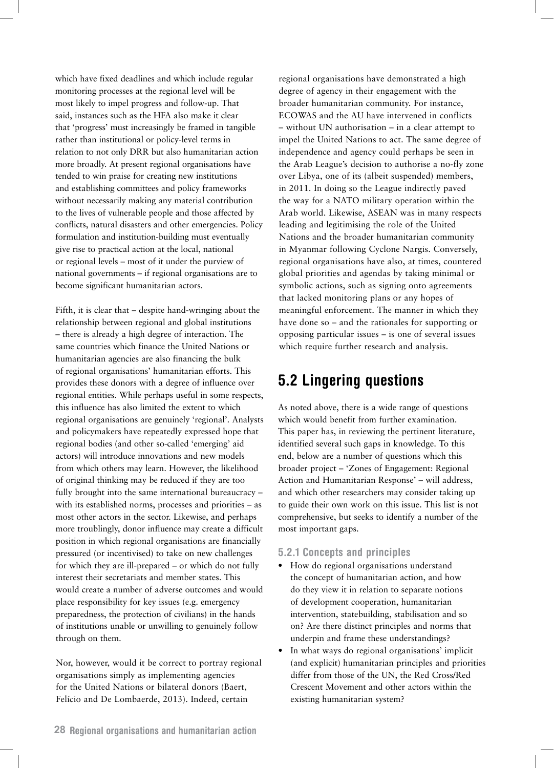which have fixed deadlines and which include regular monitoring processes at the regional level will be most likely to impel progress and follow-up. That said, instances such as the HFA also make it clear that 'progress' must increasingly be framed in tangible rather than institutional or policy-level terms in relation to not only DRR but also humanitarian action more broadly. At present regional organisations have tended to win praise for creating new institutions and establishing committees and policy frameworks without necessarily making any material contribution to the lives of vulnerable people and those affected by conflicts, natural disasters and other emergencies. Policy formulation and institution-building must eventually give rise to practical action at the local, national or regional levels – most of it under the purview of national governments – if regional organisations are to become significant humanitarian actors.

Fifth, it is clear that – despite hand-wringing about the relationship between regional and global institutions – there is already a high degree of interaction. The same countries which finance the United Nations or humanitarian agencies are also financing the bulk of regional organisations' humanitarian efforts. This provides these donors with a degree of influence over regional entities. While perhaps useful in some respects, this influence has also limited the extent to which regional organisations are genuinely 'regional'. Analysts and policymakers have repeatedly expressed hope that regional bodies (and other so-called 'emerging' aid actors) will introduce innovations and new models from which others may learn. However, the likelihood of original thinking may be reduced if they are too fully brought into the same international bureaucracy – with its established norms, processes and priorities – as most other actors in the sector. Likewise, and perhaps more troublingly, donor influence may create a difficult position in which regional organisations are financially pressured (or incentivised) to take on new challenges for which they are ill-prepared – or which do not fully interest their secretariats and member states. This would create a number of adverse outcomes and would place responsibility for key issues (e.g. emergency preparedness, the protection of civilians) in the hands of institutions unable or unwilling to genuinely follow through on them.

Nor, however, would it be correct to portray regional organisations simply as implementing agencies for the United Nations or bilateral donors (Baert, Felício and De Lombaerde, 2013). Indeed, certain regional organisations have demonstrated a high degree of agency in their engagement with the broader humanitarian community. For instance, ECOWAS and the AU have intervened in conflicts – without UN authorisation – in a clear attempt to impel the United Nations to act. The same degree of independence and agency could perhaps be seen in the Arab League's decision to authorise a no-fly zone over Libya, one of its (albeit suspended) members, in 2011. In doing so the League indirectly paved the way for a NATO military operation within the Arab world. Likewise, ASEAN was in many respects leading and legitimising the role of the United Nations and the broader humanitarian community in Myanmar following Cyclone Nargis. Conversely, regional organisations have also, at times, countered global priorities and agendas by taking minimal or symbolic actions, such as signing onto agreements that lacked monitoring plans or any hopes of meaningful enforcement. The manner in which they have done so – and the rationales for supporting or opposing particular issues – is one of several issues which require further research and analysis.

## 5.2 Lingering questions

As noted above, there is a wide range of questions which would benefit from further examination. This paper has, in reviewing the pertinent literature, identified several such gaps in knowledge. To this end, below are a number of questions which this broader project – 'Zones of Engagement: Regional Action and Humanitarian Response' – will address, and which other researchers may consider taking up to guide their own work on this issue. This list is not comprehensive, but seeks to identify a number of the most important gaps.

### 5.2.1 Concepts and principles

- How do regional organisations understand the concept of humanitarian action, and how do they view it in relation to separate notions of development cooperation, humanitarian intervention, statebuilding, stabilisation and so on? Are there distinct principles and norms that underpin and frame these understandings?
- In what ways do regional organisations' implicit (and explicit) humanitarian principles and priorities differ from those of the UN, the Red Cross/Red Crescent Movement and other actors within the existing humanitarian system?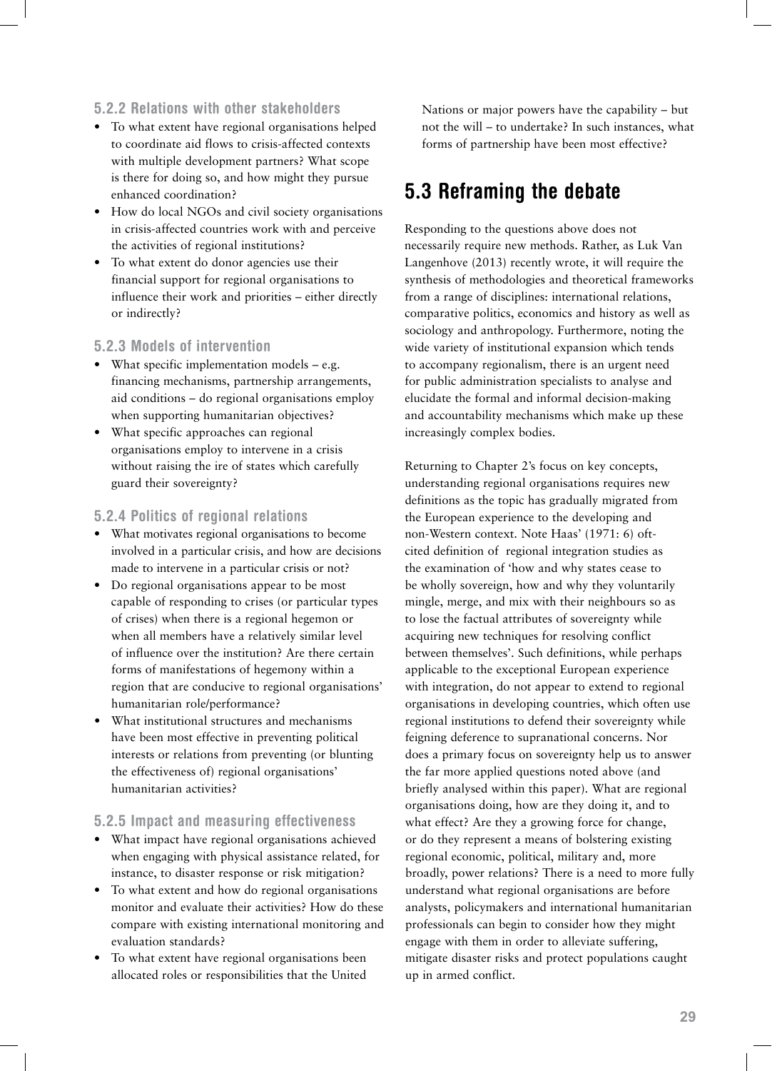### 5.2.2 Relations with other stakeholders

- To what extent have regional organisations helped to coordinate aid flows to crisis-affected contexts with multiple development partners? What scope is there for doing so, and how might they pursue enhanced coordination?
- How do local NGOs and civil society organisations in crisis-affected countries work with and perceive the activities of regional institutions?
- To what extent do donor agencies use their financial support for regional organisations to influence their work and priorities – either directly or indirectly?

### 5.2.3 Models of intervention

- What specific implementation models – e.g. financing mechanisms, partnership arrangements, aid conditions – do regional organisations employ when supporting humanitarian objectives?
- What specific approaches can regional organisations employ to intervene in a crisis without raising the ire of states which carefully guard their sovereignty?

### 5.2.4 Politics of regional relations

- What motivates regional organisations to become involved in a particular crisis, and how are decisions made to intervene in a particular crisis or not?
- Do regional organisations appear to be most capable of responding to crises (or particular types of crises) when there is a regional hegemon or when all members have a relatively similar level of influence over the institution? Are there certain forms of manifestations of hegemony within a region that are conducive to regional organisations' humanitarian role/performance?
- What institutional structures and mechanisms have been most effective in preventing political interests or relations from preventing (or blunting the effectiveness of) regional organisations' humanitarian activities?

### 5.2.5 Impact and measuring effectiveness

- What impact have regional organisations achieved when engaging with physical assistance related, for instance, to disaster response or risk mitigation?
- To what extent and how do regional organisations monitor and evaluate their activities? How do these compare with existing international monitoring and evaluation standards?
- To what extent have regional organisations been allocated roles or responsibilities that the United Nations or major powers have the capability – but not the will – to undertake? In such instances, what forms of partnership have been most effective?

## 5.3 Reframing the debate

Responding to the questions above does not necessarily require new methods. Rather, as Luk Van Langenhove (2013) recently wrote, it will require the synthesis of methodologies and theoretical frameworks from a range of disciplines: international relations, comparative politics, economics and history as well as sociology and anthropology. Furthermore, noting the wide variety of institutional expansion which tends to accompany regionalism, there is an urgent need for public administration specialists to analyse and elucidate the formal and informal decision-making and accountability mechanisms which make up these increasingly complex bodies.

Returning to Chapter 2's focus on key concepts, understanding regional organisations requires new definitions as the topic has gradually migrated from the European experience to the developing and non-Western context. Note Haas' (1971: 6) oft-cited definition of regional integration studies as the examination of 'how and why states cease to be wholly sovereign, how and why they voluntarily mingle, merge, and mix with their neighbours so as to lose the factual attributes of sovereignty while acquiring new techniques for resolving conflict between themselves'. Such definitions, while perhaps applicable to the exceptional European experience with integration, do not appear to extend to regional organisations in developing countries, which often use regional institutions to defend their sovereignty while feigning deference to supranational concerns. Nor does a primary focus on sovereignty help us to answer the far more applied questions noted above (and briefly analysed within this paper). What are regional organisations doing, how are they doing it, and to what effect? Are they a growing force for change, or do they represent a means of bolstering existing regional economic, political, military and, more broadly, power relations? There is a need to more fully understand what regional organisations are before analysts, policymakers and international humanitarian professionals can begin to consider how they might engage with them in order to alleviate suffering, mitigate disaster risks and protect populations caught up in armed conflict.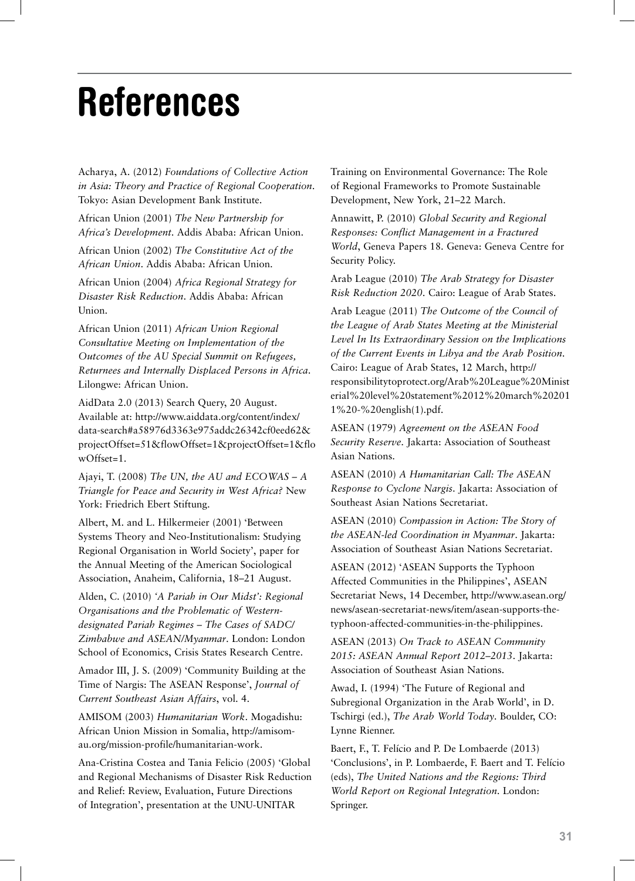# References

Acharya, A. (2012) *Foundations of Collective Action in Asia: Theory and Practice of Regional Cooperation*. Tokyo: Asian Development Bank Institute.

African Union (2001) *The New Partnership for Africa's Development*. Addis Ababa: African Union.

African Union (2002) *The Constitutive Act of the African Union*. Addis Ababa: African Union.

African Union (2004) *Africa Regional Strategy for Disaster Risk Reduction*. Addis Ababa: African Union.

African Union (2011) *African Union Regional Consultative Meeting on Implementation of the Outcomes of the AU Special Summit on Refugees, Returnees and Internally Displaced Persons in Africa*. Lilongwe: African Union.

AidData 2.0 (2013) Search Query, 20 August. Available at: http://www.aiddata.org/content/index/data-search#a58976d3363e975addc26342cf0eed62&projectOffset=51&flowOffset=1&projectOffset=1&flowOffset=1.

Ajayi, T. (2008) *The UN, the AU and ECOWAS – A Triangle for Peace and Security in West Africa?* New York: Friedrich Ebert Stiftung.

Albert, M. and L. Hilkermeier (2001) 'Between Systems Theory and Neo-Institutionalism: Studying Regional Organisation in World Society', paper for the Annual Meeting of the American Sociological Association, Anaheim, California, 18–21 August.

Alden, C. (2010) *'A Pariah in Our Midst': Regional Organisations and the Problematic of Western-designated Pariah Regimes – The Cases of SADC/Zimbabwe and ASEAN/Myanmar*. London: London School of Economics, Crisis States Research Centre.

Amador III, J. S. (2009) 'Community Building at the Time of Nargis: The ASEAN Response', *Journal of Current Southeast Asian Affairs*, vol. 4.

AMISOM (2003) *Humanitarian Work*. Mogadishu: African Union Mission in Somalia, http://amisom-au.org/mission-profile/humanitarian-work.

Ana-Cristina Costea and Tania Felicio (2005) 'Global and Regional Mechanisms of Disaster Risk Reduction and Relief: Review, Evaluation, Future Directions of Integration', presentation at the UNU-UNITAR Training on Environmental Governance: The Role of Regional Frameworks to Promote Sustainable Development, New York, 21–22 March.

Annawitt, P. (2010) *Global Security and Regional Responses: Conflict Management in a Fractured World*, Geneva Papers 18. Geneva: Geneva Centre for Security Policy.

Arab League (2010) *The Arab Strategy for Disaster Risk Reduction 2020*. Cairo: League of Arab States.

Arab League (2011) *The Outcome of the Council of the League of Arab States Meeting at the Ministerial Level In Its Extraordinary Session on the Implications of the Current Events in Libya and the Arab Position*. Cairo: League of Arab States, 12 March, http://responsibilitytoprotect.org/Arab%20League%20Ministerial%20level%20statement%2012%20march%202011%20-%20english(1).pdf.

ASEAN (1979) *Agreement on the ASEAN Food Security Reserve*. Jakarta: Association of Southeast Asian Nations.

ASEAN (2010) *A Humanitarian Call: The ASEAN Response to Cyclone Nargis*. Jakarta: Association of Southeast Asian Nations Secretariat.

ASEAN (2010) *Compassion in Action: The Story of the ASEAN-led Coordination in Myanmar*. Jakarta: Association of Southeast Asian Nations Secretariat.

ASEAN (2012) 'ASEAN Supports the Typhoon Affected Communities in the Philippines', ASEAN Secretariat News, 14 December, http://www.asean.org/news/asean-secretariat-news/item/asean-supports-the-typhoon-affected-communities-in-the-philippines.

ASEAN (2013) *On Track to ASEAN Community 2015: ASEAN Annual Report 2012–2013*. Jakarta: Association of Southeast Asian Nations.

Awad, I. (1994) 'The Future of Regional and Subregional Organization in the Arab World', in D. Tschirgi (ed.), *The Arab World Today*. Boulder, CO: Lynne Rienner.

Baert, F., T. Felício and P. De Lombaerde (2013) 'Conclusions', in P. Lombaerde, F. Baert and T. Felício (eds), *The United Nations and the Regions: Third World Report on Regional Integration*. London: Springer.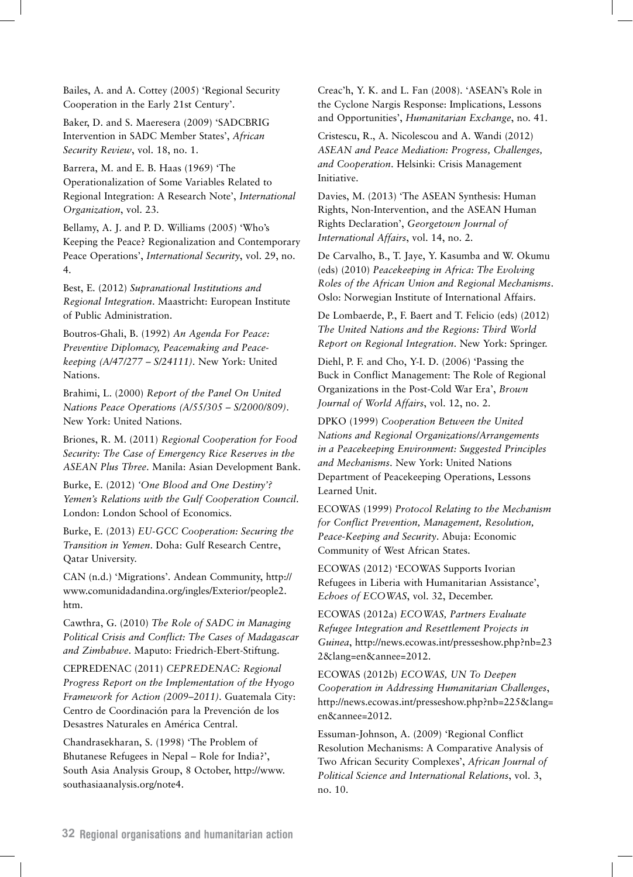Bailes, A. and A. Cottey (2005) 'Regional Security Cooperation in the Early 21st Century'.

Baker, D. and S. Maeresera (2009) 'SADCBRIG Intervention in SADC Member States', *African Security Review*, vol. 18, no. 1.

Barrera, M. and E. B. Haas (1969) 'The Operationalization of Some Variables Related to Regional Integration: A Research Note', *International Organization*, vol. 23.

Bellamy, A. J. and P. D. Williams (2005) 'Who's Keeping the Peace? Regionalization and Contemporary Peace Operations', *International Security*, vol. 29, no. 4.

Best, E. (2012) *Supranational Institutions and Regional Integration*. Maastricht: European Institute of Public Administration.

Boutros-Ghali, B. (1992) *An Agenda For Peace: Preventive Diplomacy, Peacemaking and Peace-keeping (A/47/277 – S/24111)*. New York: United Nations.

Brahimi, L. (2000) *Report of the Panel On United Nations Peace Operations (A/55/305 – S/2000/809)*. New York: United Nations.

Briones, R. M. (2011) *Regional Cooperation for Food Security: The Case of Emergency Rice Reserves in the ASEAN Plus Three*. Manila: Asian Development Bank.

Burke, E. (2012) *'One Blood and One Destiny'? Yemen's Relations with the Gulf Cooperation Council*. London: London School of Economics.

Burke, E. (2013) *EU-GCC Cooperation: Securing the Transition in Yemen*. Doha: Gulf Research Centre, Qatar University.

CAN (n.d.) 'Migrations'. Andean Community, http://www.comunidadandina.org/ingles/Exterior/people2.htm.

Cawthra, G. (2010) *The Role of SADC in Managing Political Crisis and Conflict: The Cases of Madagascar and Zimbabwe*. Maputo: Friedrich-Ebert-Stiftung.

CEPREDENAC (2011) *CEPREDENAC: Regional Progress Report on the Implementation of the Hyogo Framework for Action (2009–2011)*. Guatemala City: Centro de Coordinación para la Prevención de los Desastres Naturales en América Central.

Chandrasekharan, S. (1998) 'The Problem of Bhutanese Refugees in Nepal – Role for India?', South Asia Analysis Group, 8 October, http://www.southasiaanalysis.org/note4.

Creac'h, Y. K. and L. Fan (2008). 'ASEAN's Role in the Cyclone Nargis Response: Implications, Lessons and Opportunities', *Humanitarian Exchange*, no. 41.

Cristescu, R., A. Nicolescou and A. Wandi (2012) *ASEAN and Peace Mediation: Progress, Challenges, and Cooperation*. Helsinki: Crisis Management Initiative.

Davies, M. (2013) 'The ASEAN Synthesis: Human Rights, Non-Intervention, and the ASEAN Human Rights Declaration', *Georgetown Journal of International Affairs*, vol. 14, no. 2.

De Carvalho, B., T. Jaye, Y. Kasumba and W. Okumu (eds) (2010) *Peacekeeping in Africa: The Evolving Roles of the African Union and Regional Mechanisms*. Oslo: Norwegian Institute of International Affairs.

De Lombaerde, P., F. Baert and T. Felicio (eds) (2012) *The United Nations and the Regions: Third World Report on Regional Integration*. New York: Springer.

Diehl, P. F. and Cho, Y-I. D. (2006) 'Passing the Buck in Conflict Management: The Role of Regional Organizations in the Post-Cold War Era', *Brown Journal of World Affairs*, vol. 12, no. 2.

DPKO (1999) *Cooperation Between the United Nations and Regional Organizations/Arrangements in a Peacekeeping Environment: Suggested Principles and Mechanisms*. New York: United Nations Department of Peacekeeping Operations, Lessons Learned Unit.

ECOWAS (1999) *Protocol Relating to the Mechanism for Conflict Prevention, Management, Resolution, Peace-Keeping and Security*. Abuja: Economic Community of West African States.

ECOWAS (2012) 'ECOWAS Supports Ivorian Refugees in Liberia with Humanitarian Assistance', *Echoes of ECOWAS*, vol. 32, December.

ECOWAS (2012a) *ECOWAS, Partners Evaluate Refugee Integration and Resettlement Projects in Guinea*, http://news.ecowas.int/presseshow.php?nb=232&lang=en&annee=2012.

ECOWAS (2012b) *ECOWAS, UN To Deepen Cooperation in Addressing Humanitarian Challenges*, http://news.ecowas.int/presseshow.php?nb=225&lang=en&annee=2012.

Essuman-Johnson, A. (2009) 'Regional Conflict Resolution Mechanisms: A Comparative Analysis of Two African Security Complexes', *African Journal of Political Science and International Relations*, vol. 3, no. 10.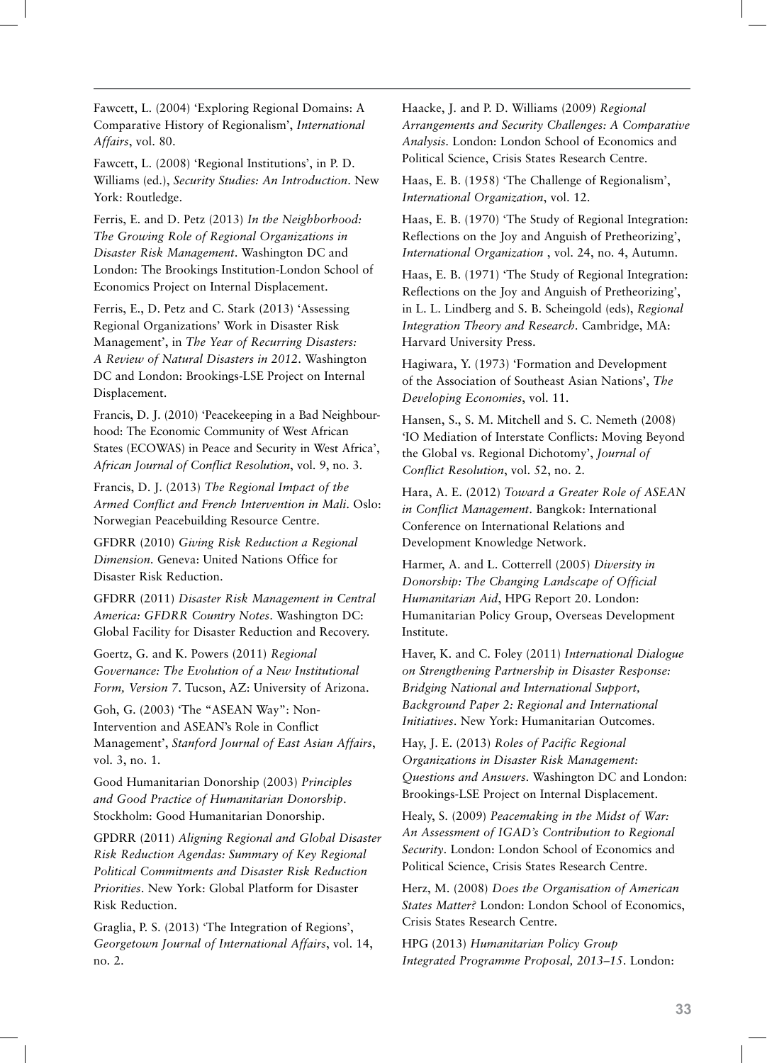Fawcett, L. (2004) 'Exploring Regional Domains: A Comparative History of Regionalism', *International Affairs*, vol. 80.

Fawcett, L. (2008) 'Regional Institutions', in P. D. Williams (ed.), *Security Studies: An Introduction*. New York: Routledge.

Ferris, E. and D. Petz (2013) *In the Neighborhood: The Growing Role of Regional Organizations in Disaster Risk Management*. Washington DC and London: The Brookings Institution-London School of Economics Project on Internal Displacement.

Ferris, E., D. Petz and C. Stark (2013) 'Assessing Regional Organizations' Work in Disaster Risk Management', in *The Year of Recurring Disasters: A Review of Natural Disasters in 2012*. Washington DC and London: Brookings-LSE Project on Internal Displacement.

Francis, D. J. (2010) 'Peacekeeping in a Bad Neighbourhood: The Economic Community of West African States (ECOWAS) in Peace and Security in West Africa', *African Journal of Conflict Resolution*, vol. 9, no. 3.

Francis, D. J. (2013) *The Regional Impact of the Armed Conflict and French Intervention in Mali*. Oslo: Norwegian Peacebuilding Resource Centre.

GFDRR (2010) *Giving Risk Reduction a Regional Dimension*. Geneva: United Nations Office for Disaster Risk Reduction.

GFDRR (2011) *Disaster Risk Management in Central America: GFDRR Country Notes*. Washington DC: Global Facility for Disaster Reduction and Recovery.

Goertz, G. and K. Powers (2011) *Regional Governance: The Evolution of a New Institutional Form, Version 7*. Tucson, AZ: University of Arizona.

Goh, G. (2003) 'The "ASEAN Way": Non-Intervention and ASEAN's Role in Conflict Management', *Stanford Journal of East Asian Affairs*, vol. 3, no. 1.

Good Humanitarian Donorship (2003) *Principles and Good Practice of Humanitarian Donorship*. Stockholm: Good Humanitarian Donorship.

GPDRR (2011) *Aligning Regional and Global Disaster Risk Reduction Agendas: Summary of Key Regional Political Commitments and Disaster Risk Reduction Priorities*. New York: Global Platform for Disaster Risk Reduction.

Graglia, P. S. (2013) 'The Integration of Regions', *Georgetown Journal of International Affairs*, vol. 14, no. 2.

Haacke, J. and P. D. Williams (2009) *Regional Arrangements and Security Challenges: A Comparative Analysis*. London: London School of Economics and Political Science, Crisis States Research Centre.

Haas, E. B. (1958) 'The Challenge of Regionalism', *International Organization*, vol. 12.

Haas, E. B. (1970) 'The Study of Regional Integration: Reflections on the Joy and Anguish of Pretheorizing', *International Organization* , vol. 24, no. 4, Autumn.

Haas, E. B. (1971) 'The Study of Regional Integration: Reflections on the Joy and Anguish of Pretheorizing', in L. L. Lindberg and S. B. Scheingold (eds), *Regional Integration Theory and Research*. Cambridge, MA: Harvard University Press.

Hagiwara, Y. (1973) 'Formation and Development of the Association of Southeast Asian Nations', *The Developing Economies*, vol. 11.

Hansen, S., S. M. Mitchell and S. C. Nemeth (2008) 'IO Mediation of Interstate Conflicts: Moving Beyond the Global vs. Regional Dichotomy', *Journal of Conflict Resolution*, vol. 52, no. 2.

Hara, A. E. (2012) *Toward a Greater Role of ASEAN in Conflict Management*. Bangkok: International Conference on International Relations and Development Knowledge Network.

Harmer, A. and L. Cotterrell (2005) *Diversity in Donorship: The Changing Landscape of Official Humanitarian Aid*, HPG Report 20. London: Humanitarian Policy Group, Overseas Development Institute.

Haver, K. and C. Foley (2011) *International Dialogue on Strengthening Partnership in Disaster Response: Bridging National and International Support, Background Paper 2: Regional and International Initiatives*. New York: Humanitarian Outcomes.

Hay, J. E. (2013) *Roles of Pacific Regional Organizations in Disaster Risk Management: Questions and Answers*. Washington DC and London: Brookings-LSE Project on Internal Displacement.

Healy, S. (2009) *Peacemaking in the Midst of War: An Assessment of IGAD's Contribution to Regional Security*. London: London School of Economics and Political Science, Crisis States Research Centre.

Herz, M. (2008) *Does the Organisation of American States Matter?* London: London School of Economics, Crisis States Research Centre.

HPG (2013) *Humanitarian Policy Group Integrated Programme Proposal, 2013–15*. London: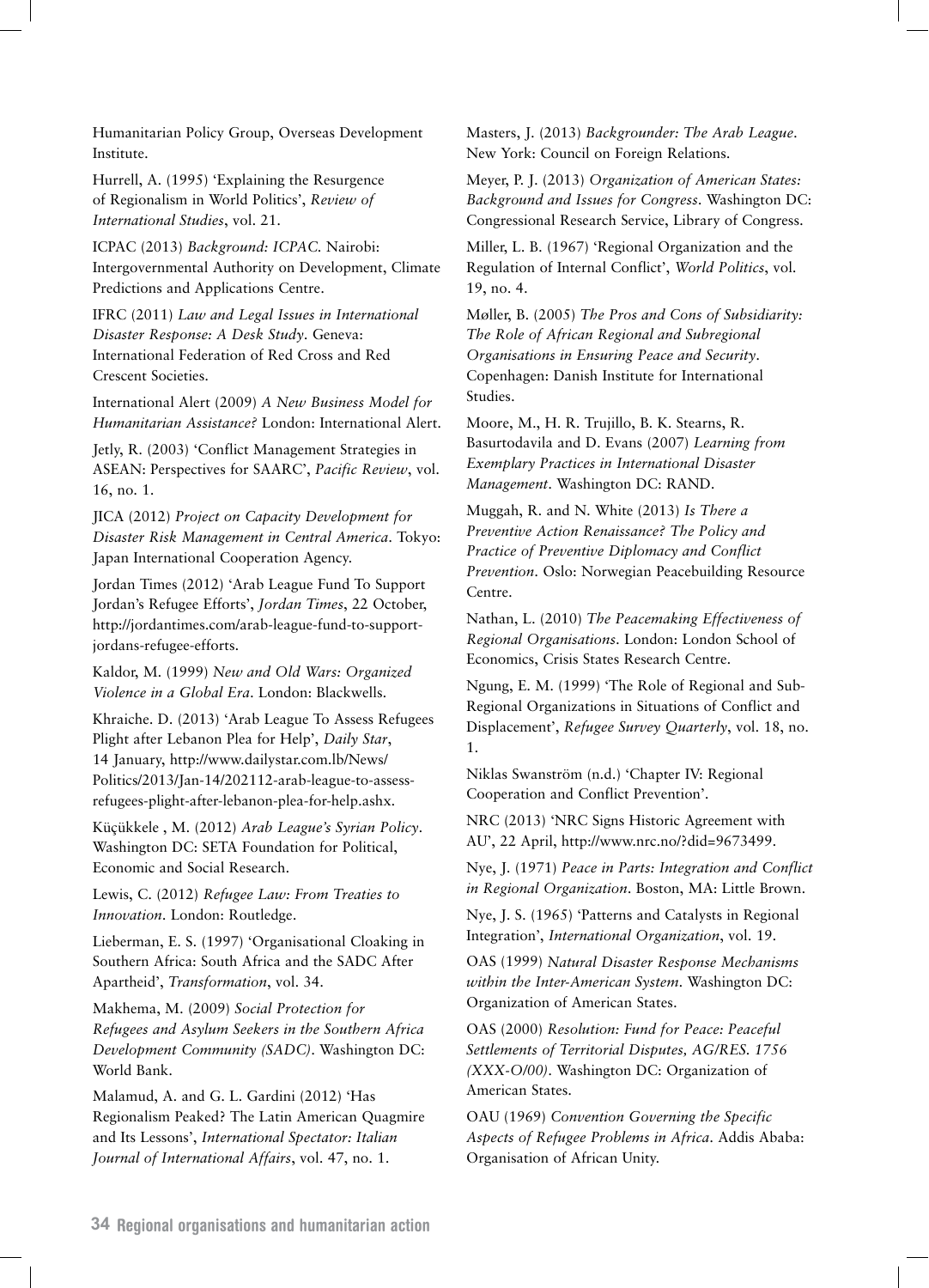Humanitarian Policy Group, Overseas Development Institute.

Hurrell, A. (1995) 'Explaining the Resurgence of Regionalism in World Politics', *Review of International Studies*, vol. 21.

ICPAC (2013) *Background: ICPAC.* Nairobi: Intergovernmental Authority on Development, Climate Predictions and Applications Centre.

IFRC (2011) *Law and Legal Issues in International Disaster Response: A Desk Study*. Geneva: International Federation of Red Cross and Red Crescent Societies.

International Alert (2009) *A New Business Model for Humanitarian Assistance?* London: International Alert.

Jetly, R. (2003) 'Conflict Management Strategies in ASEAN: Perspectives for SAARC', *Pacific Review*, vol. 16, no. 1.

JICA (2012) *Project on Capacity Development for Disaster Risk Management in Central America*. Tokyo: Japan International Cooperation Agency.

Jordan Times (2012) 'Arab League Fund To Support Jordan's Refugee Efforts', *Jordan Times*, 22 October, http://jordantimes.com/arab-league-fund-to-support-jordans-refugee-efforts.

Kaldor, M. (1999) *New and Old Wars: Organized Violence in a Global Era*. London: Blackwells.

Khraiche. D. (2013) 'Arab League To Assess Refugees Plight after Lebanon Plea for Help', *Daily Star*, 14 January, http://www.dailystar.com.lb/News/Politics/2013/Jan-14/202112-arab-league-to-assess-refugees-plight-after-lebanon-plea-for-help.ashx.

Küçükkele , M. (2012) *Arab League's Syrian Policy*. Washington DC: SETA Foundation for Political, Economic and Social Research.

Lewis, C. (2012) *Refugee Law: From Treaties to Innovation*. London: Routledge.

Lieberman, E. S. (1997) 'Organisational Cloaking in Southern Africa: South Africa and the SADC After Apartheid', *Transformation*, vol. 34.

Makhema, M. (2009) *Social Protection for Refugees and Asylum Seekers in the Southern Africa Development Community (SADC)*. Washington DC: World Bank.

Malamud, A. and G. L. Gardini (2012) 'Has Regionalism Peaked? The Latin American Quagmire and Its Lessons', *International Spectator: Italian Journal of International Affairs*, vol. 47, no. 1.

Masters, J. (2013) *Backgrounder: The Arab League*. New York: Council on Foreign Relations.

Meyer, P. J. (2013) *Organization of American States: Background and Issues for Congress*. Washington DC: Congressional Research Service, Library of Congress.

Miller, L. B. (1967) 'Regional Organization and the Regulation of Internal Conflict', *World Politics*, vol. 19, no. 4.

Møller, B. (2005) *The Pros and Cons of Subsidiarity: The Role of African Regional and Subregional Organisations in Ensuring Peace and Security*. Copenhagen: Danish Institute for International Studies.

Moore, M., H. R. Trujillo, B. K. Stearns, R. Basurtodavila and D. Evans (2007) *Learning from Exemplary Practices in International Disaster Management*. Washington DC: RAND.

Muggah, R. and N. White (2013) *Is There a Preventive Action Renaissance? The Policy and Practice of Preventive Diplomacy and Conflict Prevention*. Oslo: Norwegian Peacebuilding Resource Centre.

Nathan, L. (2010) *The Peacemaking Effectiveness of Regional Organisations*. London: London School of Economics, Crisis States Research Centre.

Ngung, E. M. (1999) 'The Role of Regional and Sub-Regional Organizations in Situations of Conflict and Displacement', *Refugee Survey Quarterly*, vol. 18, no. 1.

Niklas Swanström (n.d.) 'Chapter IV: Regional Cooperation and Conflict Prevention'.

NRC (2013) 'NRC Signs Historic Agreement with AU', 22 April, http://www.nrc.no/?did=9673499.

Nye, J. (1971) *Peace in Parts: Integration and Conflict in Regional Organization*. Boston, MA: Little Brown.

Nye, J. S. (1965) 'Patterns and Catalysts in Regional Integration', *International Organization*, vol. 19.

OAS (1999) *Natural Disaster Response Mechanisms within the Inter-American System*. Washington DC: Organization of American States.

OAS (2000) *Resolution: Fund for Peace: Peaceful Settlements of Territorial Disputes, AG/RES. 1756 (XXX-O/00)*. Washington DC: Organization of American States.

OAU (1969) *Convention Governing the Specific Aspects of Refugee Problems in Africa*. Addis Ababa: Organisation of African Unity.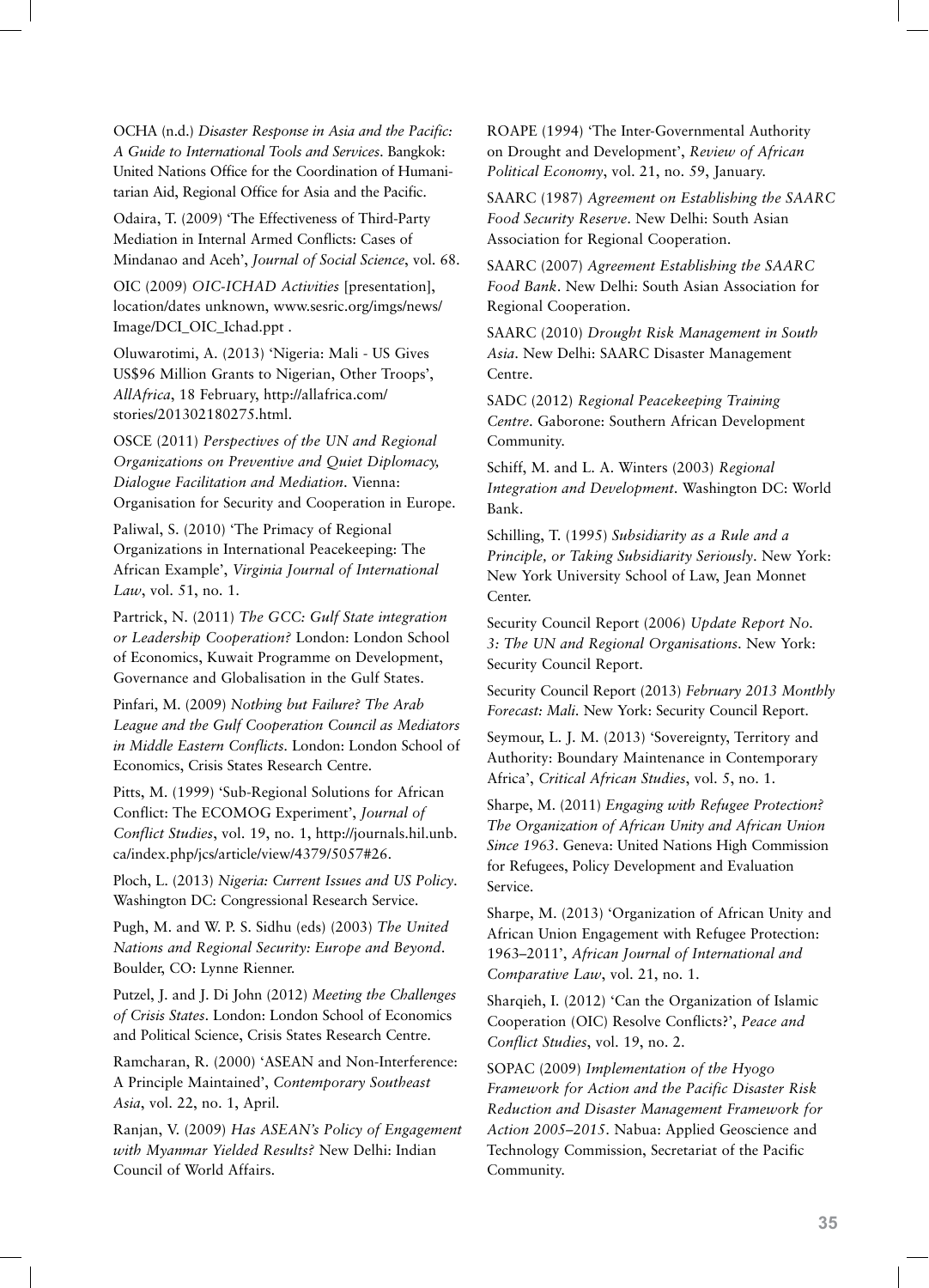OCHA (n.d.) *Disaster Response in Asia and the Pacific: A Guide to International Tools and Services*. Bangkok: United Nations Office for the Coordination of Humanitarian Aid, Regional Office for Asia and the Pacific.

Odaira, T. (2009) 'The Effectiveness of Third-Party Mediation in Internal Armed Conflicts: Cases of Mindanao and Aceh', *Journal of Social Science*, vol. 68.

OIC (2009) *OIC-ICHAD Activities* [presentation], location/dates unknown, www.sesric.org/imgs/news/Image/DCI_OIC_Ichad.ppt .

Oluwarotimi, A. (2013) 'Nigeria: Mali - US Gives US$96 Million Grants to Nigerian, Other Troops', *AllAfrica*, 18 February, http://allafrica.com/stories/201302180275.html.

OSCE (2011) *Perspectives of the UN and Regional Organizations on Preventive and Quiet Diplomacy, Dialogue Facilitation and Mediation*. Vienna: Organisation for Security and Cooperation in Europe.

Paliwal, S. (2010) 'The Primacy of Regional Organizations in International Peacekeeping: The African Example', *Virginia Journal of International Law*, vol. 51, no. 1.

Partrick, N. (2011) *The GCC: Gulf State integration or Leadership Cooperation?* London: London School of Economics, Kuwait Programme on Development, Governance and Globalisation in the Gulf States.

Pinfari, M. (2009) *Nothing but Failure? The Arab League and the Gulf Cooperation Council as Mediators in Middle Eastern Conflicts*. London: London School of Economics, Crisis States Research Centre.

Pitts, M. (1999) 'Sub-Regional Solutions for African Conflict: The ECOMOG Experiment', *Journal of Conflict Studies*, vol. 19, no. 1, http://journals.hil.unb.ca/index.php/jcs/article/view/4379/5057#26.

Ploch, L. (2013) *Nigeria: Current Issues and US Policy*. Washington DC: Congressional Research Service.

Pugh, M. and W. P. S. Sidhu (eds) (2003) *The United Nations and Regional Security: Europe and Beyond*. Boulder, CO: Lynne Rienner.

Putzel, J. and J. Di John (2012) *Meeting the Challenges of Crisis States*. London: London School of Economics and Political Science, Crisis States Research Centre.

Ramcharan, R. (2000) 'ASEAN and Non-Interference: A Principle Maintained', *Contemporary Southeast Asia*, vol. 22, no. 1, April.

Ranjan, V. (2009) *Has ASEAN's Policy of Engagement with Myanmar Yielded Results?* New Delhi: Indian Council of World Affairs.

ROAPE (1994) 'The Inter-Governmental Authority on Drought and Development', *Review of African Political Economy*, vol. 21, no. 59, January.

SAARC (1987) *Agreement on Establishing the SAARC Food Security Reserve*. New Delhi: South Asian Association for Regional Cooperation.

SAARC (2007) *Agreement Establishing the SAARC Food Bank*. New Delhi: South Asian Association for Regional Cooperation.

SAARC (2010) *Drought Risk Management in South Asia*. New Delhi: SAARC Disaster Management Centre.

SADC (2012) *Regional Peacekeeping Training Centre*. Gaborone: Southern African Development Community.

Schiff, M. and L. A. Winters (2003) *Regional Integration and Development*. Washington DC: World Bank.

Schilling, T. (1995) *Subsidiarity as a Rule and a Principle, or Taking Subsidiarity Seriously*. New York: New York University School of Law, Jean Monnet Center.

Security Council Report (2006) *Update Report No. 3: The UN and Regional Organisations*. New York: Security Council Report.

Security Council Report (2013) *February 2013 Monthly Forecast: Mali*. New York: Security Council Report.

Seymour, L. J. M. (2013) 'Sovereignty, Territory and Authority: Boundary Maintenance in Contemporary Africa', *Critical African Studies*, vol. 5, no. 1.

Sharpe, M. (2011) *Engaging with Refugee Protection? The Organization of African Unity and African Union Since 1963*. Geneva: United Nations High Commission for Refugees, Policy Development and Evaluation Service.

Sharpe, M. (2013) 'Organization of African Unity and African Union Engagement with Refugee Protection: 1963–2011', *African Journal of International and Comparative Law*, vol. 21, no. 1.

Sharqieh, I. (2012) 'Can the Organization of Islamic Cooperation (OIC) Resolve Conflicts?', *Peace and Conflict Studies*, vol. 19, no. 2.

SOPAC (2009) *Implementation of the Hyogo Framework for Action and the Pacific Disaster Risk Reduction and Disaster Management Framework for Action 2005–2015*. Nabua: Applied Geoscience and Technology Commission, Secretariat of the Pacific Community.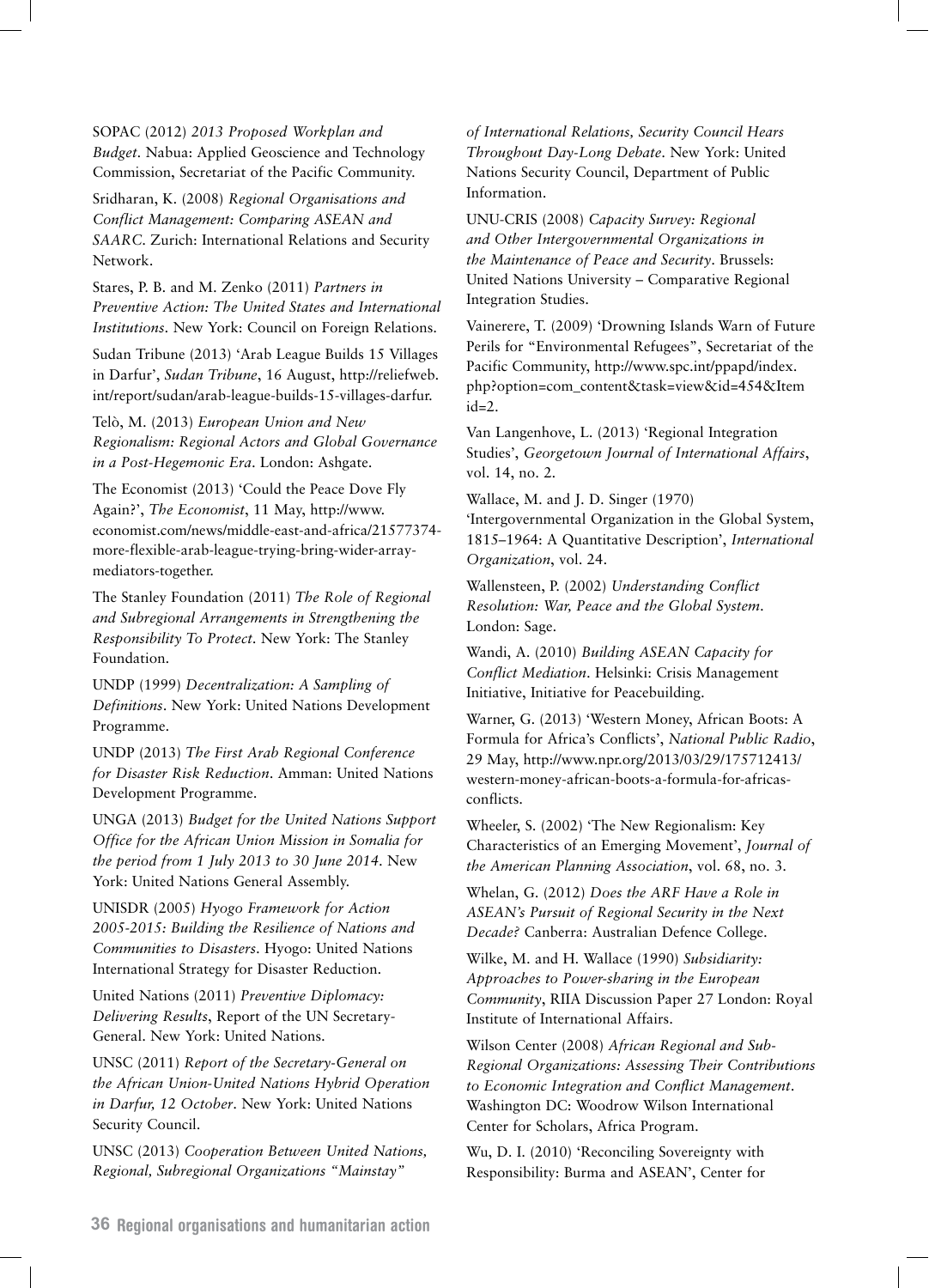SOPAC (2012) *2013 Proposed Workplan and Budget*. Nabua: Applied Geoscience and Technology Commission, Secretariat of the Pacific Community.

Sridharan, K. (2008) *Regional Organisations and Conflict Management: Comparing ASEAN and SAARC*. Zurich: International Relations and Security Network.

Stares, P. B. and M. Zenko (2011) *Partners in Preventive Action: The United States and International Institutions*. New York: Council on Foreign Relations.

Sudan Tribune (2013) 'Arab League Builds 15 Villages in Darfur', *Sudan Tribune*, 16 August, http://reliefweb.int/report/sudan/arab-league-builds-15-villages-darfur.

Telò, M. (2013) *European Union and New Regionalism: Regional Actors and Global Governance in a Post-Hegemonic Era*. London: Ashgate.

The Economist (2013) 'Could the Peace Dove Fly Again?', *The Economist*, 11 May, http://www.economist.com/news/middle-east-and-africa/21577374-more-flexible-arab-league-trying-bring-wider-array-mediators-together.

The Stanley Foundation (2011) *The Role of Regional and Subregional Arrangements in Strengthening the Responsibility To Protect*. New York: The Stanley Foundation.

UNDP (1999) *Decentralization: A Sampling of Definitions*. New York: United Nations Development Programme.

UNDP (2013) *The First Arab Regional Conference for Disaster Risk Reduction*. Amman: United Nations Development Programme.

UNGA (2013) *Budget for the United Nations Support Office for the African Union Mission in Somalia for the period from 1 July 2013 to 30 June 2014*. New York: United Nations General Assembly.

UNISDR (2005) *Hyogo Framework for Action 2005-2015: Building the Resilience of Nations and Communities to Disasters*. Hyogo: United Nations International Strategy for Disaster Reduction.

United Nations (2011) *Preventive Diplomacy: Delivering Results*, Report of the UN Secretary-General. New York: United Nations.

UNSC (2011) *Report of the Secretary-General on the African Union-United Nations Hybrid Operation in Darfur, 12 October*. New York: United Nations Security Council.

UNSC (2013) *Cooperation Between United Nations, Regional, Subregional Organizations "Mainstay" of International Relations, Security Council Hears Throughout Day-Long Debate*. New York: United Nations Security Council, Department of Public Information.

UNU-CRIS (2008) *Capacity Survey: Regional and Other Intergovernmental Organizations in the Maintenance of Peace and Security*. Brussels: United Nations University – Comparative Regional Integration Studies.

Vainerere, T. (2009) 'Drowning Islands Warn of Future Perils for "Environmental Refugees"', Secretariat of the Pacific Community, http://www.spc.int/ppapd/index.php?option=com_content&task=view&id=454&Itemid=2.

Van Langenhove, L. (2013) 'Regional Integration Studies', *Georgetown Journal of International Affairs*, vol. 14, no. 2.

Wallace, M. and J. D. Singer (1970) 'Intergovernmental Organization in the Global System, 1815–1964: A Quantitative Description', *International Organization*, vol. 24.

Wallensteen, P. (2002) *Understanding Conflict Resolution: War, Peace and the Global System*. London: Sage.

Wandi, A. (2010) *Building ASEAN Capacity for Conflict Mediation*. Helsinki: Crisis Management Initiative, Initiative for Peacebuilding.

Warner, G. (2013) 'Western Money, African Boots: A Formula for Africa's Conflicts', *National Public Radio*, 29 May, http://www.npr.org/2013/03/29/175712413/western-money-african-boots-a-formula-for-africas-conflicts.

Wheeler, S. (2002) 'The New Regionalism: Key Characteristics of an Emerging Movement', *Journal of the American Planning Association*, vol. 68, no. 3.

Whelan, G. (2012) *Does the ARF Have a Role in ASEAN's Pursuit of Regional Security in the Next Decade?* Canberra: Australian Defence College.

Wilke, M. and H. Wallace (1990) *Subsidiarity: Approaches to Power-sharing in the European Community*, RIIA Discussion Paper 27 London: Royal Institute of International Affairs.

Wilson Center (2008) *African Regional and Sub-Regional Organizations: Assessing Their Contributions to Economic Integration and Conflict Management*. Washington DC: Woodrow Wilson International Center for Scholars, Africa Program.

Wu, D. I. (2010) 'Reconciling Sovereignty with Responsibility: Burma and ASEAN', Center for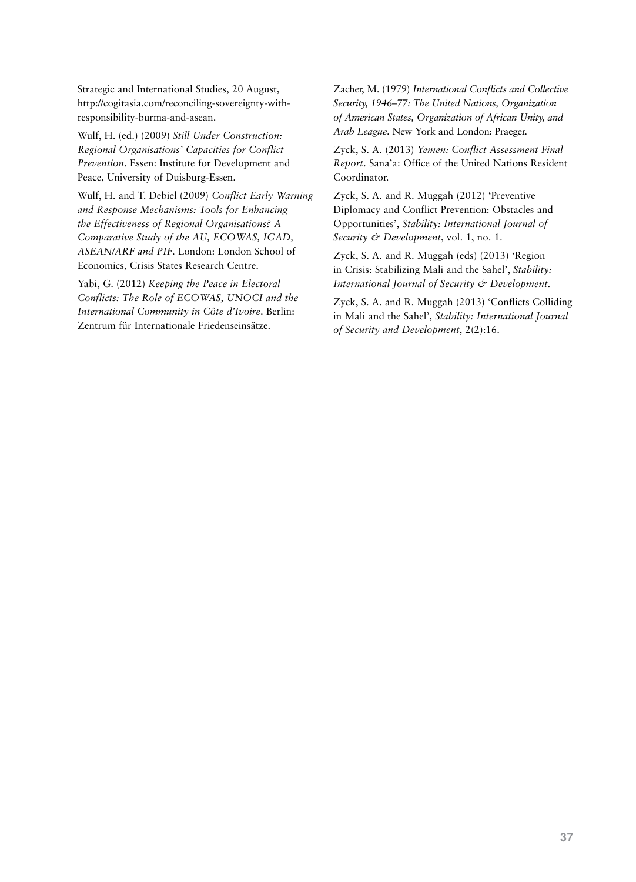Strategic and International Studies, 20 August, http://cogitasia.com/reconciling-sovereignty-with-responsibility-burma-and-asean.

Wulf, H. (ed.) (2009) *Still Under Construction: Regional Organisations' Capacities for Conflict Prevention*. Essen: Institute for Development and Peace, University of Duisburg-Essen.

Wulf, H. and T. Debiel (2009) *Conflict Early Warning and Response Mechanisms: Tools for Enhancing the Effectiveness of Regional Organisations? A Comparative Study of the AU, ECOWAS, IGAD, ASEAN/ARF and PIF*. London: London School of Economics, Crisis States Research Centre.

Yabi, G. (2012) *Keeping the Peace in Electoral Conflicts: The Role of ECOWAS, UNOCI and the International Community in Côte d'Ivoire*. Berlin: Zentrum für Internationale Friedenseinsätze.

Zacher, M. (1979) *International Conflicts and Collective Security, 1946–77: The United Nations, Organization of American States, Organization of African Unity, and Arab League*. New York and London: Praeger.

Zyck, S. A. (2013) *Yemen: Conflict Assessment Final Report*. Sana'a: Office of the United Nations Resident Coordinator.

Zyck, S. A. and R. Muggah (2012) 'Preventive Diplomacy and Conflict Prevention: Obstacles and Opportunities', *Stability: International Journal of Security & Development*, vol. 1, no. 1.

Zyck, S. A. and R. Muggah (eds) (2013) 'Region in Crisis: Stabilizing Mali and the Sahel', *Stability: International Journal of Security & Development*.

Zyck, S. A. and R. Muggah (2013) 'Conflicts Colliding in Mali and the Sahel', *Stability: International Journal of Security and Development*, 2(2):16.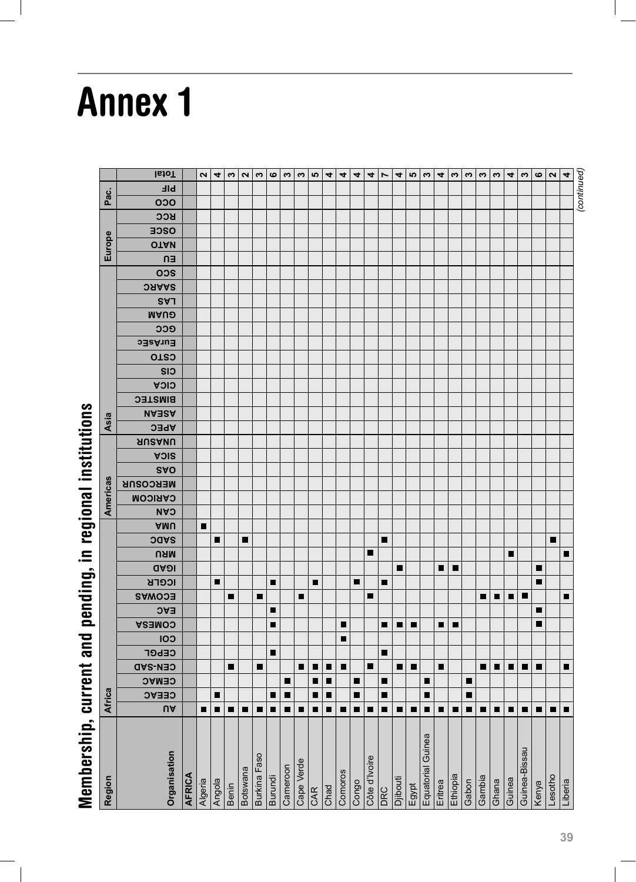# Annex 1

## Membership, current and pending, in regional institutions

| Region | Africa | | | | | | | | | | | | | | Americas | | | | | | Asia | | | | | | | | | | | | Europe | | | | Pac. | | |
|---|---|---|---|---|---|---|---|---|---|---|---|---|---|---|---|---|---|---|---|---|---|---|---|---|---|---|---|---|---|---|---|---|---|---|---|---|---|---|---|
| **Organisation** | AU | CEEAC | CEMAC | CEN-SAD | CEPGL | COI | COMESA | EAC | ECOWAS | ICGLR | IGAD | MRU | SADC | UMA | CAN | CARICOM | MERCOSUR | OAS | SICA | UNASUR | APEC | ASEAN | BIMSTEC | CICA | CIS | CSTO | EurAsEC | GCC | GUAM | LAS | SAARC | SCO | EU | NATO | OSCE | RCC | OCO | PIF | Total |
| **AFRICA** | | | | | | | | | | | | | | | | | | | | | | | | | | | | | | | | | | | | | | | |
| Algeria | ■ | | | | | | | | | | | | | ■ | | | | | | | | | | | | | | | | | | | | | | | | | 2 |
| Angola | ■ | ■ | | | | | | | | ■ | | | ■ | | | | | | | | | | | | | | | | | | | | | | | | | | 4 |
| Benin | ■ | | | ■ | | | | | ■ | | | | | | | | | | | | | | | | | | | | | | | | | | | | | | 3 |
| Botswana | ■ | | | | | | | | | | | | ■ | | | | | | | | | | | | | | | | | | | | | | | | | | 2 |
| Burkina Faso | ■ | | | ■ | | | | | ■ | | | | | | | | | | | | | | | | | | | | | | | | | | | | | | 3 |
| Burundi | ■ | ■ | | | ■ | | ■ | ■ | | ■ | | | | | | | | | | | | | | | | | | | | | | | | | | | | | 6 |
| Cameroon | ■ | ■ | ■ | | | | | | | | | | | | | | | | | | | | | | | | | | | | | | | | | | | | 3 |
| Cape Verde | ■ | | | ■ | | | | | ■ | | | | | | | | | | | | | | | | | | | | | | | | | | | | | | 3 |
| CAR | ■ | ■ | ■ | ■ | | | | | | ■ | | | | | | | | | | | | | | | | | | | | | | | | | | | | | 5 |
| Chad | ■ | ■ | ■ | ■ | | | | | | | | | | | | | | | | | | | | | | | | | | | | | | | | | | | 4 |
| Comoros | ■ | | | ■ | | ■ | ■ | | | | | | | | | | | | | | | | | | | | | | | | | | | | | | | | 4 |
| Congo | ■ | ■ | ■ | | | | | | | ■ | | | | | | | | | | | | | | | | | | | | | | | | | | | | | 4 |
| Côte d'Ivoire | ■ | | | ■ | | | | | ■ | | | ■ | | | | | | | | | | | | | | | | | | | | | | | | | | | 4 |
| DRC | ■ | ■ | ■ | | ■ | | ■ | | | ■ | | | ■ | | | | | | | | | | | | | | | | | | | | | | | | | | 7 |
| Djibouti | ■ | | | ■ | | | ■ | | | | ■ | | | | | | | | | | | | | | | | | | | | | | | | | | | | 4 |
| Egypt | ■ | | | ■ | | | ■ | | | | | | | | | | | | | | | | | | | | | | | | | | | | | | | | 5 |
| Equatorial Guinea | ■ | ■ | ■ | | | | | | | | | | | | | | | | | | | | | | | | | | | | | | | | | | | | 3 |
| Eritrea | ■ | | | ■ | | | ■ | | | | ■ | | | | | | | | | | | | | | | | | | | | | | | | | | | | 4 |
| Ethiopia | ■ | | | | | | ■ | | | | ■ | | | | | | | | | | | | | | | | | | | | | | | | | | | | 3 |
| Gabon | ■ | ■ | ■ | | | | | | | | | | | | | | | | | | | | | | | | | | | | | | | | | | | | 3 |
| Gambia | ■ | | | ■ | | | | | ■ | | | | | | | | | | | | | | | | | | | | | | | | | | | | | | 3 |
| Ghana | ■ | | | ■ | | | | | ■ | | | | | | | | | | | | | | | | | | | | | | | | | | | | | | 3 |
| Guinea | ■ | | | ■ | | | | | ■ | | | ■ | | | | | | | | | | | | | | | | | | | | | | | | | | | 4 |
| Guinea-Bissau | ■ | | | ■ | | | | | ■ | | | | | | | | | | | | | | | | | | | | | | | | | | | | | | 3 |
| Kenya | ■ | | | ■ | | | ■ | ■ | | ■ | ■ | | | | | | | | | | | | | | | | | | | | | | | | | | | | 6 |
| Lesotho | ■ | | | | | | | | | | | | ■ | | | | | | | | | | | | | | | | | | | | | | | | | | 2 |
| Liberia | ■ | | | ■ | | | | | ■ | | | ■ | | | | | | | | | | | | | | | | | | | | | | | | | | | 4 |

*(continued)*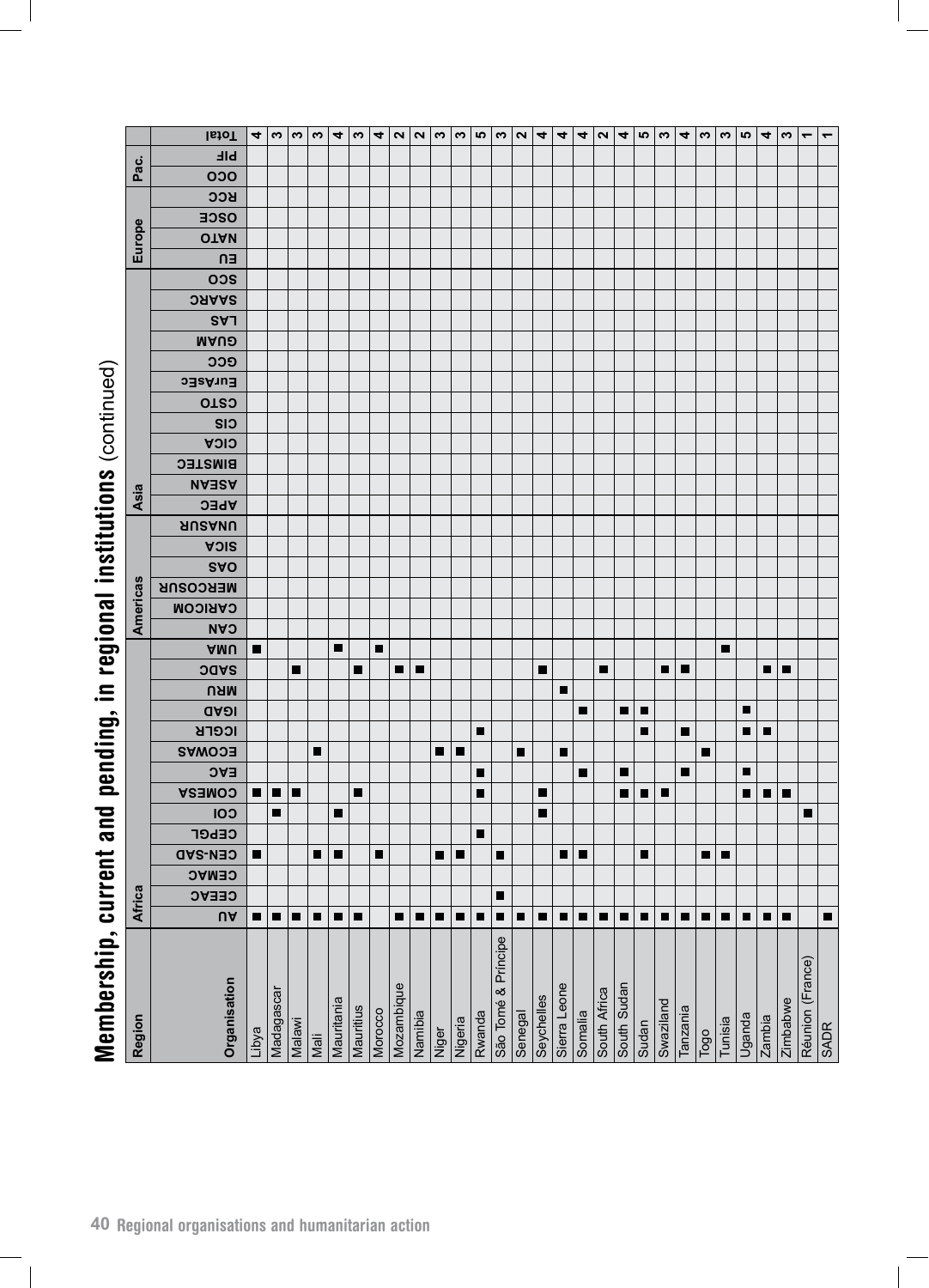# Membership, current and pending, in regional institutions (continued)

| Region | Africa | | | | | | | | | | | | | | Americas | | | | | | Asia | | | | | | | | | | | | Europe | | | | Pac. | | |
|---|---|---|---|---|---|---|---|---|---|---|---|---|---|---|---|---|---|---|---|---|---|---|---|---|---|---|---|---|---|---|---|---|---|---|---|---|---|---|---|
| **Organisation** | AU | CEEAC | CEMAC | CEN-SAD | CEPGL | COI | COMESA | EAC | ECOWAS | ICGLR | IGAD | MRU | SADC | UMA | CAN | CARICOM | MERCOSUR | OAS | SICA | UNASUR | APEC | ASEAN | BIMSTEC | CICA | CIS | CSTO | EurAsEC | GCC | GUAM | LAS | SAARC | SCO | EU | NATO | OSCE | RCC | OCO | PIF | Total |
| Libya | ■ | | | ■ | | | ■ | | | | | | | ■ | | | | | | | | | | | | | | | | | | | | | | | | | 4 |
| Madagascar | ■ | | | | | ■ | ■ | | | | | | | | | | | | | | | | | | | | | | | | | | | | | | | | 3 |
| Malawi | ■ | | | | | | ■ | | | | | | ■ | | | | | | | | | | | | | | | | | | | | | | | | | | 3 |
| Mali | ■ | | | ■ | | | | | ■ | | | | | | | | | | | | | | | | | | | | | | | | | | | | | | 3 |
| Mauritania | ■ | | | ■ | | ■ | | | | | | | | ■ | | | | | | | | | | | | | | | | | | | | | | | | | 4 |
| Mauritius | ■ | | | | | | ■ | | | | | | ■ | | | | | | | | | | | | | | | | | | | | | | | | | | 3 |
| Morocco | | | | ■ | | | | | | | | | | ■ | | | | | | | | | | | | | | | | | | | | | | | | | 4 |
| Mozambique | ■ | | | | | | | | | | | | ■ | | | | | | | | | | | | | | | | | | | | | | | | | | 2 |
| Namibia | ■ | | | | | | | | | | | | ■ | | | | | | | | | | | | | | | | | | | | | | | | | | 2 |
| Niger | ■ | | | ■ | | | | | ■ | | | | | | | | | | | | | | | | | | | | | | | | | | | | | | 3 |
| Nigeria | ■ | | | ■ | | | | | ■ | | | | | | | | | | | | | | | | | | | | | | | | | | | | | | 3 |
| Rwanda | ■ | | | | ■ | | ■ | ■ | | ■ | | | | | | | | | | | | | | | | | | | | | | | | | | | | | 5 |
| São Tomé & Príncipe | ■ | ■ | | ■ | | | | | | | | | | | | | | | | | | | | | | | | | | | | | | | | | | | 3 |
| Senegal | ■ | | | | | | | | ■ | | | | | | | | | | | | | | | | | | | | | | | | | | | | | | 2 |
| Seychelles | ■ | | | | | ■ | ■ | | | | | | ■ | | | | | | | | | | | | | | | | | | | | | | | | | | 4 |
| Sierra Leone | ■ | | | ■ | | | | | ■ | | | ■ | | | | | | | | | | | | | | | | | | | | | | | | | | | 4 |
| Somalia | ■ | | | ■ | | | | ■ | | | ■ | | | | | | | | | | | | | | | | | | | | | | | | | | | | 4 |
| South Africa | ■ | | | | | | | | | | | | ■ | | | | | | | | | | | | | | | | | | | | | | | | | | 2 |
| South Sudan | ■ | | | | | | ■ | ■ | | | ■ | | | | | | | | | | | | | | | | | | | | | | | | | | | | 4 |
| Sudan | ■ | | | ■ | | | ■ | | | ■ | ■ | | | | | | | | | | | | | | | | | | | | | | | | | | | | 5 |
| Swaziland | ■ | | | | | | ■ | | | | | | ■ | | | | | | | | | | | | | | | | | | | | | | | | | | 3 |
| Tanzania | ■ | | | | | | | ■ | | ■ | | | ■ | | | | | | | | | | | | | | | | | | | | | | | | | | 4 |
| Togo | ■ | | | ■ | | | | | ■ | | | | | | | | | | | | | | | | | | | | | | | | | | | | | | 3 |
| Tunisia | ■ | | | ■ | | | | | | | | | | ■ | | | | | | | | | | | | | | | | | | | | | | | | | 3 |
| Uganda | ■ | | | | | | ■ | ■ | | ■ | ■ | | | | | | | | | | | | | | | | | | | | | | | | | | | | 5 |
| Zambia | ■ | | | | | | ■ | | | ■ | | | ■ | | | | | | | | | | | | | | | | | | | | | | | | | | 4 |
| Zimbabwe | ■ | | | | | | ■ | | | | | | ■ | | | | | | | | | | | | | | | | | | | | | | | | | | 3 |
| Réunion (France) | | | | | | ■ | | | | | | | | | | | | | | | | | | | | | | | | | | | | | | | | | 1 |
| SADR | ■ | | | | | | | | | | | | | | | | | | | | | | | | | | | | | | | | | | | | | | 1 |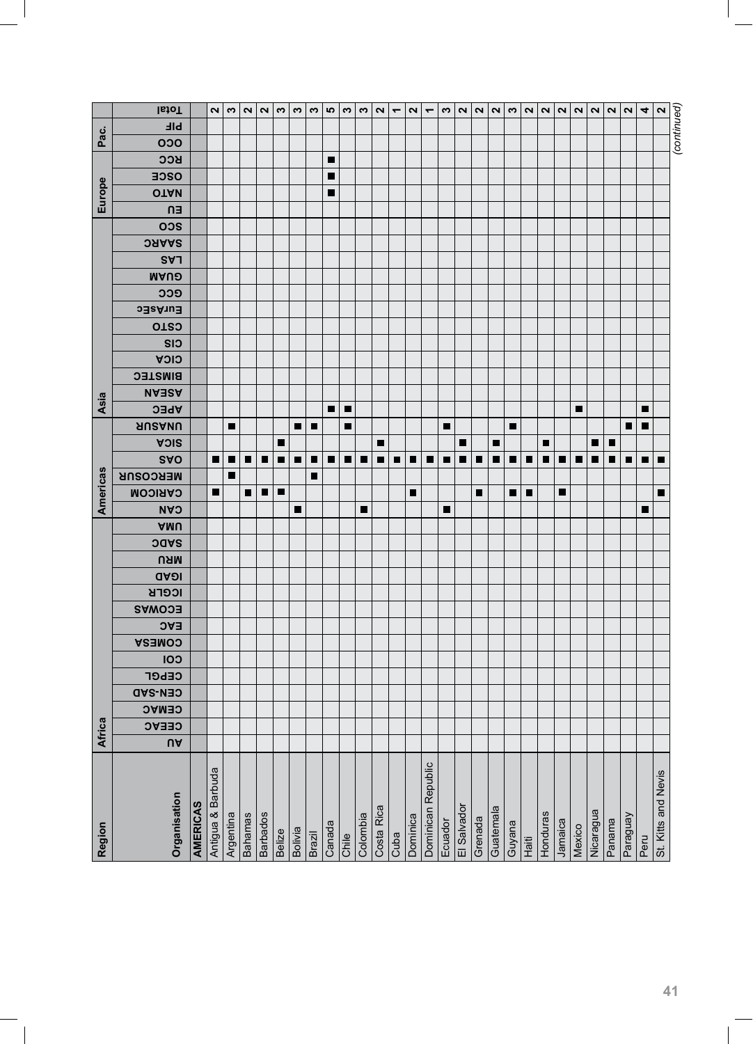| Region | Africa | | | | | | | | | | | | | | Americas | | | | | | Asia | | | | | | | | | | | | Europe | | | | Pac. | | |
|---|---|---|---|---|---|---|---|---|---|---|---|---|---|---|---|---|---|---|---|---|---|---|---|---|---|---|---|---|---|---|---|---|---|---|---|---|---|---|---|
| Organisation | AU | CEEAC | CEMAC | CEN-SAD | CEPGL | COI | COMESA | EAC | ECOWAS | ICGLR | IGAD | MRU | SADC | UMA | CAN | CARICOM | MERCOSUR | OAS | SICA | UNASUR | APEC | ASEAN | BIMSTEC | CICA | CIS | CSTO | EurAsEc | GCC | GUAM | LAS | SAARC | SCO | EU | NATO | OSCE | RCC | OCO | PIF | Total |
| **AMERICAS** | | | | | | | | | | | | | | | | | | | | | | | | | | | | | | | | | | | | | | | |
| Antigua & Barbuda | | | | | | | | | | | | | | | | ■ | | ■ | | | | | | | | | | | | | | | | | | | | | 2 |
| Argentina | | | | | | | | | | | | | | | | | ■ | ■ | | ■ | | | | | | | | | | | | | | | | | | | 3 |
| Bahamas | | | | | | | | | | | | | | | | ■ | | ■ | | | | | | | | | | | | | | | | | | | | | 2 |
| Barbados | | | | | | | | | | | | | | | | ■ | | ■ | | | | | | | | | | | | | | | | | | | | | 2 |
| Belize | | | | | | | | | | | | | | | | ■ | | ■ | ■ | | | | | | | | | | | | | | | | | | | | 3 |
| Bolivia | | | | | | | | | | | | | | | ■ | | | ■ | | ■ | | | | | | | | | | | | | | | | | | | 3 |
| Brazil | | | | | | | | | | | | | | | | | ■ | ■ | | ■ | | | | | | | | | | | | | | | | | | | 3 |
| Canada | | | | | | | | | | | | | | | | | | ■ | | | ■ | | | | | | | | | | | | | ■ | ■ | ■ | | | 5 |
| Chile | | | | | | | | | | | | | | | | | | ■ | | ■ | ■ | | | | | | | | | | | | | | | | | | 3 |
| Colombia | | | | | | | | | | | | | | | ■ | | | ■ | | | | | | | | | | | | | | | | | | | | | 3 |
| Costa Rica | | | | | | | | | | | | | | | | | | ■ | ■ | | | | | | | | | | | | | | | | | | | | 2 |
| Cuba | | | | | | | | | | | | | | | | | | ■ | | | | | | | | | | | | | | | | | | | | | 1 |
| Dominica | | | | | | | | | | | | | | | | ■ | | ■ | | | | | | | | | | | | | | | | | | | | | 2 |
| Dominican Republic | | | | | | | | | | | | | | | | | | ■ | | | | | | | | | | | | | | | | | | | | | 1 |
| Ecuador | | | | | | | | | | | | | | | ■ | | | ■ | | ■ | | | | | | | | | | | | | | | | | | | 3 |
| El Salvador | | | | | | | | | | | | | | | | | | ■ | ■ | | | | | | | | | | | | | | | | | | | | 2 |
| Grenada | | | | | | | | | | | | | | | | ■ | | ■ | | | | | | | | | | | | | | | | | | | | | 2 |
| Guatemala | | | | | | | | | | | | | | | | | | ■ | ■ | | | | | | | | | | | | | | | | | | | | 2 |
| Guyana | | | | | | | | | | | | | | | | ■ | | ■ | | ■ | | | | | | | | | | | | | | | | | | | 3 |
| Haiti | | | | | | | | | | | | | | | | ■ | | ■ | | | | | | | | | | | | | | | | | | | | | 2 |
| Honduras | | | | | | | | | | | | | | | | | | ■ | ■ | | | | | | | | | | | | | | | | | | | | 2 |
| Jamaica | | | | | | | | | | | | | | | | ■ | | ■ | | | | | | | | | | | | | | | | | | | | | 2 |
| Mexico | | | | | | | | | | | | | | | | | | ■ | | | ■ | | | | | | | | | | | | | | | | | | 2 |
| Nicaragua | | | | | | | | | | | | | | | | | | ■ | ■ | | | | | | | | | | | | | | | | | | | | 2 |
| Panama | | | | | | | | | | | | | | | | | | ■ | ■ | | | | | | | | | | | | | | | | | | | | 2 |
| Paraguay | | | | | | | | | | | | | | | | | | ■ | | ■ | | | | | | | | | | | | | | | | | | | 2 |
| Peru | | | | | | | | | | | | | | | ■ | | | ■ | | ■ | ■ | | | | | | | | | | | | | | | | | | 4 |
| St. Kitts and Nevis | | | | | | | | | | | | | | | | ■ | | ■ | | | | | | | | | | | | | | | | | | | | | 2 |

*(continued)*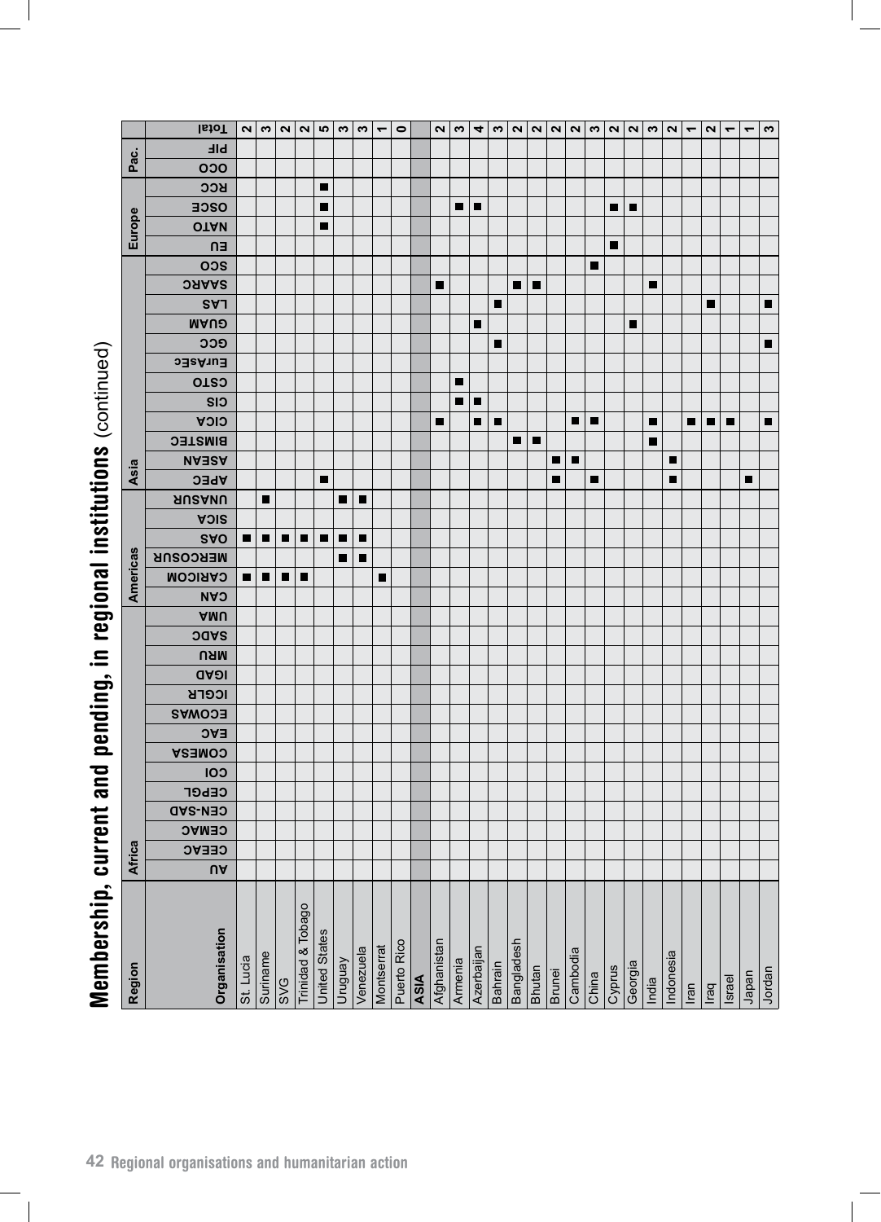# Membership, current and pending, in regional institutions (continued)

| Region | Africa | | | | | | | | | | | | | | Americas | | | | | | Asia | | | | | | | | | | | | Europe | | | | Pac. | | |
|---|---|---|---|---|---|---|---|---|---|---|---|---|---|---|---|---|---|---|---|---|---|---|---|---|---|---|---|---|---|---|---|---|---|---|---|---|---|---|---|
| **Organisation** | AU | CEEAC | CEMAC | CEN-SAD | CEPGL | COI | COMESA | EAC | ECOWAS | ICGLR | IGAD | MRU | SADC | UMA | CAN | CARICOM | MERCOSUR | OAS | SICA | UNASUR | APEC | ASEAN | BIMSTEC | CICA | CIS | CSTO | EurAsEc | GCC | GUAM | LAS | SAARC | SCO | EU | NATO | OSCE | RCC | OCO | PIF | Total |
| St. Lucia | | | | | | | | | | | | | | | | ■ | | ■ | | | | | | | | | | | | | | | | | | | | | 2 |
| Suriname | | | | | | | | | | | | | | | | ■ | | ■ | | ■ | | | | | | | | | | | | | | | | | | | 3 |
| SVG | | | | | | | | | | | | | | | | ■ | | ■ | | | | | | | | | | | | | | | | | | | | | 2 |
| Trinidad & Tobago | | | | | | | | | | | | | | | | ■ | | ■ | | | | | | | | | | | | | | | | | | | | | 2 |
| United States | | | | | | | | | | | | | | | | | | ■ | | | ■ | | | | | | | | | | | | | ■ | ■ | ■ | | | 5 |
| Uruguay | | | | | | | | | | | | | | | | | ■ | ■ | | ■ | | | | | | | | | | | | | | | | | | | 3 |
| Venezuela | | | | | | | | | | | | | | | | | ■ | ■ | | ■ | | | | | | | | | | | | | | | | | | | 3 |
| Montserrat | | | | | | | | | | | | | | | | ■ | | | | | | | | | | | | | | | | | | | | | | | 1 |
| Puerto Rico | | | | | | | | | | | | | | | | | | | | | | | | | | | | | | | | | | | | | | | 0 |
| **ASIA** | | | | | | | | | | | | | | | | | | | | | | | | | | | | | | | | | | | | | | | |
| Afghanistan | | | | | | | | | | | | | | | | | | | | | | | | ■ | | | | | | | ■ | | | | | | | | 2 |
| Armenia | | | | | | | | | | | | | | | | | | | | | | | | | ■ | ■ | | | | | | | | | ■ | | | | 3 |
| Azerbaijan | | | | | | | | | | | | | | | | | | | | | | | | ■ | ■ | | | | ■ | | | | | | ■ | | | | 4 |
| Bahrain | | | | | | | | | | | | | | | | | | | | | | | | ■ | | | | ■ | | ■ | | | | | | | | | 3 |
| Bangladesh | | | | | | | | | | | | | | | | | | | | | | | ■ | | | | | | | | ■ | | | | | | | | 2 |
| Bhutan | | | | | | | | | | | | | | | | | | | | | | | ■ | | | | | | | | ■ | | | | | | | | 2 |
| Brunei | | | | | | | | | | | | | | | | | | | | | ■ | ■ | | | | | | | | | | | | | | | | | 2 |
| Cambodia | | | | | | | | | | | | | | | | | | | | | | ■ | | ■ | | | | | | | | | | | | | | | 2 |
| China | | | | | | | | | | | | | | | | | | | | | ■ | | | ■ | | | | | | | | ■ | | | | | | | 3 |
| Cyprus | | | | | | | | | | | | | | | | | | | | | | | | | | | | | | | | | ■ | | ■ | | | | 2 |
| Georgia | | | | | | | | | | | | | | | | | | | | | | | | | | | | | ■ | | | | | | ■ | | | | 2 |
| India | | | | | | | | | | | | | | | | | | | | | | | ■ | ■ | | | | | | | ■ | | | | | | | | 3 |
| Indonesia | | | | | | | | | | | | | | | | | | | | | ■ | ■ | | | | | | | | | | | | | | | | | 2 |
| Iran | | | | | | | | | | | | | | | | | | | | | | | | ■ | | | | | | | | | | | | | | | 1 |
| Iraq | | | | | | | | | | | | | | | | | | | | | | | | ■ | | | | | | ■ | | | | | | | | | 2 |
| Israel | | | | | | | | | | | | | | | | | | | | | | | | ■ | | | | | | | | | | | | | | | 1 |
| Japan | | | | | | | | | | | | | | | | | | | | | ■ | | | | | | | | | | | | | | | | | | 1 |
| Jordan | | | | | | | | | | | | | | | | | | | | | | | | ■ | | | | ■ | | ■ | | | | | | | | | 3 |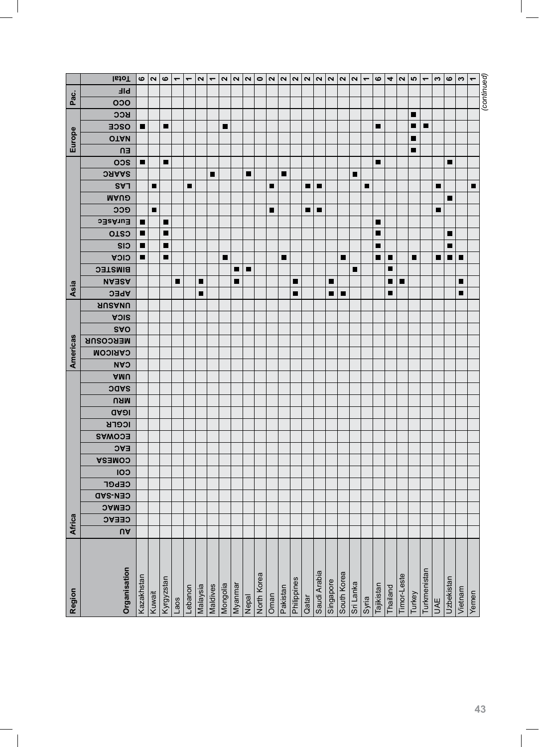| Region | Africa | | | | | | | | | | | | | | Americas | | | | | | Asia | | | | | | | | | | | | Europe | | | | Pac. | | |
|---|---|---|---|---|---|---|---|---|---|---|---|---|---|---|---|---|---|---|---|---|---|---|---|---|---|---|---|---|---|---|---|---|---|---|---|---|---|---|---|
| Organisation | AU | CEEAC | CEMAC | CEN-SAD | CEPGL | COI | COMESA | EAC | ECOWAS | ICGLR | IGAD | MRU | SADC | UMA | CAN | CARICOM | MERCOSUR | OAS | SICA | UNASUR | APEC | ASEAN | BIMSTEC | CICA | CIS | CSTO | EurAsEC | GCC | GUAM | LAS | SAARC | SCO | EU | NATO | OSCE | RCC | OCO | PIF | Total |
| Kazakhstan | | | | | | | | | | | | | | | | | | | | | | | | ■ | ■ | ■ | ■ | | | | | ■ | | | ■ | | | | 6 |
| Kuwait | | | | | | | | | | | | | | | | | | | | | | | | | | | | ■ | | ■ | | | | | | | | | 2 |
| Kyrgyzstan | | | | | | | | | | | | | | | | | | | | | | | | ■ | ■ | ■ | ■ | | | | | ■ | | | ■ | | | | 6 |
| Laos | | | | | | | | | | | | | | | | | | | | | | ■ | | | | | | | | | | | | | | | | | 1 |
| Lebanon | | | | | | | | | | | | | | | | | | | | | | | | | | | | | | ■ | | | | | | | | | 1 |
| Malaysia | | | | | | | | | | | | | | | | | | | | | ■ | ■ | | | | | | | | | | | | | | | | | 2 |
| Maldives | | | | | | | | | | | | | | | | | | | | | | | | | | | | | | | ■ | | | | | | | | 1 |
| Mongolia | | | | | | | | | | | | | | | | | | | | | | | | ■ | | | | | | | | | | | ■ | | | | 2 |
| Myanmar | | | | | | | | | | | | | | | | | | | | | | ■ | ■ | | | | | | | | | | | | | | | | 2 |
| Nepal | | | | | | | | | | | | | | | | | | | | | | | ■ | | | | | | | | ■ | | | | | | | | 2 |
| North Korea | | | | | | | | | | | | | | | | | | | | | | | | | | | | | | | | | | | | | | | 0 |
| Oman | | | | | | | | | | | | | | | | | | | | | | | | | | | | ■ | | ■ | | | | | | | | | 2 |
| Pakistan | | | | | | | | | | | | | | | | | | | | | | | | ■ | | | | | | | ■ | | | | | | | | 2 |
| Philippines | | | | | | | | | | | | | | | | | | | | | ■ | ■ | | | | | | | | | | | | | | | | | 2 |
| Qatar | | | | | | | | | | | | | | | | | | | | | | | | | | | | ■ | | ■ | | | | | | | | | 2 |
| Saudi Arabia | | | | | | | | | | | | | | | | | | | | | | | | | | | | ■ | | ■ | | | | | | | | | 2 |
| Singapore | | | | | | | | | | | | | | | | | | | | | ■ | ■ | | | | | | | | | | | | | | | | | 2 |
| South Korea | | | | | | | | | | | | | | | | | | | | | ■ | | | ■ | | | | | | | | | | | | | | | 2 |
| Sri Lanka | | | | | | | | | | | | | | | | | | | | | | | ■ | | | | | | | | ■ | | | | | | | | 2 |
| Syria | | | | | | | | | | | | | | | | | | | | | | | | | | | | | | ■ | | | | | | | | | 1 |
| Tajikistan | | | | | | | | | | | | | | | | | | | | | | | | ■ | ■ | ■ | ■ | | | | | ■ | | | ■ | | | | 6 |
| Thailand | | | | | | | | | | | | | | | | | | | | | ■ | ■ | ■ | ■ | | | | | | | | | | | | | | | 4 |
| Timor-Leste | | | | | | | | | | | | | | | | | | | | | | ■ | | | | | | | | | | | | | | | | | 2 |
| Turkey | | | | | | | | | | | | | | | | | | | | | | | | ■ | | | | | | | | | ■ | ■ | ■ | ■ | | | 5 |
| Turkmenistan | | | | | | | | | | | | | | | | | | | | | | | | | | | | | | | | | | | ■ | | | | 1 |
| UAE | | | | | | | | | | | | | | | | | | | | | | | | ■ | | | | ■ | | ■ | | | | | | | | | 3 |
| Uzbekistan | | | | | | | | | | | | | | | | | | | | | | | | ■ | ■ | ■ | | | ■ | | | ■ | | | | | | | 6 |
| Vietnam | | | | | | | | | | | | | | | | | | | | | ■ | ■ | | ■ | | | | | | | | | | | | | | | 3 |
| Yemen | | | | | | | | | | | | | | | | | | | | | | | | | | | | | | ■ | | | | | | | | | 1 |

*(continued)*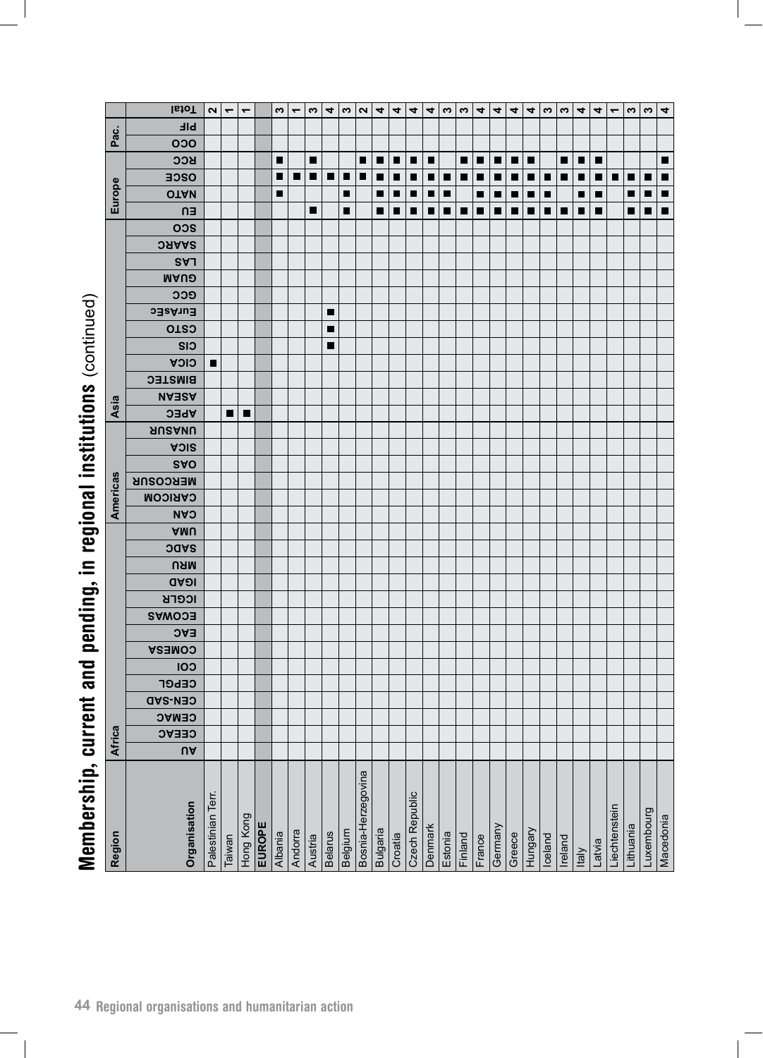# Membership, current and pending, in regional institutions (continued)

| Region | Africa | | | | | | | | | | | | | | Americas | | | | | | Asia | | | | | | | | | | | | Europe | | | | Pac. | | |
|---|---|---|---|---|---|---|---|---|---|---|---|---|---|---|---|---|---|---|---|---|---|---|---|---|---|---|---|---|---|---|---|---|---|---|---|---|---|---|---|
| **Organisation** | AU | CEEAC | CEMAC | CEN-SAD | CEPGL | COI | COMESA | EAC | ECOWAS | ICGLR | IGAD | MRU | SADC | UMA | CAN | CARICOM | MERCOSUR | OAS | SICA | UNASUR | APEC | ASEAN | BIMSTEC | CICA | CIS | CSTO | EurAsEc | GCC | GUAM | LAS | SAARC | SCO | EU | NATO | OSCE | RCC | OCO | PIF | Total |
| Palestinian Terr. | | | | | | | | | | | | | | | | | | | | | | | | ■ | | | | | | | | | | | | | | | 2 |
| Taiwan | | | | | | | | | | | | | | | | | | | | | ■ | | | | | | | | | | | | | | | | | | 1 |
| Hong Kong | | | | | | | | | | | | | | | | | | | | | ■ | | | | | | | | | | | | | | | | | | 1 |
| **EUROPE** | | | | | | | | | | | | | | | | | | | | | | | | | | | | | | | | | | | | | | | |
| Albania | | | | | | | | | | | | | | | | | | | | | | | | | | | | | | | | | | ■ | ■ | ■ | | | 3 |
| Andorra | | | | | | | | | | | | | | | | | | | | | | | | | | | | | | | | | | | ■ | | | | 1 |
| Austria | | | | | | | | | | | | | | | | | | | | | | | | | | | | | | | | | ■ | | ■ | ■ | | | 3 |
| Belarus | | | | | | | | | | | | | | | | | | | | | | | | | ■ | ■ | ■ | | | | | | | | ■ | | | | 4 |
| Belgium | | | | | | | | | | | | | | | | | | | | | | | | | | | | | | | | | ■ | ■ | ■ | | | | 3 |
| Bosnia-Herzegovina | | | | | | | | | | | | | | | | | | | | | | | | | | | | | | | | | | | ■ | ■ | | | 2 |
| Bulgaria | | | | | | | | | | | | | | | | | | | | | | | | | | | | | | | | | ■ | ■ | ■ | ■ | | | 4 |
| Croatia | | | | | | | | | | | | | | | | | | | | | | | | | | | | | | | | | ■ | ■ | ■ | ■ | | | 4 |
| Czech Republic | | | | | | | | | | | | | | | | | | | | | | | | | | | | | | | | | ■ | ■ | ■ | ■ | | | 4 |
| Denmark | | | | | | | | | | | | | | | | | | | | | | | | | | | | | | | | | ■ | ■ | ■ | ■ | | | 4 |
| Estonia | | | | | | | | | | | | | | | | | | | | | | | | | | | | | | | | | ■ | ■ | ■ | | | | 3 |
| Finland | | | | | | | | | | | | | | | | | | | | | | | | | | | | | | | | | ■ | | ■ | ■ | | | 3 |
| France | | | | | | | | | | | | | | | | | | | | | | | | | | | | | | | | | ■ | ■ | ■ | ■ | | | 4 |
| Germany | | | | | | | | | | | | | | | | | | | | | | | | | | | | | | | | | ■ | ■ | ■ | ■ | | | 4 |
| Greece | | | | | | | | | | | | | | | | | | | | | | | | | | | | | | | | | ■ | ■ | ■ | ■ | | | 4 |
| Hungary | | | | | | | | | | | | | | | | | | | | | | | | | | | | | | | | | ■ | ■ | ■ | ■ | | | 4 |
| Iceland | | | | | | | | | | | | | | | | | | | | | | | | | | | | | | | | | ■ | ■ | ■ | | | | 3 |
| Ireland | | | | | | | | | | | | | | | | | | | | | | | | | | | | | | | | | ■ | | ■ | ■ | | | 3 |
| Italy | | | | | | | | | | | | | | | | | | | | | | | | | | | | | | | | | ■ | ■ | ■ | ■ | | | 4 |
| Latvia | | | | | | | | | | | | | | | | | | | | | | | | | | | | | | | | | ■ | ■ | ■ | ■ | | | 4 |
| Liechtenstein | | | | | | | | | | | | | | | | | | | | | | | | | | | | | | | | | | | ■ | | | | 1 |
| Lithuania | | | | | | | | | | | | | | | | | | | | | | | | | | | | | | | | | ■ | ■ | ■ | | | | 3 |
| Luxembourg | | | | | | | | | | | | | | | | | | | | | | | | | | | | | | | | | ■ | ■ | ■ | | | | 3 |
| Macedonia | | | | | | | | | | | | | | | | | | | | | | | | | | | | | | | | | ■ | ■ | ■ | ■ | | | 4 |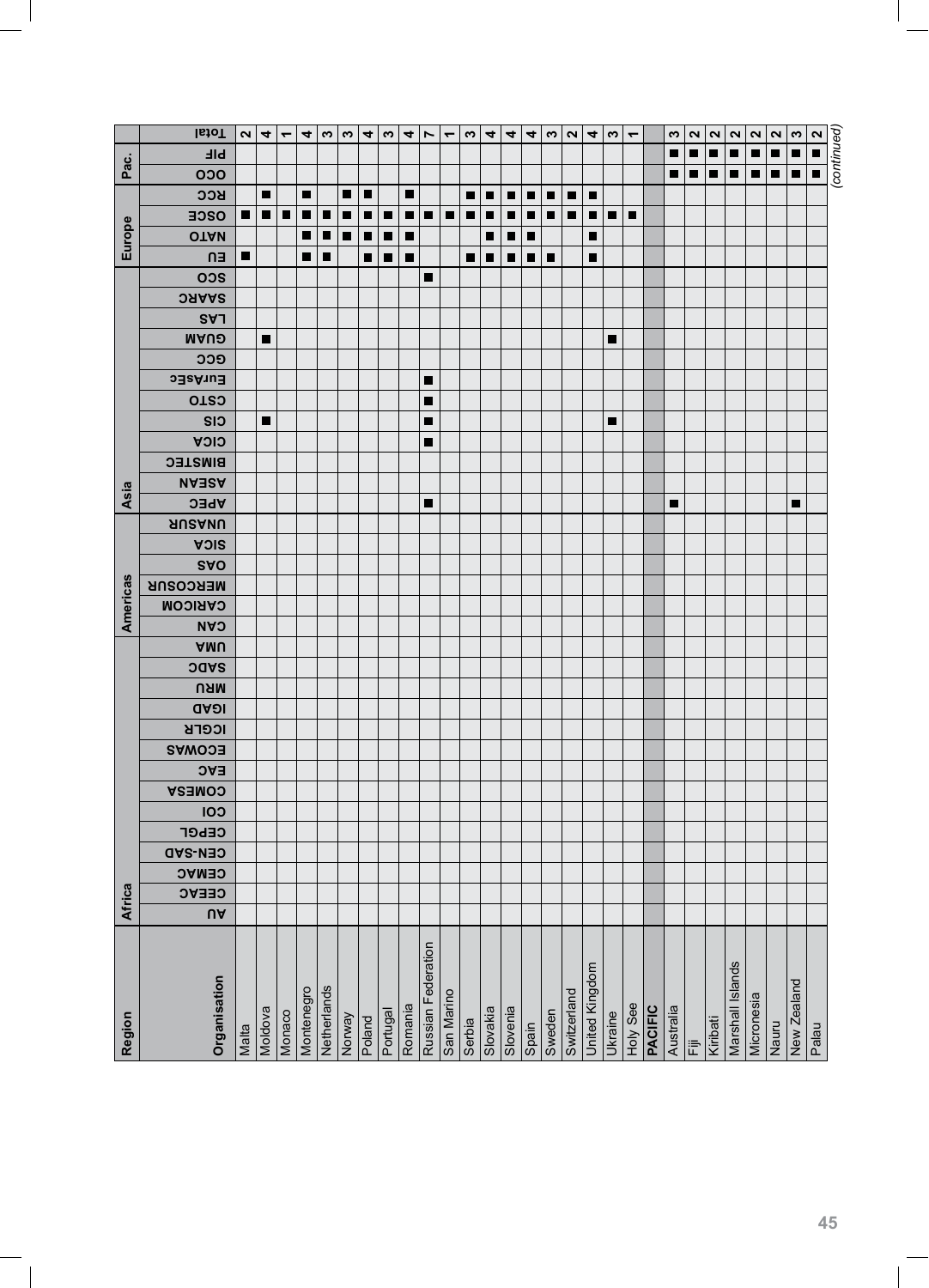| Region | Africa | | | | | | | | | | | | | | Americas | | | | | | Asia | | | | | | | | | | | | Europe | | | | Pac. | | |
|---|---|---|---|---|---|---|---|---|---|---|---|---|---|---|---|---|---|---|---|---|---|---|---|---|---|---|---|---|---|---|---|---|---|---|---|---|---|---|---|
| **Organisation** | AU | CEEAC | CEMAC | CEN-SAD | CEPGL | COI | COMESA | EAC | ECOWAS | ICGLR | IGAD | MRU | SADC | UMA | CAN | CARICOM | MERCOSUR | OAS | SICA | UNASUR | APEC | ASEAN | BIMSTEC | CICA | CIS | CSTO | EurAsEC | GCC | GUAM | LAS | SAARC | SCO | EU | NATO | OSCE | RCC | OCO | PIF | Total |
| Malta | | | | | | | | | | | | | | | | | | | | | | | | | | | | | | | | | ■ | | ■ | | | | 2 |
| Moldova | | | | | | | | | | | | | | | | | | | | | | | | | ■ | | | | ■ | | | | | | ■ | ■ | | | 4 |
| Monaco | | | | | | | | | | | | | | | | | | | | | | | | | | | | | | | | | | | ■ | | | | 1 |
| Montenegro | | | | | | | | | | | | | | | | | | | | | | | | | | | | | | | | | ■ | ■ | ■ | ■ | | | 4 |
| Netherlands | | | | | | | | | | | | | | | | | | | | | | | | | | | | | | | | | ■ | ■ | ■ | | | | 3 |
| Norway | | | | | | | | | | | | | | | | | | | | | | | | | | | | | | | | | | ■ | ■ | ■ | | | 3 |
| Poland | | | | | | | | | | | | | | | | | | | | | | | | | | | | | | | | | ■ | ■ | ■ | ■ | | | 4 |
| Portugal | | | | | | | | | | | | | | | | | | | | | | | | | | | | | | | | | ■ | ■ | ■ | | | | 3 |
| Romania | | | | | | | | | | | | | | | | | | | | | | | | | | | | | | | | | ■ | ■ | ■ | ■ | | | 4 |
| Russian Federation | | | | | | | | | | | | | | | | | | | | | ■ | | | ■ | ■ | ■ | ■ | | | | | ■ | | | ■ | | | | 7 |
| San Marino | | | | | | | | | | | | | | | | | | | | | | | | | | | | | | | | | | | ■ | | | | 1 |
| Serbia | | | | | | | | | | | | | | | | | | | | | | | | | | | | | | | | | ■ | | ■ | ■ | | | 3 |
| Slovakia | | | | | | | | | | | | | | | | | | | | | | | | | | | | | | | | | ■ | ■ | ■ | ■ | | | 4 |
| Slovenia | | | | | | | | | | | | | | | | | | | | | | | | | | | | | | | | | ■ | ■ | ■ | ■ | | | 4 |
| Spain | | | | | | | | | | | | | | | | | | | | | | | | | | | | | | | | | ■ | ■ | ■ | ■ | | | 4 |
| Sweden | | | | | | | | | | | | | | | | | | | | | | | | | | | | | | | | | ■ | | ■ | ■ | | | 3 |
| Switzerland | | | | | | | | | | | | | | | | | | | | | | | | | | | | | | | | | | | ■ | ■ | | | 2 |
| United Kingdom | | | | | | | | | | | | | | | | | | | | | | | | | | | | | | | | | ■ | ■ | ■ | ■ | | | 4 |
| Ukraine | | | | | | | | | | | | | | | | | | | | | | | | | ■ | | | | ■ | | | | | | ■ | | | | 3 |
| Holy See | | | | | | | | | | | | | | | | | | | | | | | | | | | | | | | | | | | ■ | | | | 1 |
| **PACIFIC** | | | | | | | | | | | | | | | | | | | | | | | | | | | | | | | | | | | | | | | |
| Australia | | | | | | | | | | | | | | | | | | | | | ■ | | | | | | | | | | | | | | | | ■ | ■ | 3 |
| Fiji | | | | | | | | | | | | | | | | | | | | | | | | | | | | | | | | | | | | | ■ | ■ | 2 |
| Kiribati | | | | | | | | | | | | | | | | | | | | | | | | | | | | | | | | | | | | | ■ | ■ | 2 |
| Marshall Islands | | | | | | | | | | | | | | | | | | | | | | | | | | | | | | | | | | | | | ■ | ■ | 2 |
| Micronesia | | | | | | | | | | | | | | | | | | | | | | | | | | | | | | | | | | | | | ■ | ■ | 2 |
| Nauru | | | | | | | | | | | | | | | | | | | | | | | | | | | | | | | | | | | | | ■ | ■ | 2 |
| New Zealand | | | | | | | | | | | | | | | | | | | | | ■ | | | | | | | | | | | | | | | | ■ | ■ | 3 |
| Palau | | | | | | | | | | | | | | | | | | | | | | | | | | | | | | | | | | | | | ■ | ■ | 2 |

*(continued)*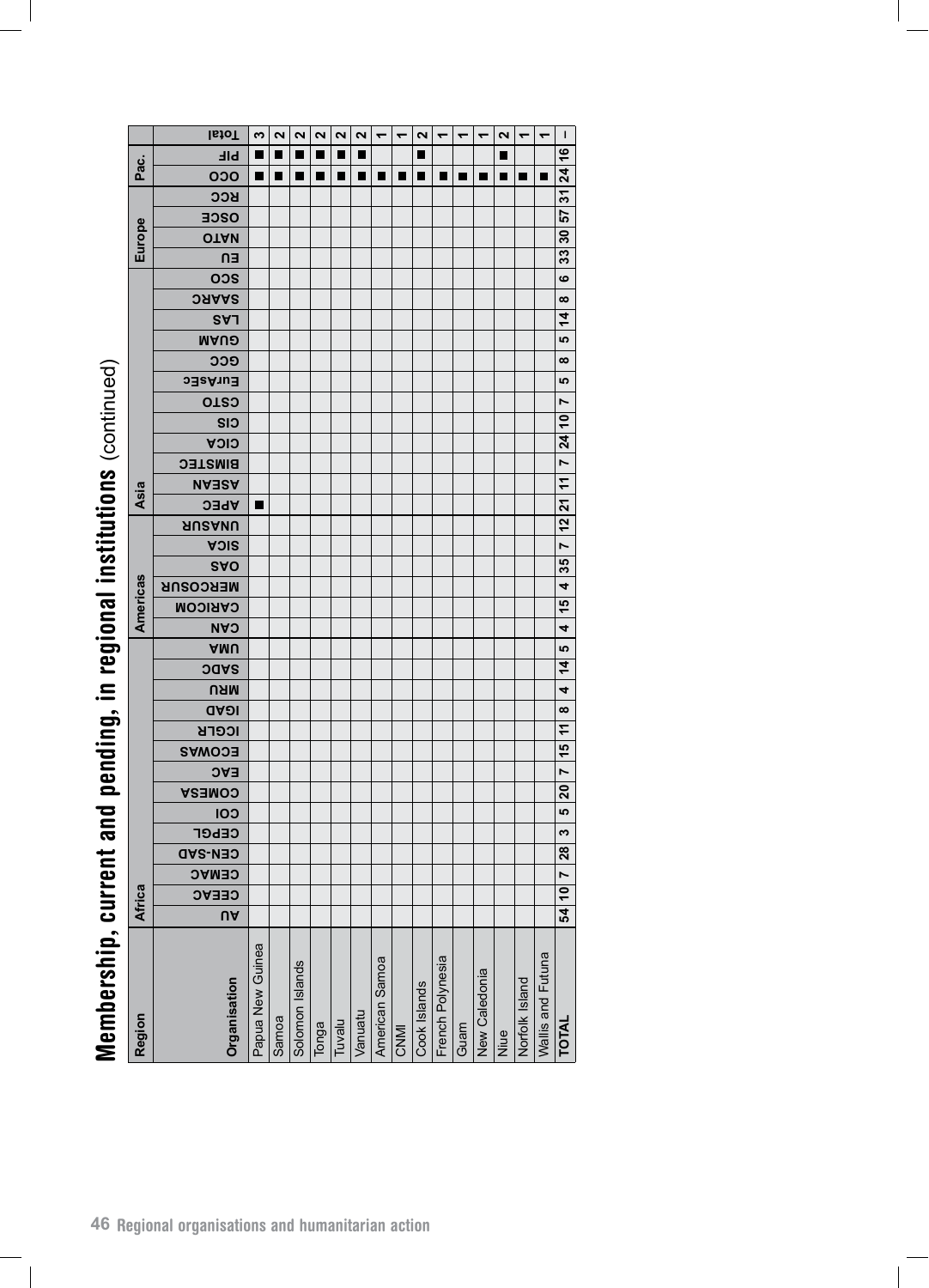# Membership, current and pending, in regional institutions (continued)

| Region | Africa | | | | | | | | | | | | | | Americas | | | | | | Asia | | | | | | | | | | | | Europe | | | | Pac. | | |
|---|---|---|---|---|---|---|---|---|---|---|---|---|---|---|---|---|---|---|---|---|---|---|---|---|---|---|---|---|---|---|---|---|---|---|---|---|---|---|---|
| **Organisation** | AU | CEEAC | CEMAC | CEN-SAD | CEPGL | COI | COMESA | EAC | ECOWAS | ICGLR | IGAD | MRU | SADC | UMA | CAN | CARICOM | MERCOSUR | OAS | SICA | UNASUR | APEC | ASEAN | BIMSTEC | CICA | CIS | CSTO | EurAsEc | GCC | GUAM | LAS | SAARC | SCO | EU | NATO | OSCE | RCC | OCO | PIF | Total |
| Papua New Guinea | | | | | | | | | | | | | | | | | | | | | ■ | | | | | | | | | | | | | | | | ■ | ■ | 3 |
| Samoa | | | | | | | | | | | | | | | | | | | | | | | | | | | | | | | | | | | | | ■ | ■ | 2 |
| Solomon Islands | | | | | | | | | | | | | | | | | | | | | | | | | | | | | | | | | | | | | ■ | ■ | 2 |
| Tonga | | | | | | | | | | | | | | | | | | | | | | | | | | | | | | | | | | | | | ■ | ■ | 2 |
| Tuvalu | | | | | | | | | | | | | | | | | | | | | | | | | | | | | | | | | | | | | ■ | ■ | 2 |
| Vanuatu | | | | | | | | | | | | | | | | | | | | | | | | | | | | | | | | | | | | | ■ | ■ | 2 |
| American Samoa | | | | | | | | | | | | | | | | | | | | | | | | | | | | | | | | | | | | | ■ | | 1 |
| CNMI | | | | | | | | | | | | | | | | | | | | | | | | | | | | | | | | | | | | | ■ | | 1 |
| Cook Islands | | | | | | | | | | | | | | | | | | | | | | | | | | | | | | | | | | | | | ■ | ■ | 2 |
| French Polynesia | | | | | | | | | | | | | | | | | | | | | | | | | | | | | | | | | | | | | ■ | | 1 |
| Guam | | | | | | | | | | | | | | | | | | | | | | | | | | | | | | | | | | | | | ■ | | 1 |
| New Caledonia | | | | | | | | | | | | | | | | | | | | | | | | | | | | | | | | | | | | | ■ | | 1 |
| Niue | | | | | | | | | | | | | | | | | | | | | | | | | | | | | | | | | | | | | ■ | ■ | 2 |
| Norfolk Island | | | | | | | | | | | | | | | | | | | | | | | | | | | | | | | | | | | | | ■ | | 1 |
| Wallis and Futuna | | | | | | | | | | | | | | | | | | | | | | | | | | | | | | | | | | | | | ■ | | 1 |
| **TOTAL** | 54 | 10 | 7 | 28 | 3 | 5 | 20 | 7 | 15 | 11 | 8 | 4 | 14 | 5 | 4 | 15 | 4 | 35 | 7 | 12 | 21 | 11 | 7 | 24 | 10 | 7 | 5 | 8 | 5 | 14 | 8 | 6 | 33 | 30 | 57 | 31 | 24 | 16 | – |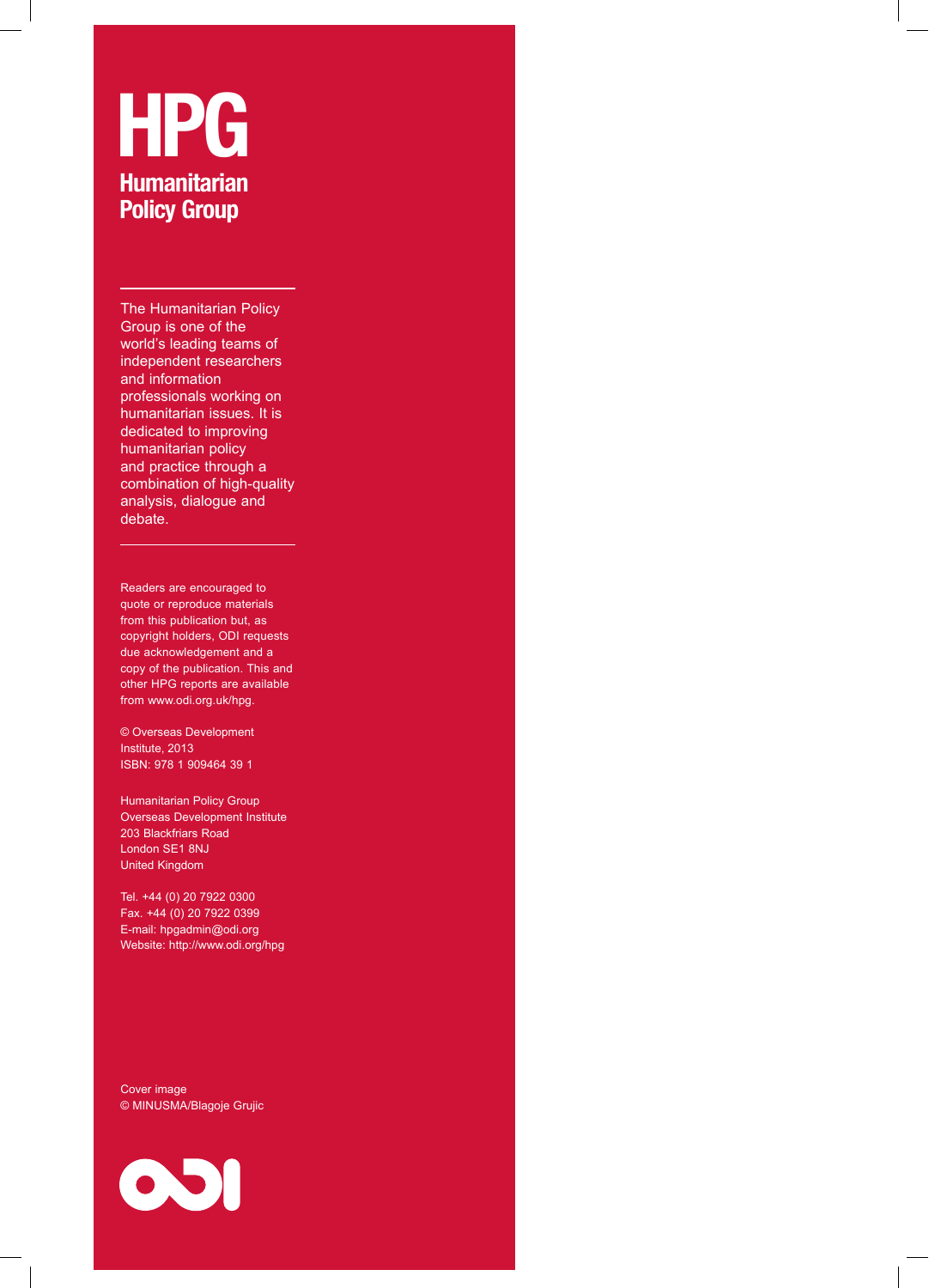# HPG

**Humanitarian Policy Group**

The Humanitarian Policy Group is one of the world's leading teams of independent researchers and information professionals working on humanitarian issues. It is dedicated to improving humanitarian policy and practice through a combination of high-quality analysis, dialogue and debate.

Readers are encouraged to quote or reproduce materials from this publication but, as copyright holders, ODI requests due acknowledgement and a copy of the publication. This and other HPG reports are available from www.odi.org.uk/hpg.

© Overseas Development Institute, 2013
ISBN: 978 1 909464 39 1

Humanitarian Policy Group
Overseas Development Institute
203 Blackfriars Road
London SE1 8NJ
United Kingdom

Tel. +44 (0) 20 7922 0300
Fax. +44 (0) 20 7922 0399
E-mail: hpgadmin@odi.org
Website: http://www.odi.org/hpg

Cover image
© MINUSMA/Blagoje Grujic

ODI